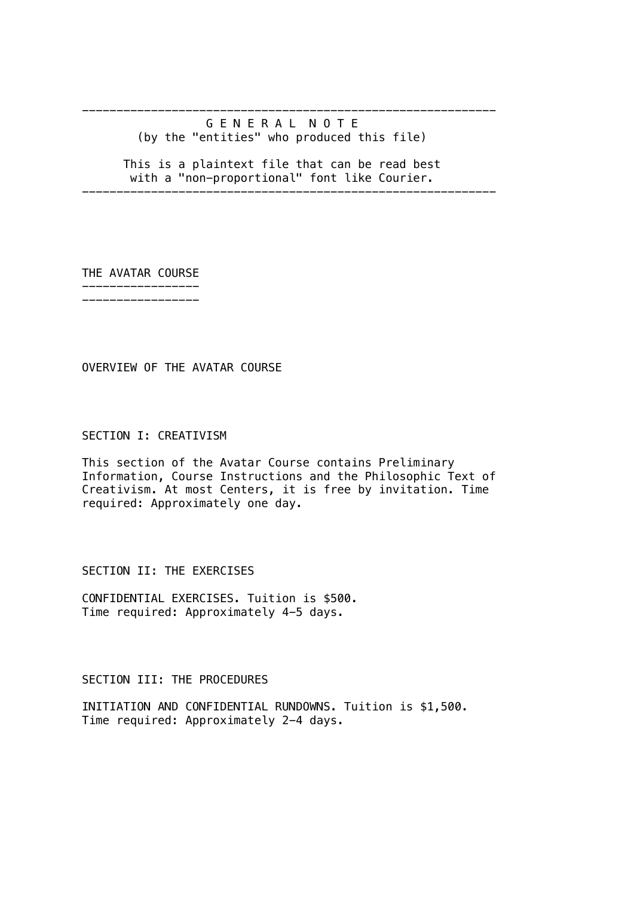---

**G E N E R A L   N O T E**
(by the "entities" who produced this file)

This is a plaintext file that can be read best
with a "non-proportional" font like Courier.

---

# THE AVATAR COURSE

## OVERVIEW OF THE AVATAR COURSE

### SECTION I: CREATIVISM

This section of the Avatar Course contains Preliminary Information, Course Instructions and the Philosophic Text of Creativism. At most Centers, it is free by invitation. Time required: Approximately one day.

### SECTION II: THE EXERCISES

CONFIDENTIAL EXERCISES. Tuition is $500.
Time required: Approximately 4-5 days.

### SECTION III: THE PROCEDURES

INITIATION AND CONFIDENTIAL RUNDOWNS. Tuition is $1,500.
Time required: Approximately 2-4 days.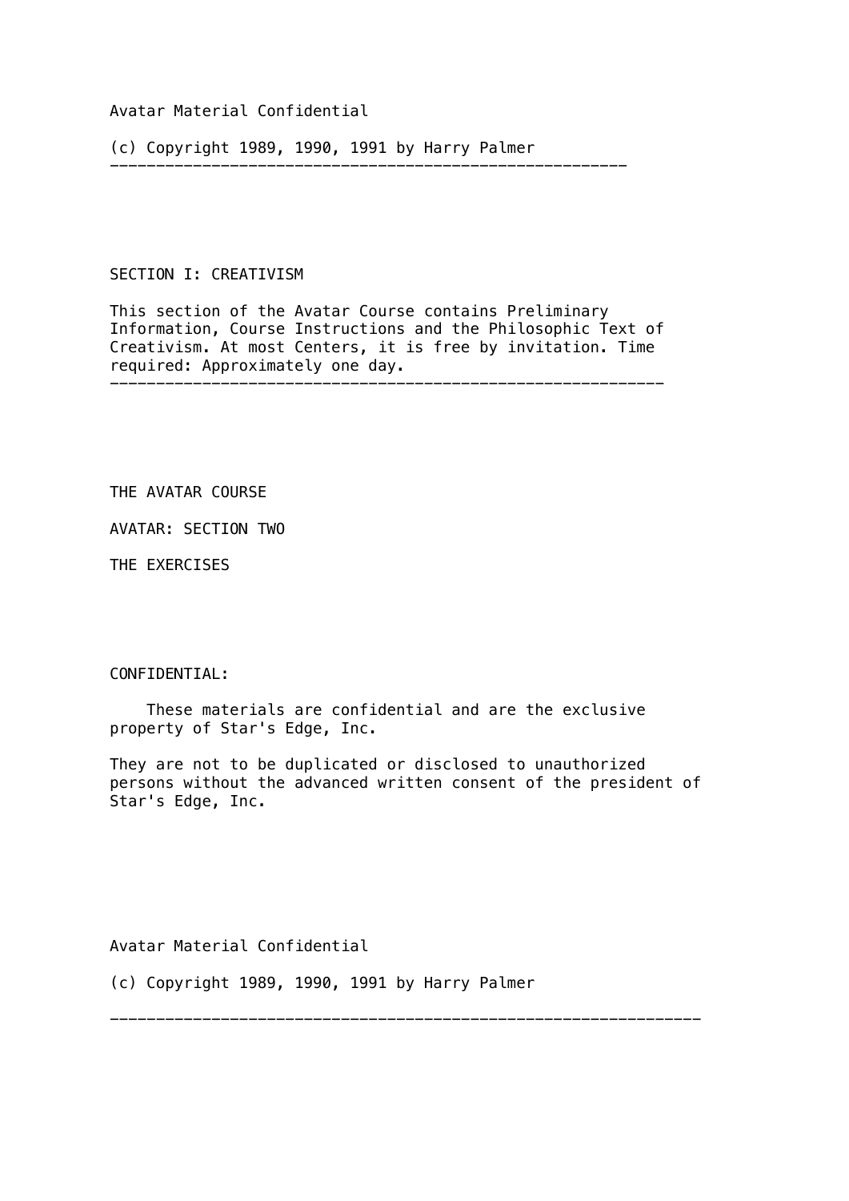SECTION I: CREATIVISM

This section of the Avatar Course contains Preliminary Information, Course Instructions and the Philosophic Text of Creativism. At most Centers, it is free by invitation. Time required: Approximately one day.

---

THE AVATAR COURSE

AVATAR: SECTION TWO

THE EXERCISES

CONFIDENTIAL:

These materials are confidential and are the exclusive property of Star's Edge, Inc.

They are not to be duplicated or disclosed to unauthorized persons without the advanced written consent of the president of Star's Edge, Inc.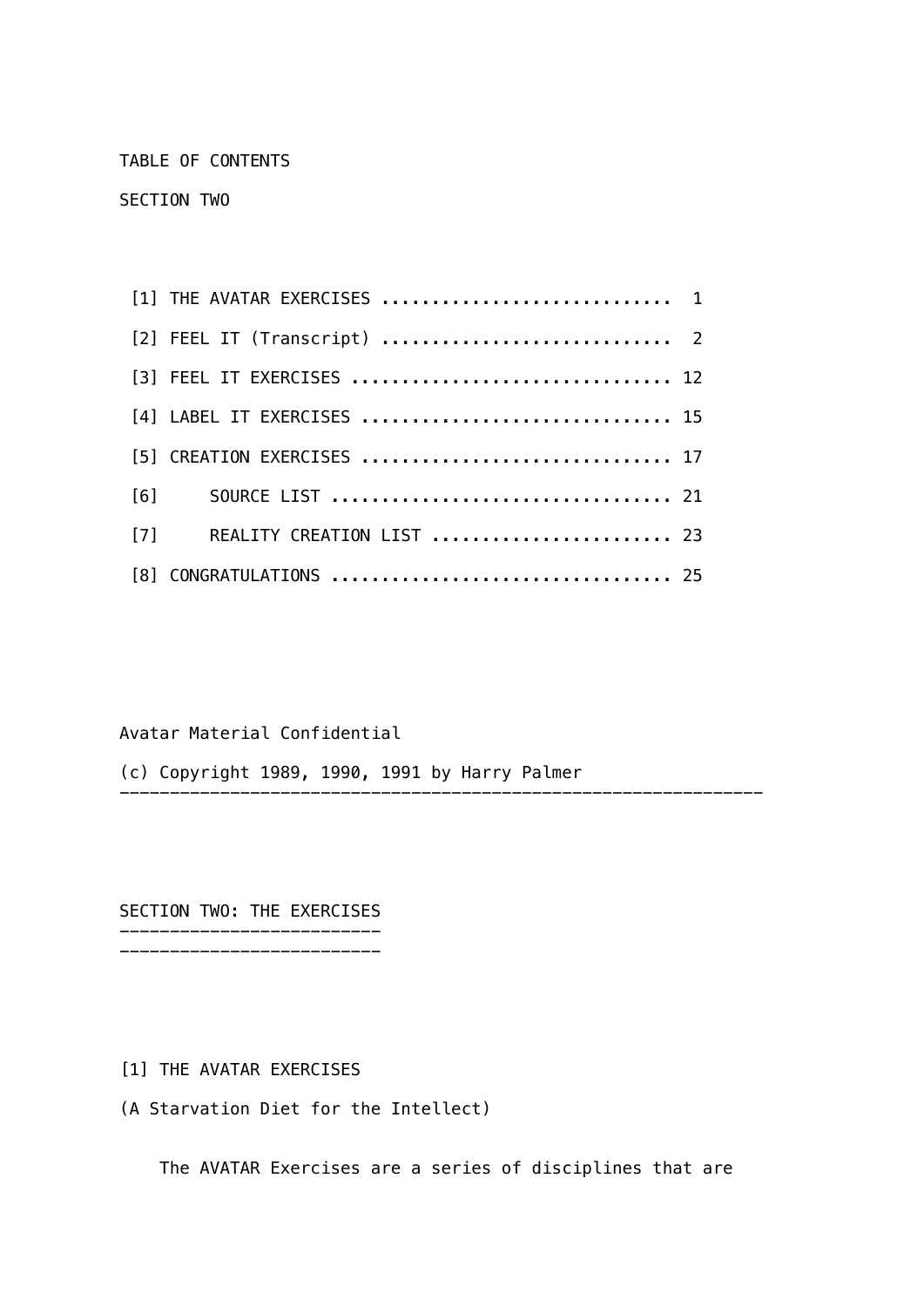TABLE OF CONTENTS

SECTION TWO

[1] THE AVATAR EXERCISES ............................ 1

[2] FEEL IT (Transcript) ............................ 2

[3] FEEL IT EXERCISES ............................... 12

[4] LABEL IT EXERCISES .............................. 15

[5] CREATION EXERCISES .............................. 17

[6] SOURCE LIST ................................. 21

[7] REALITY CREATION LIST ........................ 23

[8] CONGRATULATIONS ................................. 25

Avatar Material Confidential

(c) Copyright 1989, 1990, 1991 by Harry Palmer

---

# SECTION TWO: THE EXERCISES

## [1] THE AVATAR EXERCISES

(A Starvation Diet for the Intellect)

The AVATAR Exercises are a series of disciplines that are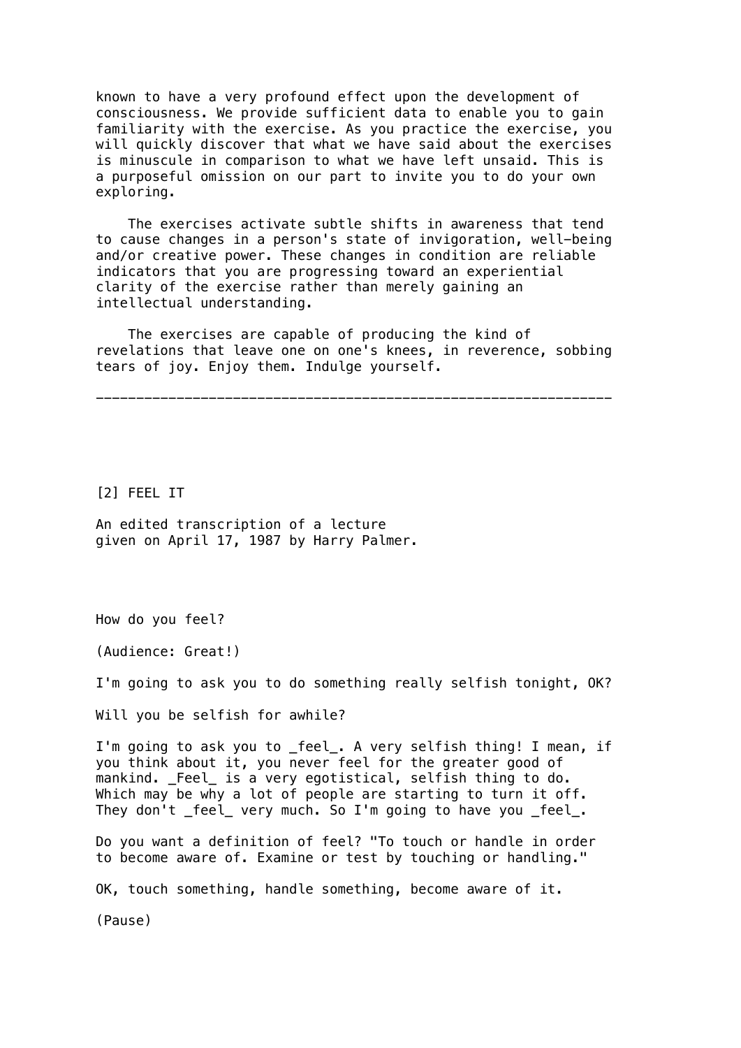known to have a very profound effect upon the development of consciousness. We provide sufficient data to enable you to gain familiarity with the exercise. As you practice the exercise, you will quickly discover that what we have said about the exercises is minuscule in comparison to what we have left unsaid. This is a purposeful omission on our part to invite you to do your own exploring.

The exercises activate subtle shifts in awareness that tend to cause changes in a person's state of invigoration, well-being and/or creative power. These changes in condition are reliable indicators that you are progressing toward an experiential clarity of the exercise rather than merely gaining an intellectual understanding.

The exercises are capable of producing the kind of revelations that leave one on one's knees, in reverence, sobbing tears of joy. Enjoy them. Indulge yourself.

---

## [2] FEEL IT

An edited transcription of a lecture given on April 17, 1987 by Harry Palmer.

How do you feel?

(Audience: Great!)

I'm going to ask you to do something really selfish tonight, OK?

Will you be selfish for awhile?

I'm going to ask you to _feel_. A very selfish thing! I mean, if you think about it, you never feel for the greater good of mankind. _Feel_ is a very egotistical, selfish thing to do. Which may be why a lot of people are starting to turn it off. They don't _feel_ very much. So I'm going to have you _feel_.

Do you want a definition of feel? "To touch or handle in order to become aware of. Examine or test by touching or handling."

OK, touch something, handle something, become aware of it.

(Pause)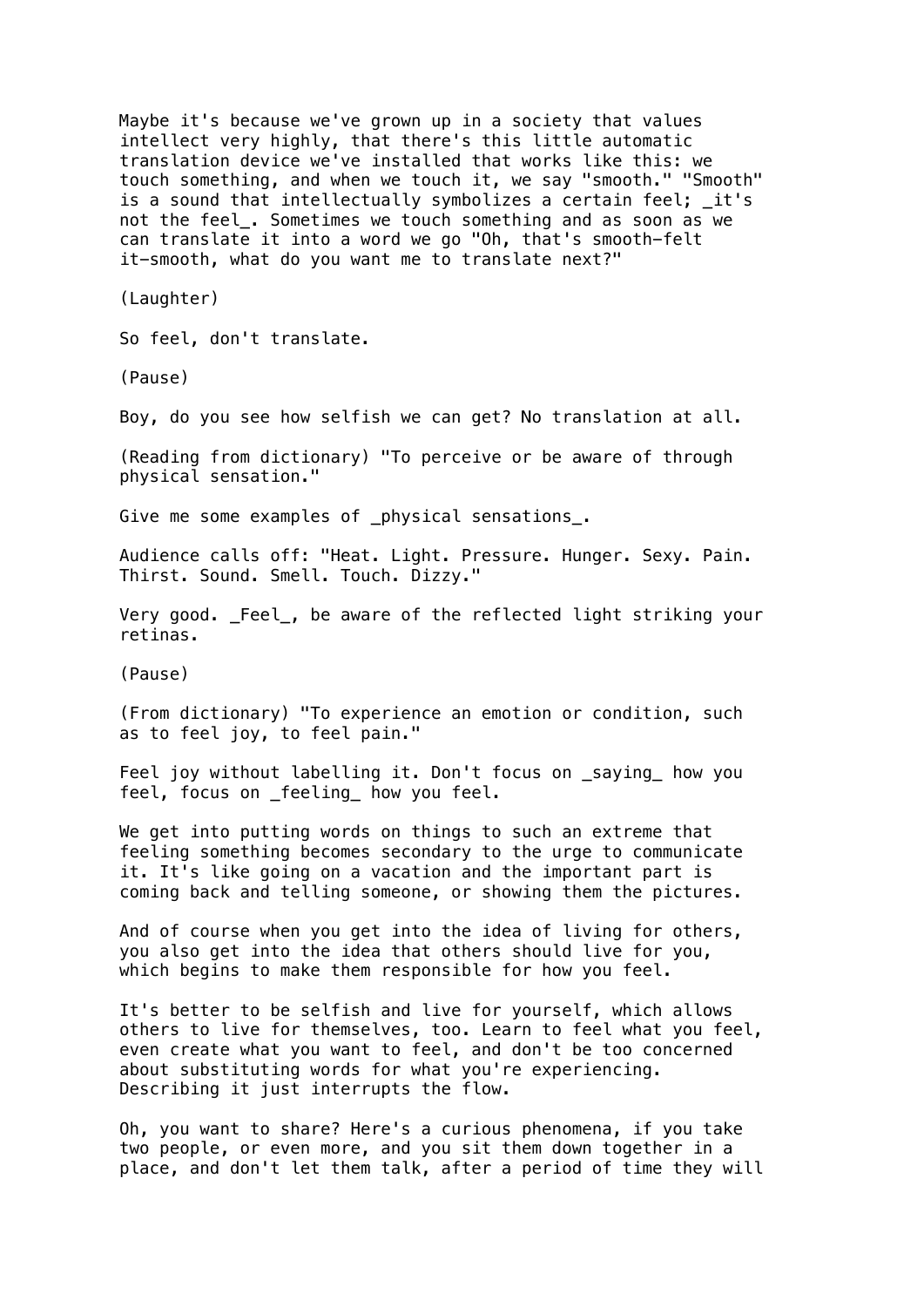Maybe it's because we've grown up in a society that values intellect very highly, that there's this little automatic translation device we've installed that works like this: we touch something, and when we touch it, we say "smooth." "Smooth" is a sound that intellectually symbolizes a certain feel; *it's not the feel*. Sometimes we touch something and as soon as we can translate it into a word we go "Oh, that's smooth—felt it—smooth, what do you want me to translate next?"

(Laughter)

So feel, don't translate.

(Pause)

Boy, do you see how selfish we can get? No translation at all.

(Reading from dictionary) "To perceive or be aware of through physical sensation."

Give me some examples of *physical sensations*.

Audience calls off: "Heat. Light. Pressure. Hunger. Sexy. Pain. Thirst. Sound. Smell. Touch. Dizzy."

Very good. *Feel*, be aware of the reflected light striking your retinas.

(Pause)

(From dictionary) "To experience an emotion or condition, such as to feel joy, to feel pain."

Feel joy without labelling it. Don't focus on *saying* how you feel, focus on *feeling* how you feel.

We get into putting words on things to such an extreme that feeling something becomes secondary to the urge to communicate it. It's like going on a vacation and the important part is coming back and telling someone, or showing them the pictures.

And of course when you get into the idea of living for others, you also get into the idea that others should live for you, which begins to make them responsible for how you feel.

It's better to be selfish and live for yourself, which allows others to live for themselves, too. Learn to feel what you feel, even create what you want to feel, and don't be too concerned about substituting words for what you're experiencing. Describing it just interrupts the flow.

Oh, you want to share? Here's a curious phenomena, if you take two people, or even more, and you sit them down together in a place, and don't let them talk, after a period of time they will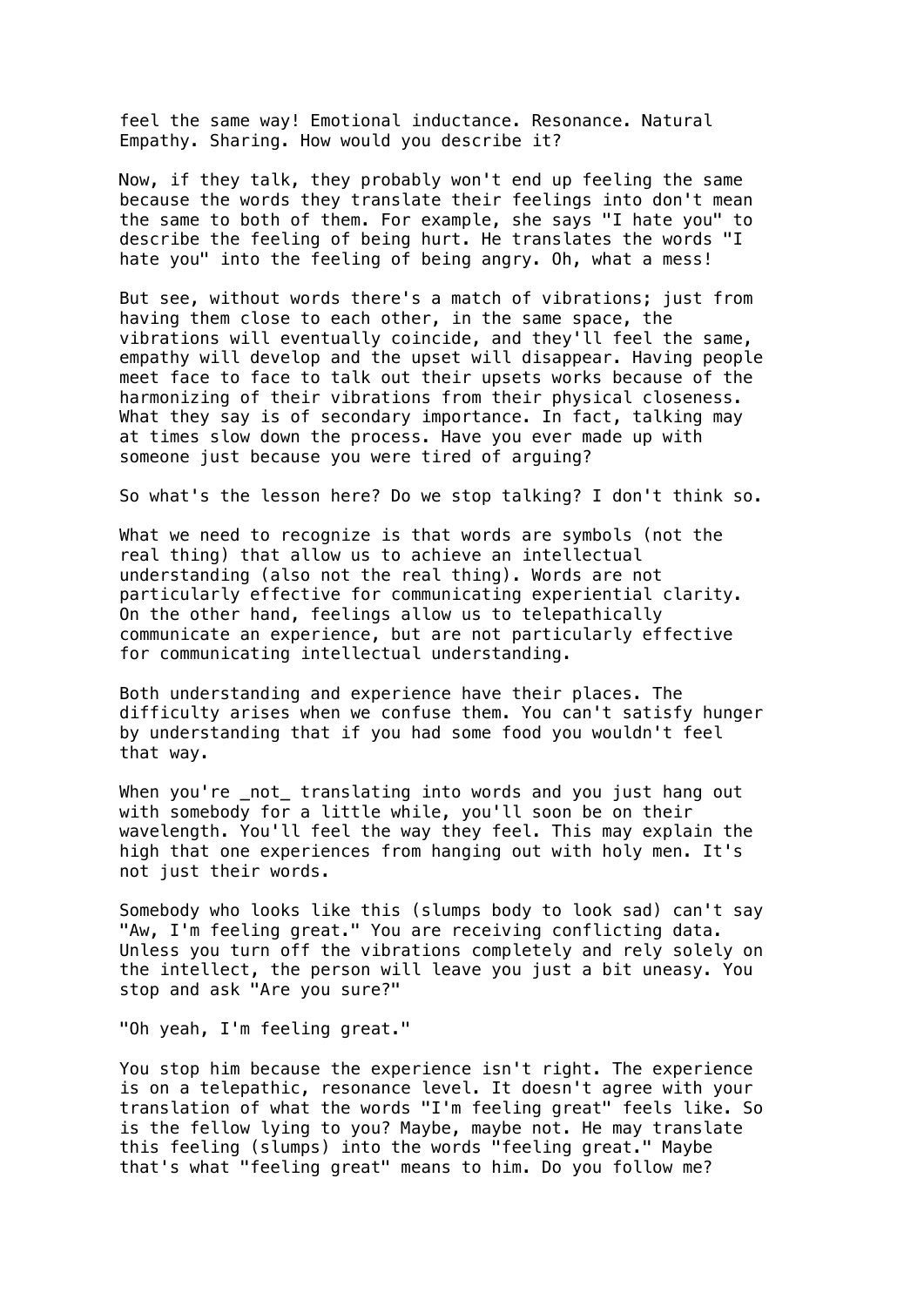feel the same way! Emotional inductance. Resonance. Natural Empathy. Sharing. How would you describe it?

Now, if they talk, they probably won't end up feeling the same because the words they translate their feelings into don't mean the same to both of them. For example, she says "I hate you" to describe the feeling of being hurt. He translates the words "I hate you" into the feeling of being angry. Oh, what a mess!

But see, without words there's a match of vibrations; just from having them close to each other, in the same space, the vibrations will eventually coincide, and they'll feel the same, empathy will develop and the upset will disappear. Having people meet face to face to talk out their upsets works because of the harmonizing of their vibrations from their physical closeness. What they say is of secondary importance. In fact, talking may at times slow down the process. Have you ever made up with someone just because you were tired of arguing?

So what's the lesson here? Do we stop talking? I don't think so.

What we need to recognize is that words are symbols (not the real thing) that allow us to achieve an intellectual understanding (also not the real thing). Words are not particularly effective for communicating experiential clarity. On the other hand, feelings allow us to telepathically communicate an experience, but are not particularly effective for communicating intellectual understanding.

Both understanding and experience have their places. The difficulty arises when we confuse them. You can't satisfy hunger by understanding that if you had some food you wouldn't feel that way.

When you're _not_ translating into words and you just hang out with somebody for a little while, you'll soon be on their wavelength. You'll feel the way they feel. This may explain the high that one experiences from hanging out with holy men. It's not just their words.

Somebody who looks like this (slumps body to look sad) can't say "Aw, I'm feeling great." You are receiving conflicting data. Unless you turn off the vibrations completely and rely solely on the intellect, the person will leave you just a bit uneasy. You stop and ask "Are you sure?"

"Oh yeah, I'm feeling great."

You stop him because the experience isn't right. The experience is on a telepathic, resonance level. It doesn't agree with your translation of what the words "I'm feeling great" feels like. So is the fellow lying to you? Maybe, maybe not. He may translate this feeling (slumps) into the words "feeling great." Maybe that's what "feeling great" means to him. Do you follow me?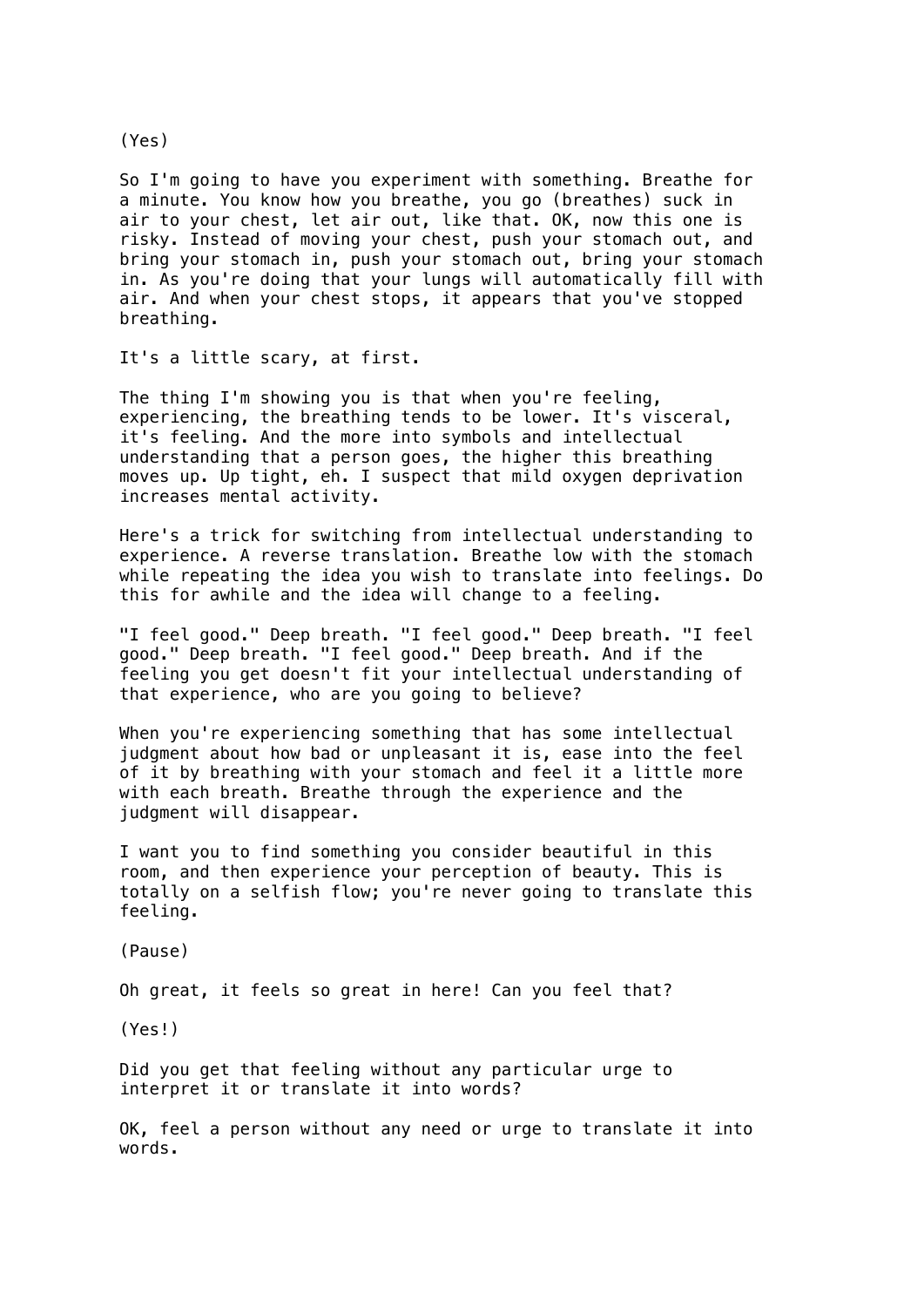(Yes)

So I'm going to have you experiment with something. Breathe for a minute. You know how you breathe, you go (breathes) suck in air to your chest, let air out, like that. OK, now this one is risky. Instead of moving your chest, push your stomach out, and bring your stomach in, push your stomach out, bring your stomach in. As you're doing that your lungs will automatically fill with air. And when your chest stops, it appears that you've stopped breathing.

It's a little scary, at first.

The thing I'm showing you is that when you're feeling, experiencing, the breathing tends to be lower. It's visceral, it's feeling. And the more into symbols and intellectual understanding that a person goes, the higher this breathing moves up. Up tight, eh. I suspect that mild oxygen deprivation increases mental activity.

Here's a trick for switching from intellectual understanding to experience. A reverse translation. Breathe low with the stomach while repeating the idea you wish to translate into feelings. Do this for awhile and the idea will change to a feeling.

"I feel good." Deep breath. "I feel good." Deep breath. "I feel good." Deep breath. "I feel good." Deep breath. And if the feeling you get doesn't fit your intellectual understanding of that experience, who are you going to believe?

When you're experiencing something that has some intellectual judgment about how bad or unpleasant it is, ease into the feel of it by breathing with your stomach and feel it a little more with each breath. Breathe through the experience and the judgment will disappear.

I want you to find something you consider beautiful in this room, and then experience your perception of beauty. This is totally on a selfish flow; you're never going to translate this feeling.

(Pause)

Oh great, it feels so great in here! Can you feel that?

(Yes!)

Did you get that feeling without any particular urge to interpret it or translate it into words?

OK, feel a person without any need or urge to translate it into words.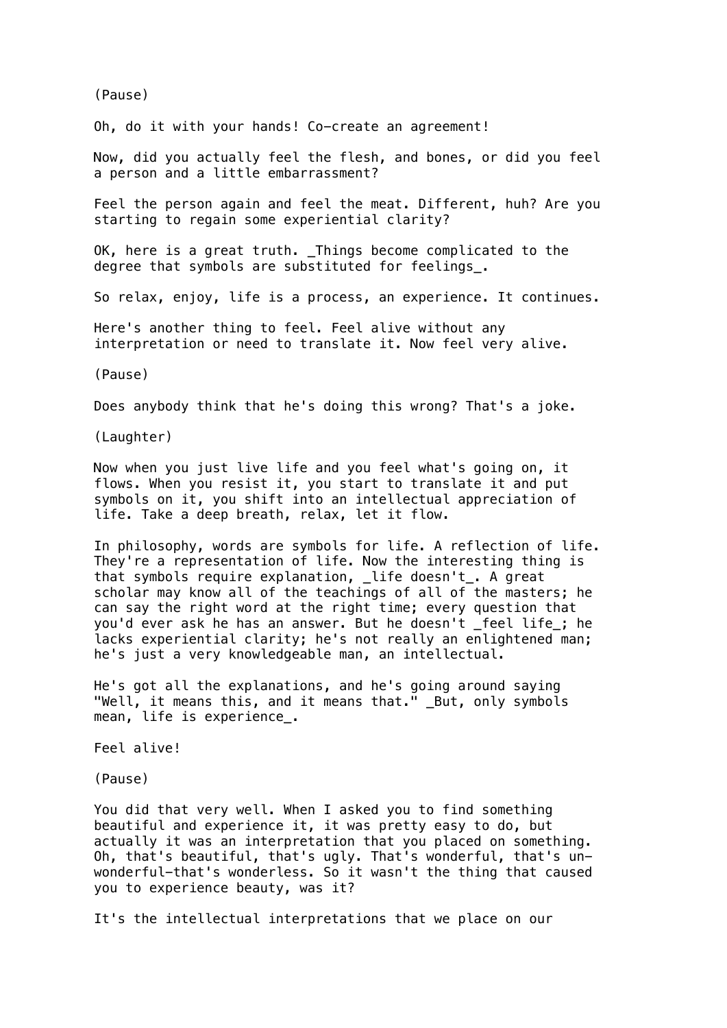(Pause)

Oh, do it with your hands! Co-create an agreement!

Now, did you actually feel the flesh, and bones, or did you feel a person and a little embarrassment?

Feel the person again and feel the meat. Different, huh? Are you starting to regain some experiential clarity?

OK, here is a great truth. _Things become complicated to the degree that symbols are substituted for feelings_.

So relax, enjoy, life is a process, an experience. It continues.

Here's another thing to feel. Feel alive without any interpretation or need to translate it. Now feel very alive.

(Pause)

Does anybody think that he's doing this wrong? That's a joke.

(Laughter)

Now when you just live life and you feel what's going on, it flows. When you resist it, you start to translate it and put symbols on it, you shift into an intellectual appreciation of life. Take a deep breath, relax, let it flow.

In philosophy, words are symbols for life. A reflection of life. They're a representation of life. Now the interesting thing is that symbols require explanation, _life doesn't_. A great scholar may know all of the teachings of all of the masters; he can say the right word at the right time; every question that you'd ever ask he has an answer. But he doesn't _feel life_; he lacks experiential clarity; he's not really an enlightened man; he's just a very knowledgeable man, an intellectual.

He's got all the explanations, and he's going around saying "Well, it means this, and it means that." _But, only symbols mean, life is experience_.

Feel alive!

(Pause)

You did that very well. When I asked you to find something beautiful and experience it, it was pretty easy to do, but actually it was an interpretation that you placed on something. Oh, that's beautiful, that's ugly. That's wonderful, that's un-wonderful—that's wonderless. So it wasn't the thing that caused you to experience beauty, was it?

It's the intellectual interpretations that we place on our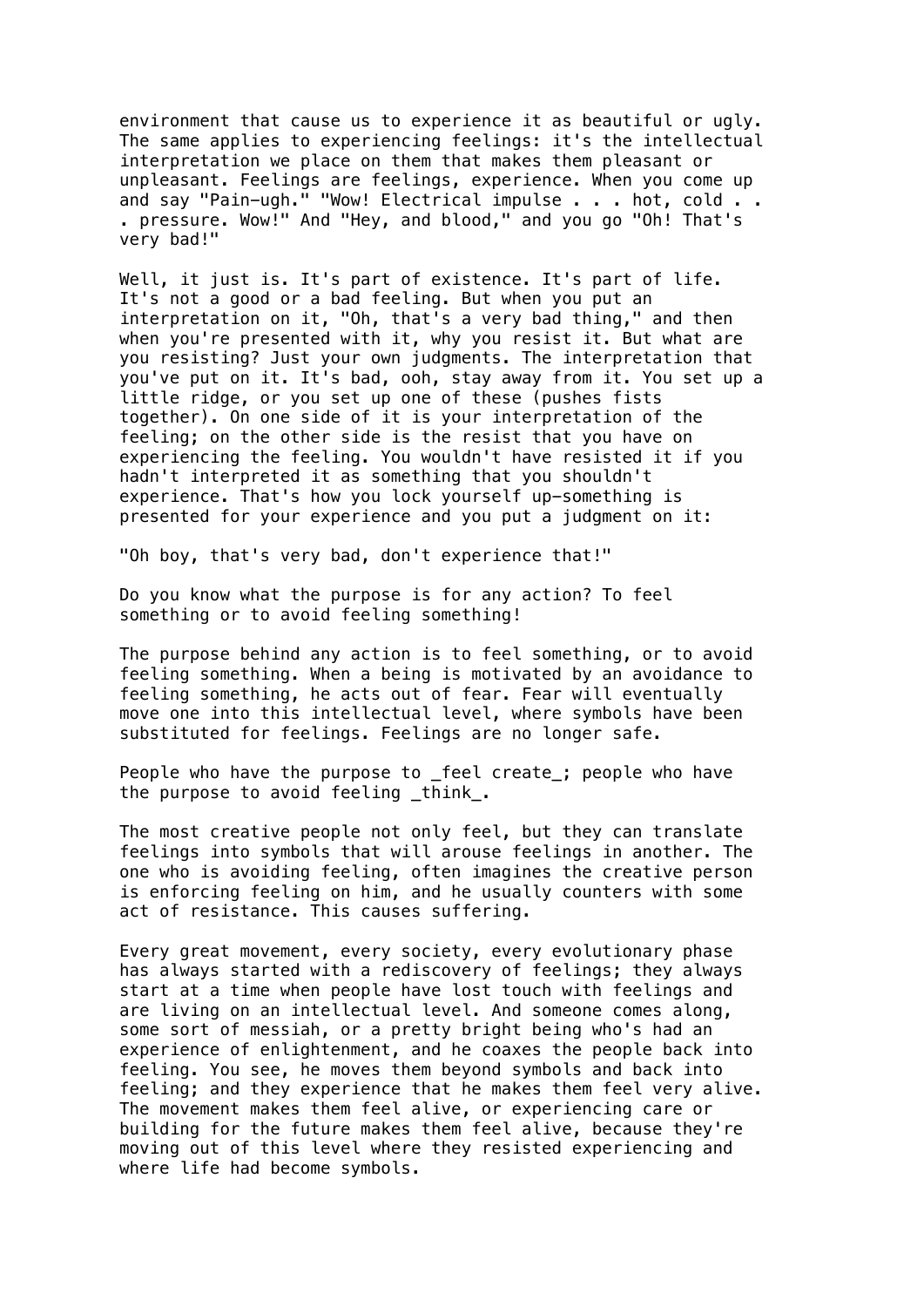environment that cause us to experience it as beautiful or ugly. The same applies to experiencing feelings: it's the intellectual interpretation we place on them that makes them pleasant or unpleasant. Feelings are feelings, experience. When you come up and say "Pain—ugh." "Wow! Electrical impulse . . . hot, cold . . . pressure. Wow!" And "Hey, and blood," and you go "Oh! That's very bad!"

Well, it just is. It's part of existence. It's part of life. It's not a good or a bad feeling. But when you put an interpretation on it, "Oh, that's a very bad thing," and then when you're presented with it, why you resist it. But what are you resisting? Just your own judgments. The interpretation that you've put on it. It's bad, ooh, stay away from it. You set up a little ridge, or you set up one of these (pushes fists together). On one side of it is your interpretation of the feeling; on the other side is the resist that you have on experiencing the feeling. You wouldn't have resisted it if you hadn't interpreted it as something that you shouldn't experience. That's how you lock yourself up—something is presented for your experience and you put a judgment on it:

"Oh boy, that's very bad, don't experience that!"

Do you know what the purpose is for any action? To feel something or to avoid feeling something!

The purpose behind any action is to feel something, or to avoid feeling something. When a being is motivated by an avoidance to feeling something, he acts out of fear. Fear will eventually move one into this intellectual level, where symbols have been substituted for feelings. Feelings are no longer safe.

People who have the purpose to _feel create_; people who have the purpose to avoid feeling _think_.

The most creative people not only feel, but they can translate feelings into symbols that will arouse feelings in another. The one who is avoiding feeling, often imagines the creative person is enforcing feeling on him, and he usually counters with some act of resistance. This causes suffering.

Every great movement, every society, every evolutionary phase has always started with a rediscovery of feelings; they always start at a time when people have lost touch with feelings and are living on an intellectual level. And someone comes along, some sort of messiah, or a pretty bright being who's had an experience of enlightenment, and he coaxes the people back into feeling. You see, he moves them beyond symbols and back into feeling; and they experience that he makes them feel very alive. The movement makes them feel alive, or experiencing care or building for the future makes them feel alive, because they're moving out of this level where they resisted experiencing and where life had become symbols.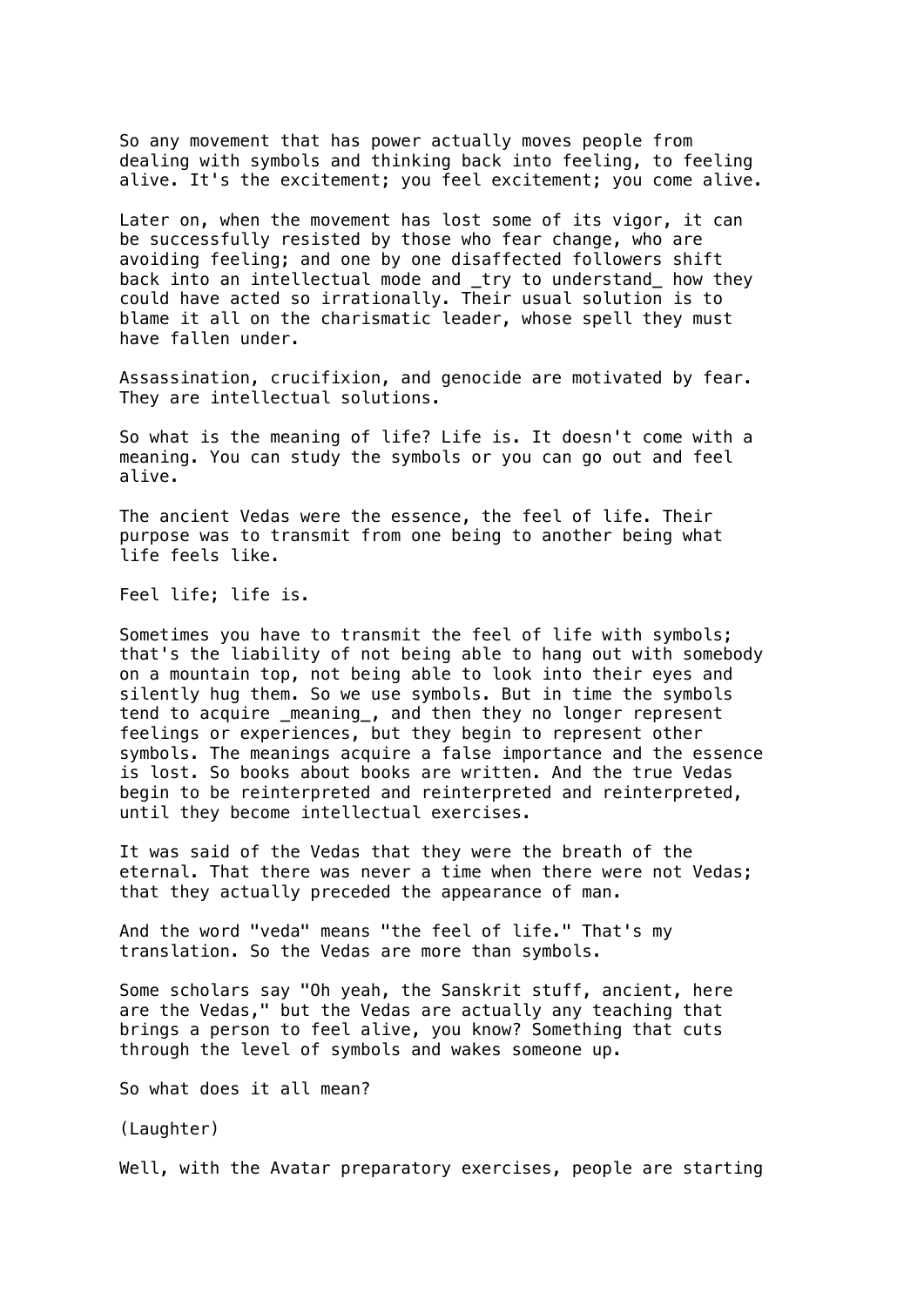So any movement that has power actually moves people from dealing with symbols and thinking back into feeling, to feeling alive. It's the excitement; you feel excitement; you come alive.

Later on, when the movement has lost some of its vigor, it can be successfully resisted by those who fear change, who are avoiding feeling; and one by one disaffected followers shift back into an intellectual mode and _try to understand_ how they could have acted so irrationally. Their usual solution is to blame it all on the charismatic leader, whose spell they must have fallen under.

Assassination, crucifixion, and genocide are motivated by fear. They are intellectual solutions.

So what is the meaning of life? Life is. It doesn't come with a meaning. You can study the symbols or you can go out and feel alive.

The ancient Vedas were the essence, the feel of life. Their purpose was to transmit from one being to another being what life feels like.

Feel life; life is.

Sometimes you have to transmit the feel of life with symbols; that's the liability of not being able to hang out with somebody on a mountain top, not being able to look into their eyes and silently hug them. So we use symbols. But in time the symbols tend to acquire _meaning_, and then they no longer represent feelings or experiences, but they begin to represent other symbols. The meanings acquire a false importance and the essence is lost. So books about books are written. And the true Vedas begin to be reinterpreted and reinterpreted and reinterpreted, until they become intellectual exercises.

It was said of the Vedas that they were the breath of the eternal. That there was never a time when there were not Vedas; that they actually preceded the appearance of man.

And the word "veda" means "the feel of life." That's my translation. So the Vedas are more than symbols.

Some scholars say "Oh yeah, the Sanskrit stuff, ancient, here are the Vedas," but the Vedas are actually any teaching that brings a person to feel alive, you know? Something that cuts through the level of symbols and wakes someone up.

So what does it all mean?

(Laughter)

Well, with the Avatar preparatory exercises, people are starting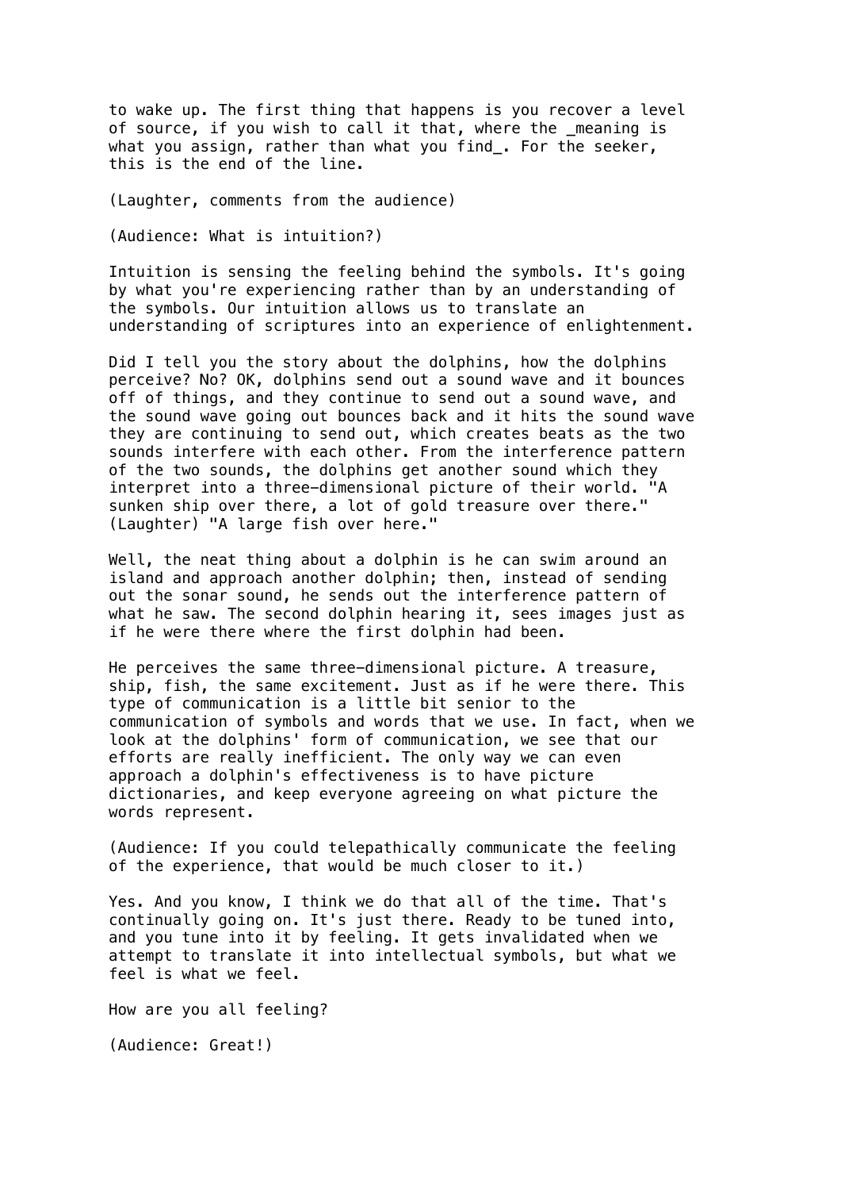to wake up. The first thing that happens is you recover a level of source, if you wish to call it that, where the _meaning is what you assign, rather than what you find_. For the seeker, this is the end of the line.

(Laughter, comments from the audience)

(Audience: What is intuition?)

Intuition is sensing the feeling behind the symbols. It's going by what you're experiencing rather than by an understanding of the symbols. Our intuition allows us to translate an understanding of scriptures into an experience of enlightenment.

Did I tell you the story about the dolphins, how the dolphins perceive? No? OK, dolphins send out a sound wave and it bounces off of things, and they continue to send out a sound wave, and the sound wave going out bounces back and it hits the sound wave they are continuing to send out, which creates beats as the two sounds interfere with each other. From the interference pattern of the two sounds, the dolphins get another sound which they interpret into a three-dimensional picture of their world. "A sunken ship over there, a lot of gold treasure over there." (Laughter) "A large fish over here."

Well, the neat thing about a dolphin is he can swim around an island and approach another dolphin; then, instead of sending out the sonar sound, he sends out the interference pattern of what he saw. The second dolphin hearing it, sees images just as if he were there where the first dolphin had been.

He perceives the same three-dimensional picture. A treasure, ship, fish, the same excitement. Just as if he were there. This type of communication is a little bit senior to the communication of symbols and words that we use. In fact, when we look at the dolphins' form of communication, we see that our efforts are really inefficient. The only way we can even approach a dolphin's effectiveness is to have picture dictionaries, and keep everyone agreeing on what picture the words represent.

(Audience: If you could telepathically communicate the feeling of the experience, that would be much closer to it.)

Yes. And you know, I think we do that all of the time. That's continually going on. It's just there. Ready to be tuned into, and you tune into it by feeling. It gets invalidated when we attempt to translate it into intellectual symbols, but what we feel is what we feel.

How are you all feeling?

(Audience: Great!)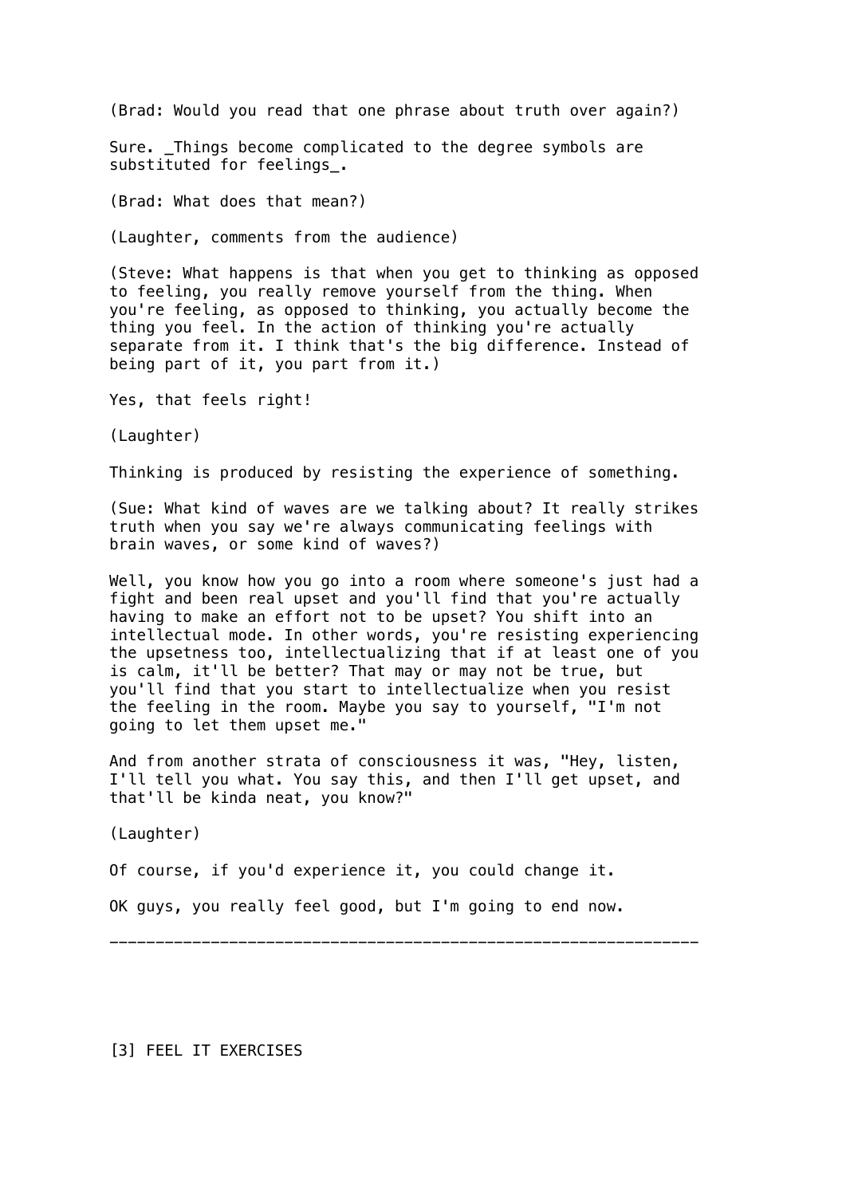(Brad: Would you read that one phrase about truth over again?)

Sure. _Things become complicated to the degree symbols are substituted for feelings_.

(Brad: What does that mean?)

(Laughter, comments from the audience)

(Steve: What happens is that when you get to thinking as opposed to feeling, you really remove yourself from the thing. When you're feeling, as opposed to thinking, you actually become the thing you feel. In the action of thinking you're actually separate from it. I think that's the big difference. Instead of being part of it, you part from it.)

Yes, that feels right!

(Laughter)

Thinking is produced by resisting the experience of something.

(Sue: What kind of waves are we talking about? It really strikes truth when you say we're always communicating feelings with brain waves, or some kind of waves?)

Well, you know how you go into a room where someone's just had a fight and been real upset and you'll find that you're actually having to make an effort not to be upset? You shift into an intellectual mode. In other words, you're resisting experiencing the upsetness too, intellectualizing that if at least one of you is calm, it'll be better? That may or may not be true, but you'll find that you start to intellectualize when you resist the feeling in the room. Maybe you say to yourself, "I'm not going to let them upset me."

And from another strata of consciousness it was, "Hey, listen, I'll tell you what. You say this, and then I'll get upset, and that'll be kinda neat, you know?"

(Laughter)

Of course, if you'd experience it, you could change it.

OK guys, you really feel good, but I'm going to end now.

---

[3] FEEL IT EXERCISES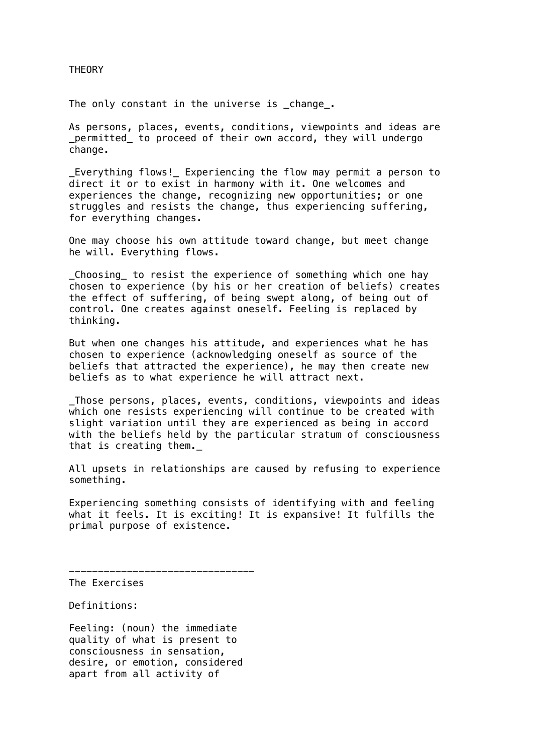# THEORY

The only constant in the universe is *change*.

As persons, places, events, conditions, viewpoints and ideas are *permitted* to proceed of their own accord, they will undergo change.

*Everything flows!* Experiencing the flow may permit a person to direct it or to exist in harmony with it. One welcomes and experiences the change, recognizing new opportunities; or one struggles and resists the change, thus experiencing suffering, for everything changes.

One may choose his own attitude toward change, but meet change he will. Everything flows.

*Choosing* to resist the experience of something which one hay chosen to experience (by his or her creation of beliefs) creates the effect of suffering, of being swept along, of being out of control. One creates against oneself. Feeling is replaced by thinking.

But when one changes his attitude, and experiences what he has chosen to experience (acknowledging oneself as source of the beliefs that attracted the experience), he may then create new beliefs as to what experience he will attract next.

*Those persons, places, events, conditions, viewpoints and ideas which one resists experiencing will continue to be created with slight variation until they are experienced as being in accord with the beliefs held by the particular stratum of consciousness that is creating them.*

All upsets in relationships are caused by refusing to experience something.

Experiencing something consists of identifying with and feeling what it feels. It is exciting! It is expansive! It fulfills the primal purpose of existence.

---

## The Exercises

Definitions:

Feeling: (noun) the immediate quality of what is present to consciousness in sensation, desire, or emotion, considered apart from all activity of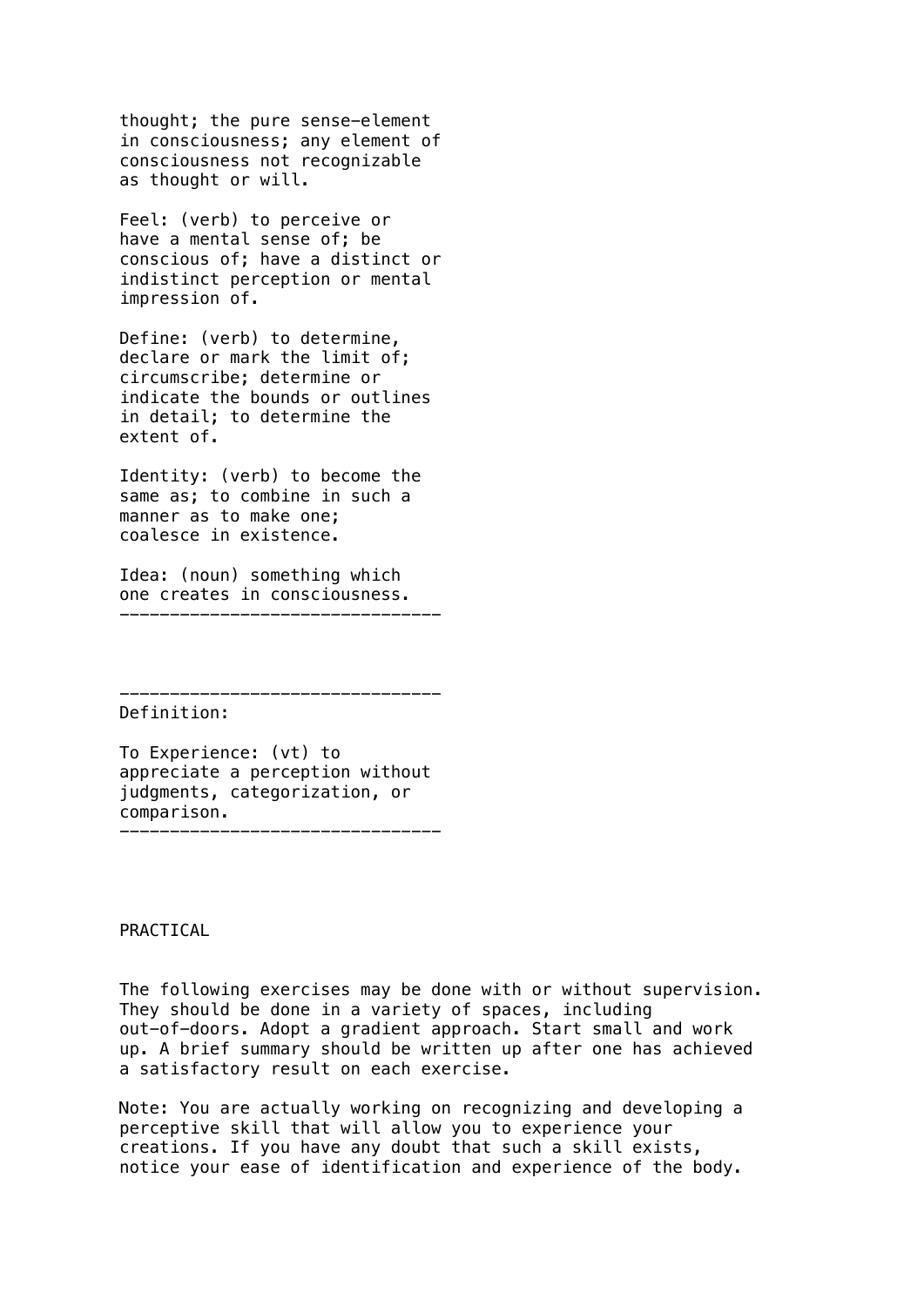thought; the pure sense-element in consciousness; any element of consciousness not recognizable as thought or will.

Feel: (verb) to perceive or have a mental sense of; be conscious of; have a distinct or indistinct perception or mental impression of.

Define: (verb) to determine, declare or mark the limit of; circumscribe; determine or indicate the bounds or outlines in detail; to determine the extent of.

Identity: (verb) to become the same as; to combine in such a manner as to make one; coalesce in existence.

Idea: (noun) something which one creates in consciousness.

---

---

Definition:

To Experience: (vt) to appreciate a perception without judgments, categorization, or comparison.

---

## PRACTICAL

The following exercises may be done with or without supervision. They should be done in a variety of spaces, including out-of-doors. Adopt a gradient approach. Start small and work up. A brief summary should be written up after one has achieved a satisfactory result on each exercise.

Note: You are actually working on recognizing and developing a perceptive skill that will allow you to experience your creations. If you have any doubt that such a skill exists, notice your ease of identification and experience of the body.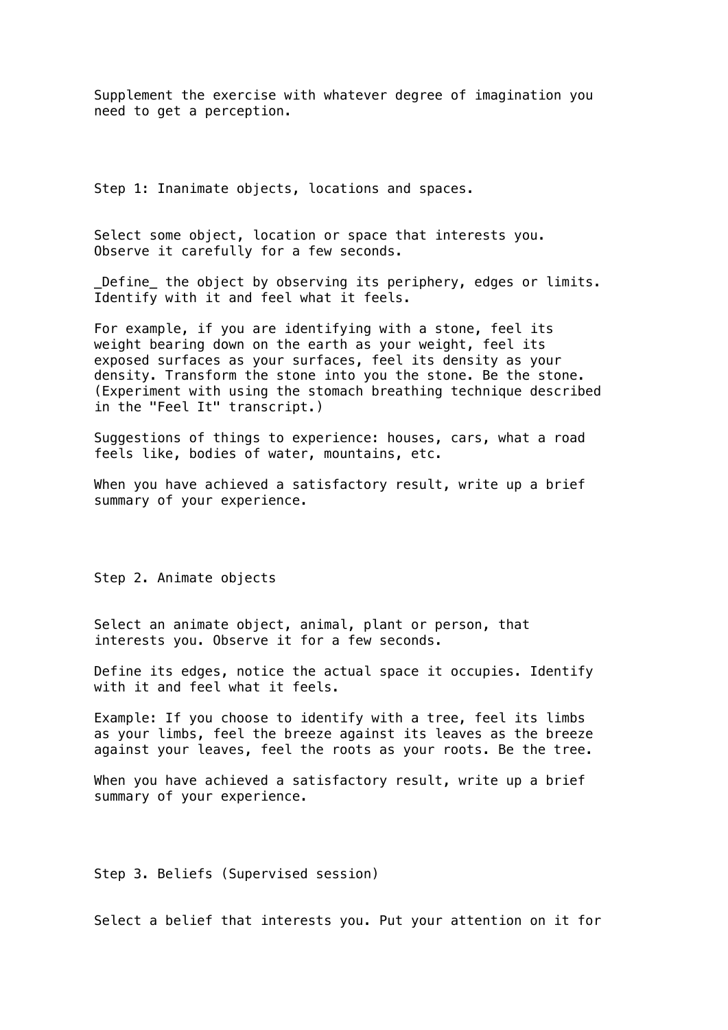Supplement the exercise with whatever degree of imagination you need to get a perception.

## Step 1: Inanimate objects, locations and spaces.

Select some object, location or space that interests you. Observe it carefully for a few seconds.

_Define_ the object by observing its periphery, edges or limits. Identify with it and feel what it feels.

For example, if you are identifying with a stone, feel its weight bearing down on the earth as your weight, feel its exposed surfaces as your surfaces, feel its density as your density. Transform the stone into you the stone. Be the stone. (Experiment with using the stomach breathing technique described in the "Feel It" transcript.)

Suggestions of things to experience: houses, cars, what a road feels like, bodies of water, mountains, etc.

When you have achieved a satisfactory result, write up a brief summary of your experience.

## Step 2. Animate objects

Select an animate object, animal, plant or person, that interests you. Observe it for a few seconds.

Define its edges, notice the actual space it occupies. Identify with it and feel what it feels.

Example: If you choose to identify with a tree, feel its limbs as your limbs, feel the breeze against its leaves as the breeze against your leaves, feel the roots as your roots. Be the tree.

When you have achieved a satisfactory result, write up a brief summary of your experience.

## Step 3. Beliefs (Supervised session)

Select a belief that interests you. Put your attention on it for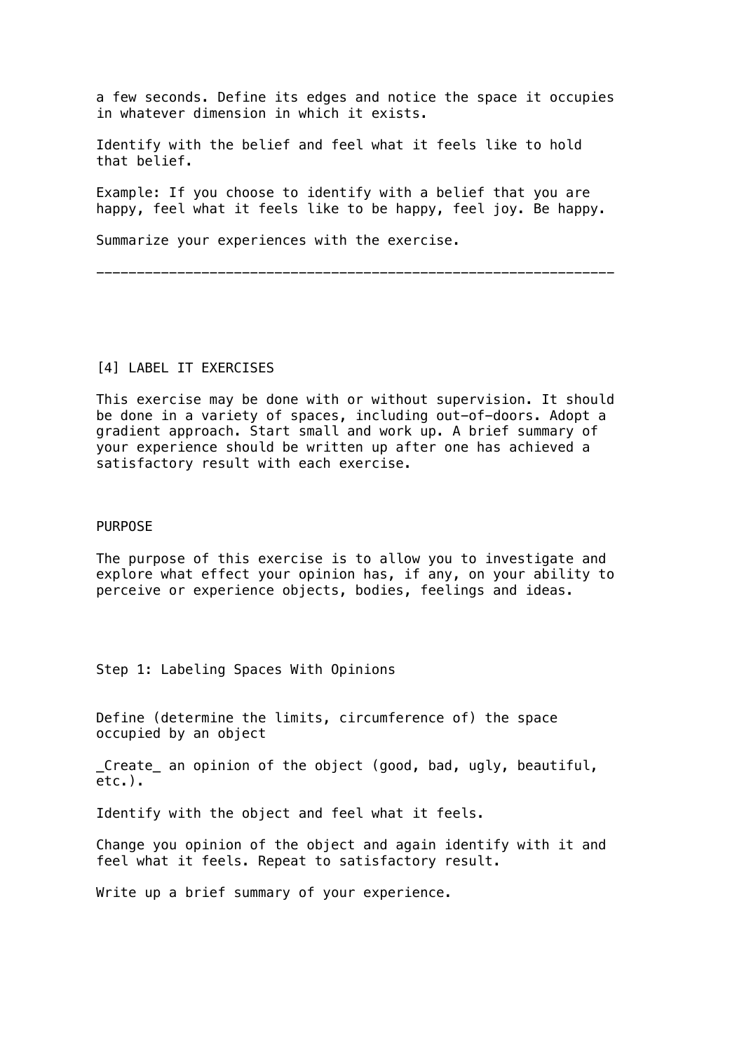a few seconds. Define its edges and notice the space it occupies in whatever dimension in which it exists.

Identify with the belief and feel what it feels like to hold that belief.

Example: If you choose to identify with a belief that you are happy, feel what it feels like to be happy, feel joy. Be happy.

Summarize your experiences with the exercise.

---

## [4] LABEL IT EXERCISES

This exercise may be done with or without supervision. It should be done in a variety of spaces, including out-of-doors. Adopt a gradient approach. Start small and work up. A brief summary of your experience should be written up after one has achieved a satisfactory result with each exercise.

### PURPOSE

The purpose of this exercise is to allow you to investigate and explore what effect your opinion has, if any, on your ability to perceive or experience objects, bodies, feelings and ideas.

### Step 1: Labeling Spaces With Opinions

Define (determine the limits, circumference of) the space occupied by an object

_Create_ an opinion of the object (good, bad, ugly, beautiful, etc.).

Identify with the object and feel what it feels.

Change you opinion of the object and again identify with it and feel what it feels. Repeat to satisfactory result.

Write up a brief summary of your experience.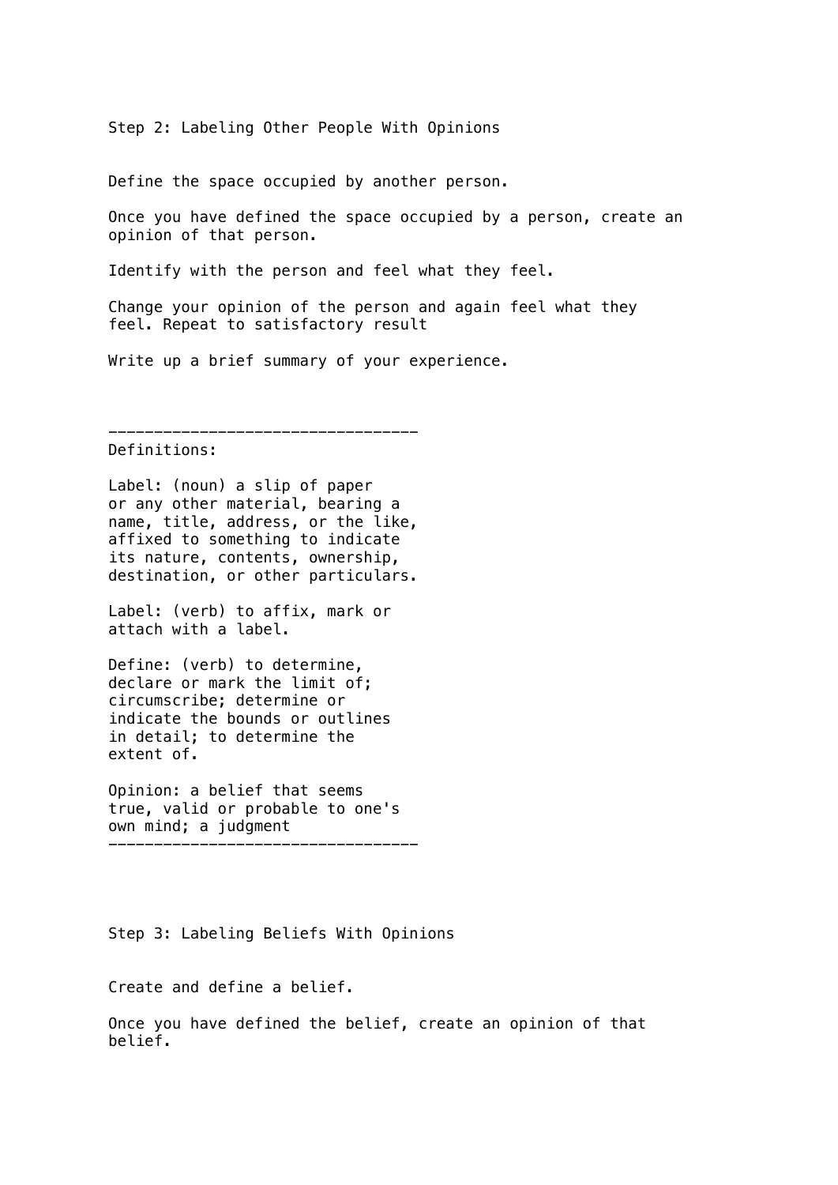## Step 2: Labeling Other People With Opinions

Define the space occupied by another person.

Once you have defined the space occupied by a person, create an opinion of that person.

Identify with the person and feel what they feel.

Change your opinion of the person and again feel what they feel. Repeat to satisfactory result

Write up a brief summary of your experience.

---

Definitions:

Label: (noun) a slip of paper or any other material, bearing a name, title, address, or the like, affixed to something to indicate its nature, contents, ownership, destination, or other particulars.

Label: (verb) to affix, mark or attach with a label.

Define: (verb) to determine, declare or mark the limit of; circumscribe; determine or indicate the bounds or outlines in detail; to determine the extent of.

Opinion: a belief that seems true, valid or probable to one's own mind; a judgment

---

## Step 3: Labeling Beliefs With Opinions

Create and define a belief.

Once you have defined the belief, create an opinion of that belief.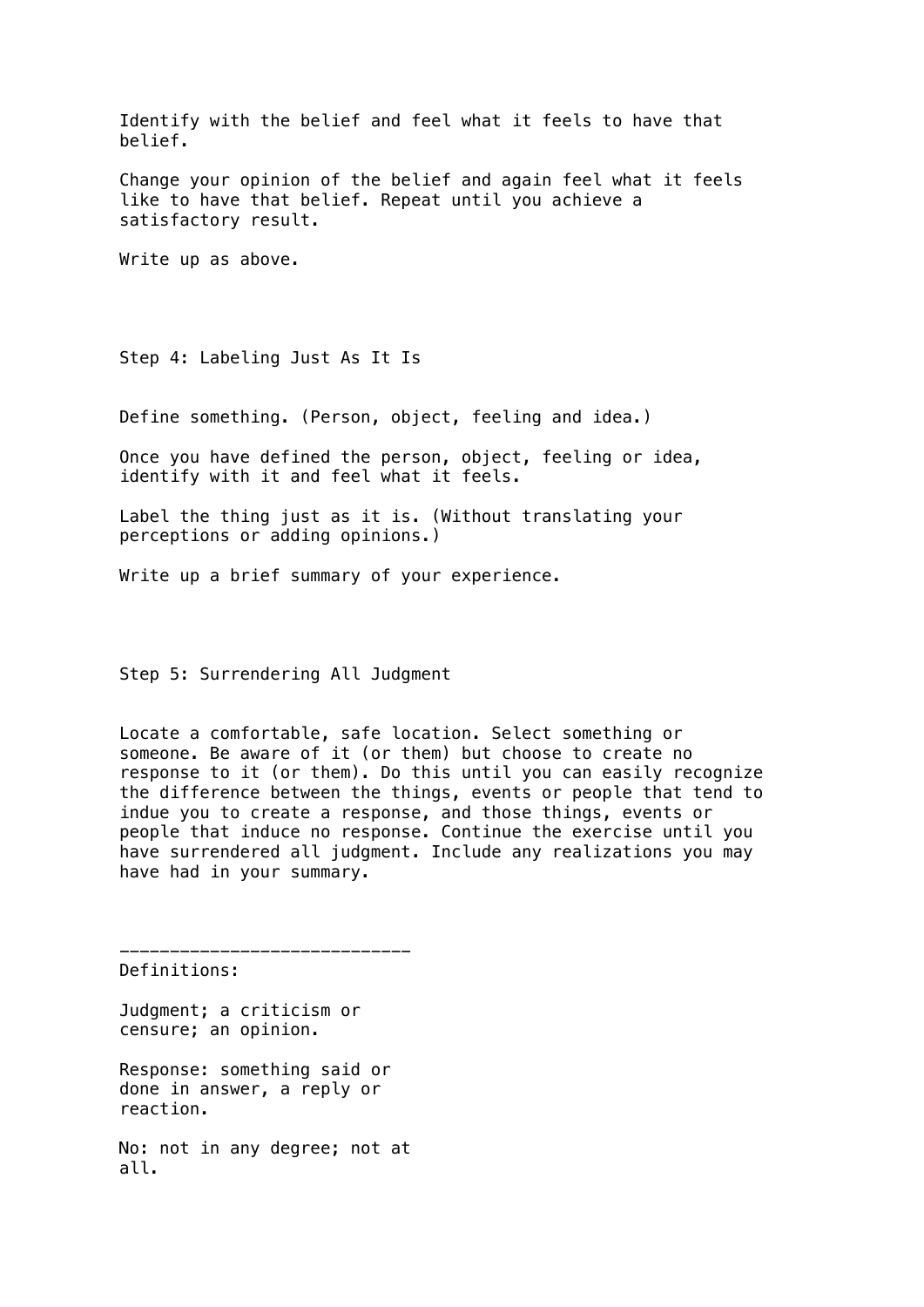Identify with the belief and feel what it feels to have that belief.

Change your opinion of the belief and again feel what it feels like to have that belief. Repeat until you achieve a satisfactory result.

Write up as above.

## Step 4: Labeling Just As It Is

Define something. (Person, object, feeling and idea.)

Once you have defined the person, object, feeling or idea, identify with it and feel what it feels.

Label the thing just as it is. (Without translating your perceptions or adding opinions.)

Write up a brief summary of your experience.

## Step 5: Surrendering All Judgment

Locate a comfortable, safe location. Select something or someone. Be aware of it (or them) but choose to create no response to it (or them). Do this until you can easily recognize the difference between the things, events or people that tend to indue you to create a response, and those things, events or people that induce no response. Continue the exercise until you have surrendered all judgment. Include any realizations you may have had in your summary.

-----------------------------

Definitions:

Judgment; a criticism or censure; an opinion.

Response: something said or done in answer, a reply or reaction.

No: not in any degree; not at all.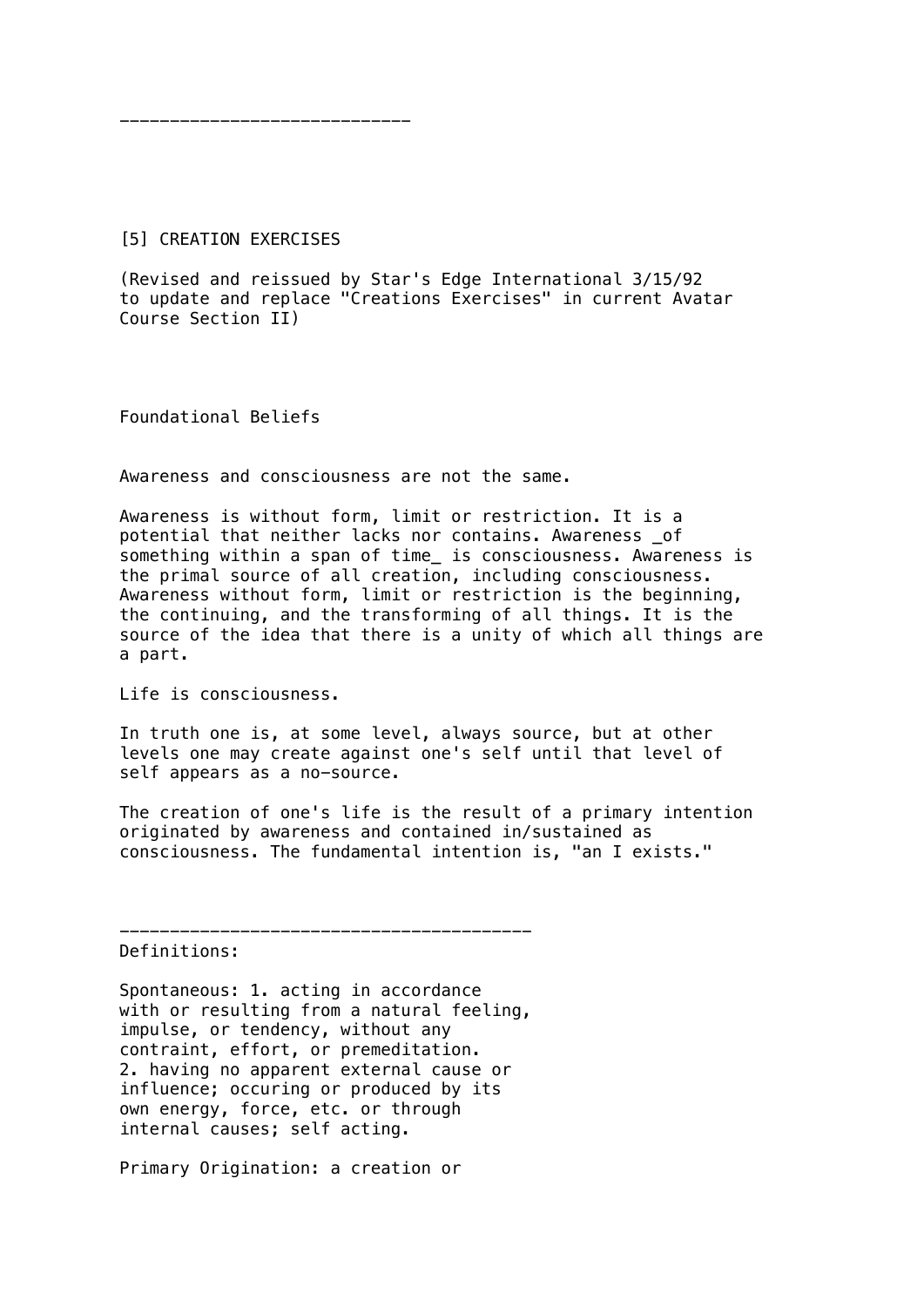----------------------------

## [5] CREATION EXERCISES

(Revised and reissued by Star's Edge International 3/15/92 to update and replace "Creations Exercises" in current Avatar Course Section II)

### Foundational Beliefs

Awareness and consciousness are not the same.

Awareness is without form, limit or restriction. It is a potential that neither lacks nor contains. Awareness _of something within a span of time_ is consciousness. Awareness is the primal source of all creation, including consciousness. Awareness without form, limit or restriction is the beginning, the continuing, and the transforming of all things. It is the source of the idea that there is a unity of which all things are a part.

Life is consciousness.

In truth one is, at some level, always source, but at other levels one may create against one's self until that level of self appears as a no-source.

The creation of one's life is the result of a primary intention originated by awareness and contained in/sustained as consciousness. The fundamental intention is, "an I exists."

----------------------------------------

Definitions:

Spontaneous: 1. acting in accordance with or resulting from a natural feeling, impulse, or tendency, without any contraint, effort, or premeditation. 2. having no apparent external cause or influence; occuring or produced by its own energy, force, etc. or through internal causes; self acting.

Primary Origination: a creation or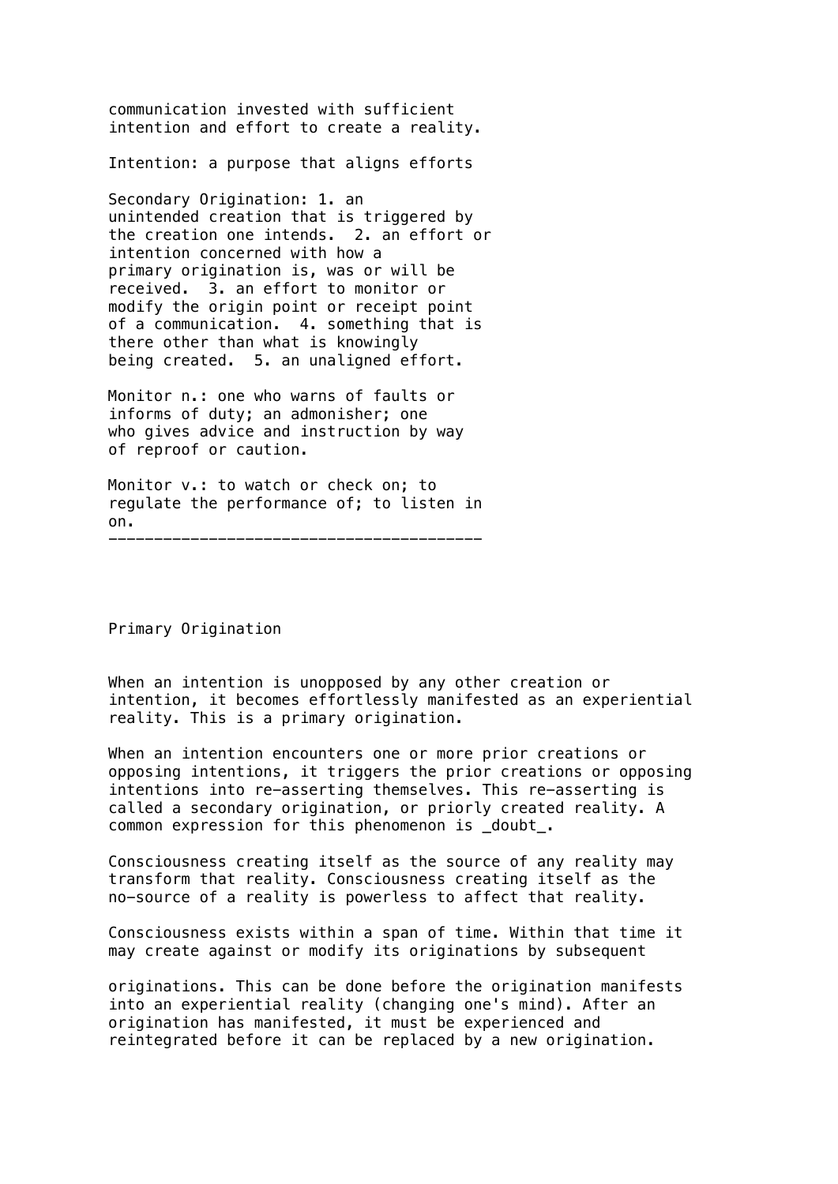communication invested with sufficient intention and effort to create a reality.

Intention: a purpose that aligns efforts

Secondary Origination: 1. an unintended creation that is triggered by the creation one intends. 2. an effort or intention concerned with how a primary origination is, was or will be received. 3. an effort to monitor or modify the origin point or receipt point of a communication. 4. something that is there other than what is knowingly being created. 5. an unaligned effort.

Monitor n.: one who warns of faults or informs of duty; an admonisher; one who gives advice and instruction by way of reproof or caution.

Monitor v.: to watch or check on; to regulate the performance of; to listen in on.

---

## Primary Origination

When an intention is unopposed by any other creation or intention, it becomes effortlessly manifested as an experiential reality. This is a primary origination.

When an intention encounters one or more prior creations or opposing intentions, it triggers the prior creations or opposing intentions into re-asserting themselves. This re-asserting is called a secondary origination, or priorly created reality. A common expression for this phenomenon is _doubt_.

Consciousness creating itself as the source of any reality may transform that reality. Consciousness creating itself as the no-source of a reality is powerless to affect that reality.

Consciousness exists within a span of time. Within that time it may create against or modify its originations by subsequent originations. This can be done before the origination manifests into an experiential reality (changing one's mind). After an origination has manifested, it must be experienced and reintegrated before it can be replaced by a new origination.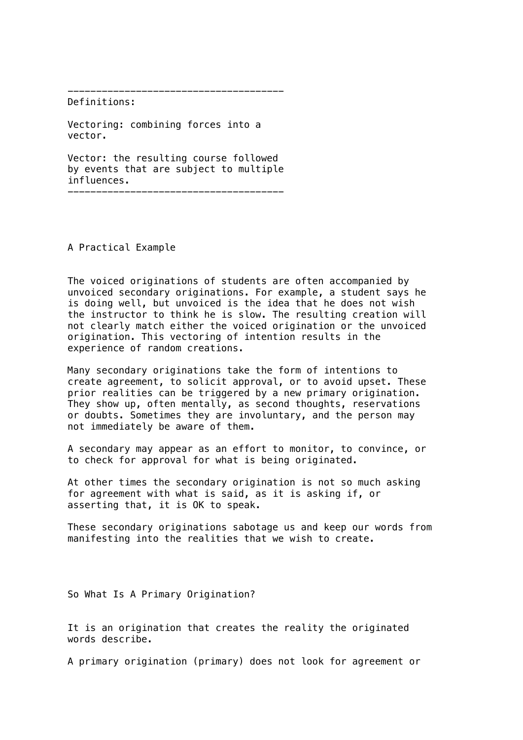---

Definitions:

Vectoring: combining forces into a vector.

Vector: the resulting course followed by events that are subject to multiple influences.

---

## A Practical Example

The voiced originations of students are often accompanied by unvoiced secondary originations. For example, a student says he is doing well, but unvoiced is the idea that he does not wish the instructor to think he is slow. The resulting creation will not clearly match either the voiced origination or the unvoiced origination. This vectoring of intention results in the experience of random creations.

Many secondary originations take the form of intentions to create agreement, to solicit approval, or to avoid upset. These prior realities can be triggered by a new primary origination. They show up, often mentally, as second thoughts, reservations or doubts. Sometimes they are involuntary, and the person may not immediately be aware of them.

A secondary may appear as an effort to monitor, to convince, or to check for approval for what is being originated.

At other times the secondary origination is not so much asking for agreement with what is said, as it is asking if, or asserting that, it is OK to speak.

These secondary originations sabotage us and keep our words from manifesting into the realities that we wish to create.

## So What Is A Primary Origination?

It is an origination that creates the reality the originated words describe.

A primary origination (primary) does not look for agreement or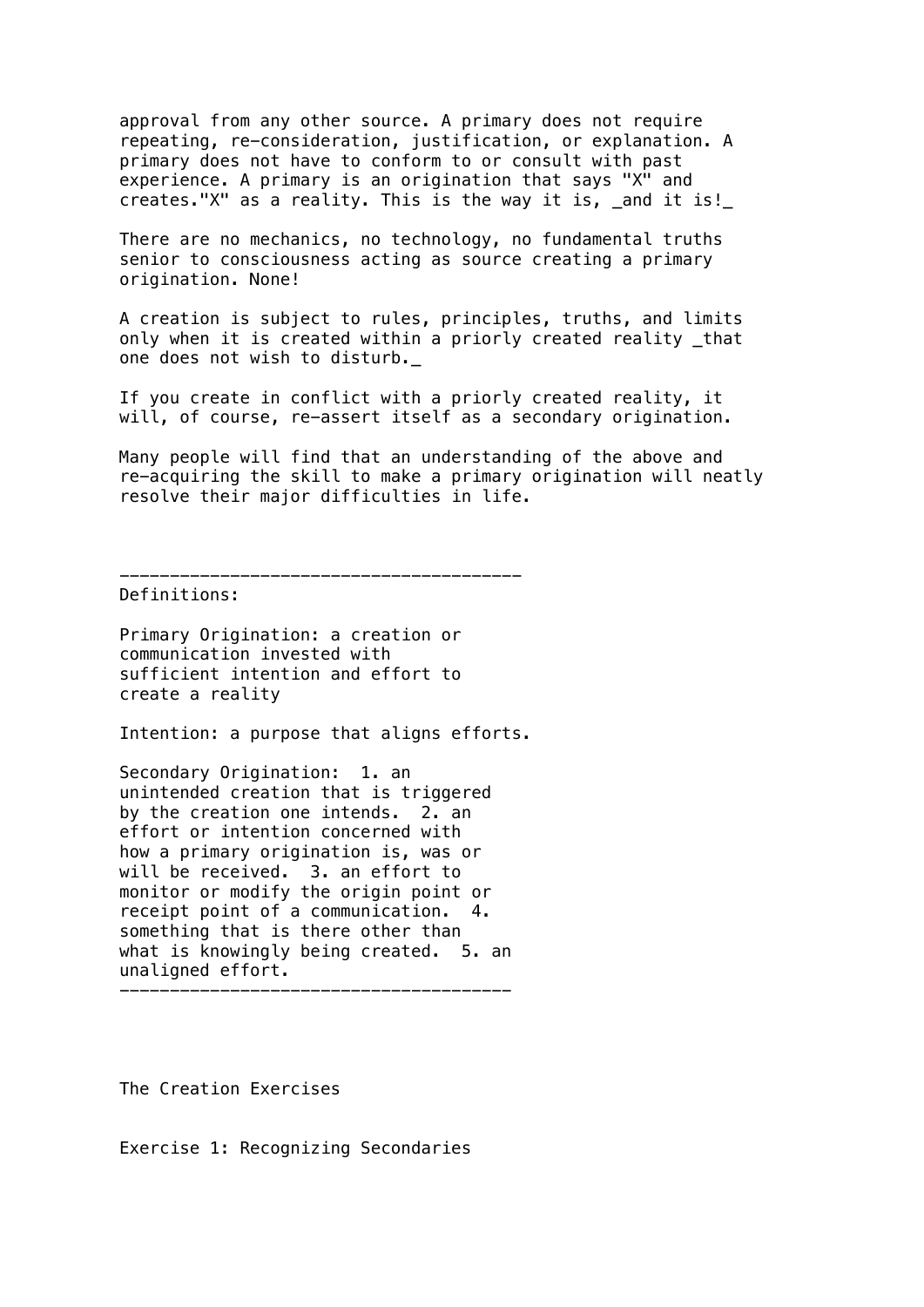approval from any other source. A primary does not require repeating, re-consideration, justification, or explanation. A primary does not have to conform to or consult with past experience. A primary is an origination that says "X" and creates."X" as a reality. This is the way it is, _and it is!_

There are no mechanics, no technology, no fundamental truths senior to consciousness acting as source creating a primary origination. None!

A creation is subject to rules, principles, truths, and limits only when it is created within a priorly created reality _that one does not wish to disturb._

If you create in conflict with a priorly created reality, it will, of course, re-assert itself as a secondary origination.

Many people will find that an understanding of the above and re-acquiring the skill to make a primary origination will neatly resolve their major difficulties in life.

---

Definitions:

Primary Origination: a creation or communication invested with sufficient intention and effort to create a reality

Intention: a purpose that aligns efforts.

Secondary Origination: 1. an unintended creation that is triggered by the creation one intends. 2. an effort or intention concerned with how a primary origination is, was or will be received. 3. an effort to monitor or modify the origin point or receipt point of a communication. 4. something that is there other than what is knowingly being created. 5. an unaligned effort.

---

The Creation Exercises

Exercise 1: Recognizing Secondaries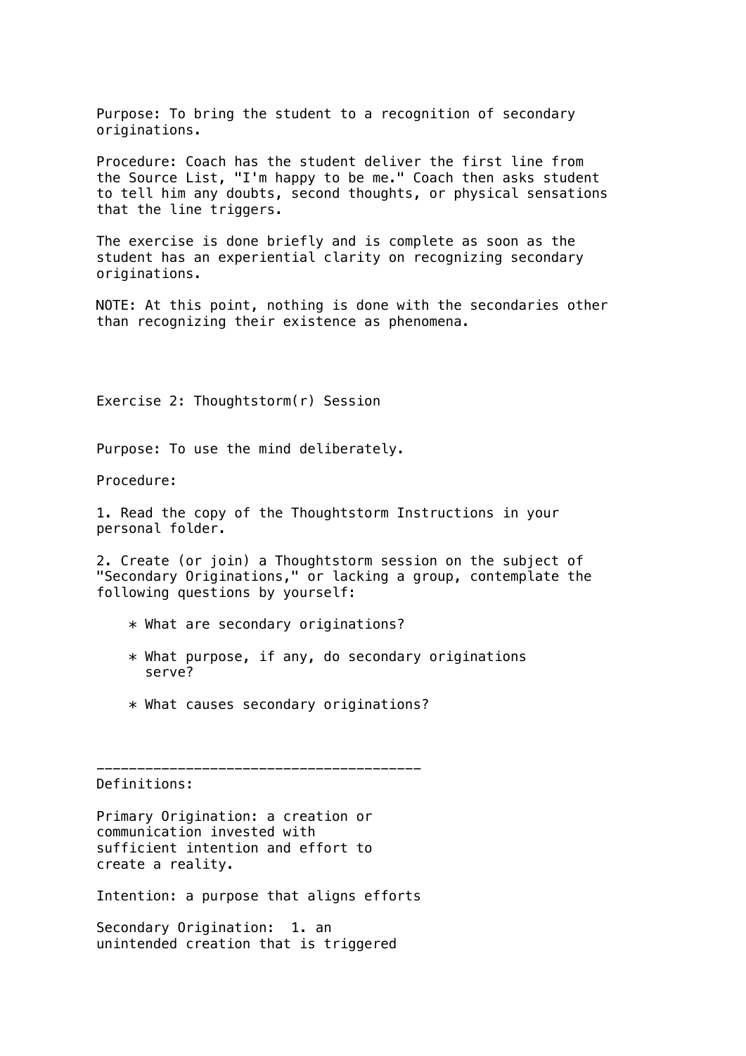Purpose: To bring the student to a recognition of secondary originations.

Procedure: Coach has the student deliver the first line from the Source List, "I'm happy to be me." Coach then asks student to tell him any doubts, second thoughts, or physical sensations that the line triggers.

The exercise is done briefly and is complete as soon as the student has an experiential clarity on recognizing secondary originations.

NOTE: At this point, nothing is done with the secondaries other than recognizing their existence as phenomena.

## Exercise 2: Thoughtstorm(r) Session

Purpose: To use the mind deliberately.

Procedure:

1. Read the copy of the Thoughtstorm Instructions in your personal folder.

2. Create (or join) a Thoughtstorm session on the subject of "Secondary Originations," or lacking a group, contemplate the following questions by yourself:

    * What are secondary originations?

    * What purpose, if any, do secondary originations serve?

    * What causes secondary originations?

---

Definitions:

Primary Origination: a creation or communication invested with sufficient intention and effort to create a reality.

Intention: a purpose that aligns efforts

Secondary Origination: 1. an unintended creation that is triggered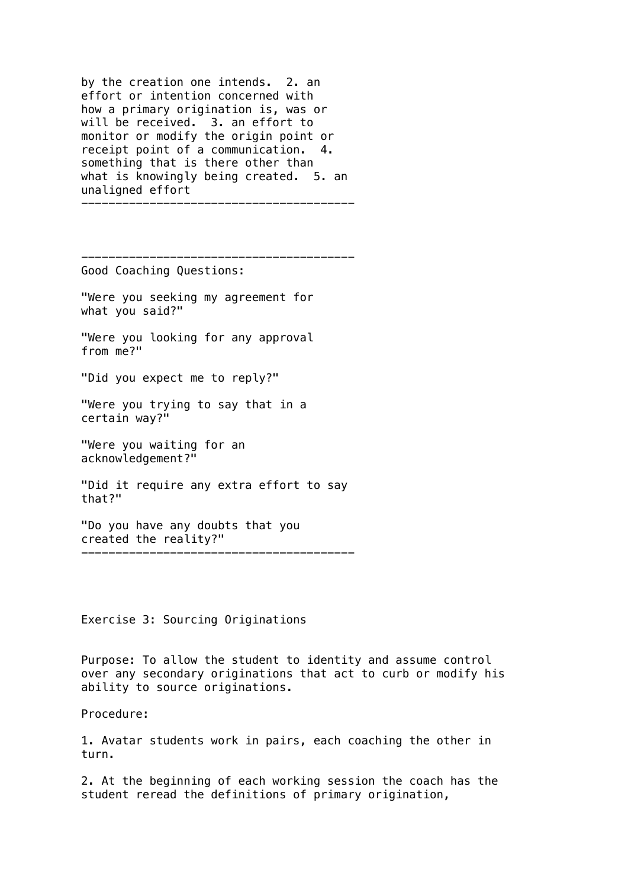by the creation one intends. 2. an effort or intention concerned with how a primary origination is, was or will be received. 3. an effort to monitor or modify the origin point or receipt point of a communication. 4. something that is there other than what is knowingly being created. 5. an unaligned effort

---

---

Good Coaching Questions:

"Were you seeking my agreement for what you said?"

"Were you looking for any approval from me?"

"Did you expect me to reply?"

"Were you trying to say that in a certain way?"

"Were you waiting for an acknowledgement?"

"Did it require any extra effort to say that?"

"Do you have any doubts that you created the reality?"

---

Exercise 3: Sourcing Originations

Purpose: To allow the student to identity and assume control over any secondary originations that act to curb or modify his ability to source originations.

Procedure:

1. Avatar students work in pairs, each coaching the other in turn.

2. At the beginning of each working session the coach has the student reread the definitions of primary origination,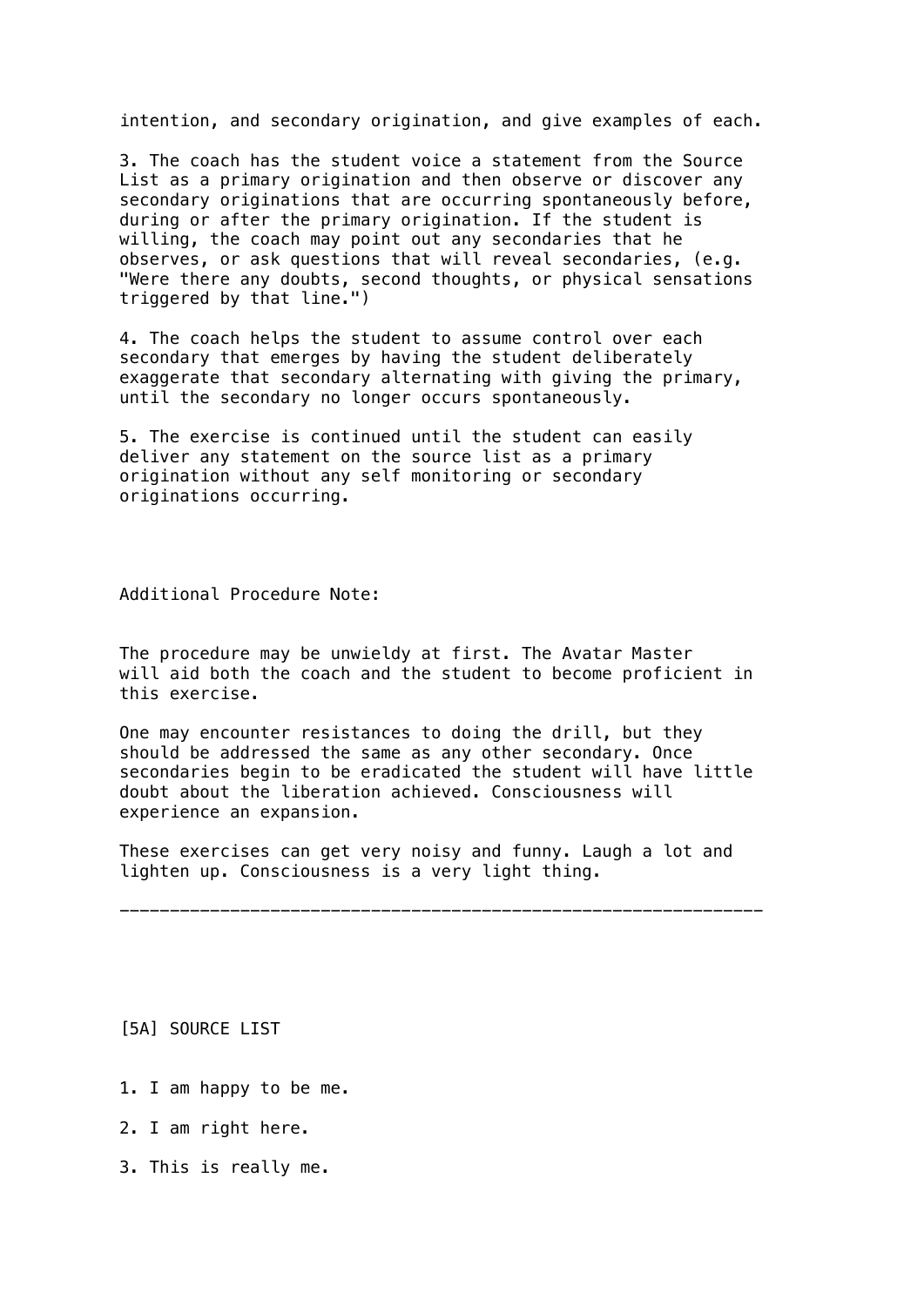intention, and secondary origination, and give examples of each.

3. The coach has the student voice a statement from the Source List as a primary origination and then observe or discover any secondary originations that are occurring spontaneously before, during or after the primary origination. If the student is willing, the coach may point out any secondaries that he observes, or ask questions that will reveal secondaries, (e.g. "Were there any doubts, second thoughts, or physical sensations triggered by that line.")

4. The coach helps the student to assume control over each secondary that emerges by having the student deliberately exaggerate that secondary alternating with giving the primary, until the secondary no longer occurs spontaneously.

5. The exercise is continued until the student can easily deliver any statement on the source list as a primary origination without any self monitoring or secondary originations occurring.

Additional Procedure Note:

The procedure may be unwieldy at first. The Avatar Master will aid both the coach and the student to become proficient in this exercise.

One may encounter resistances to doing the drill, but they should be addressed the same as any other secondary. Once secondaries begin to be eradicated the student will have little doubt about the liberation achieved. Consciousness will experience an expansion.

These exercises can get very noisy and funny. Laugh a lot and lighten up. Consciousness is a very light thing.

---

[5A] SOURCE LIST

1. I am happy to be me.

2. I am right here.

3. This is really me.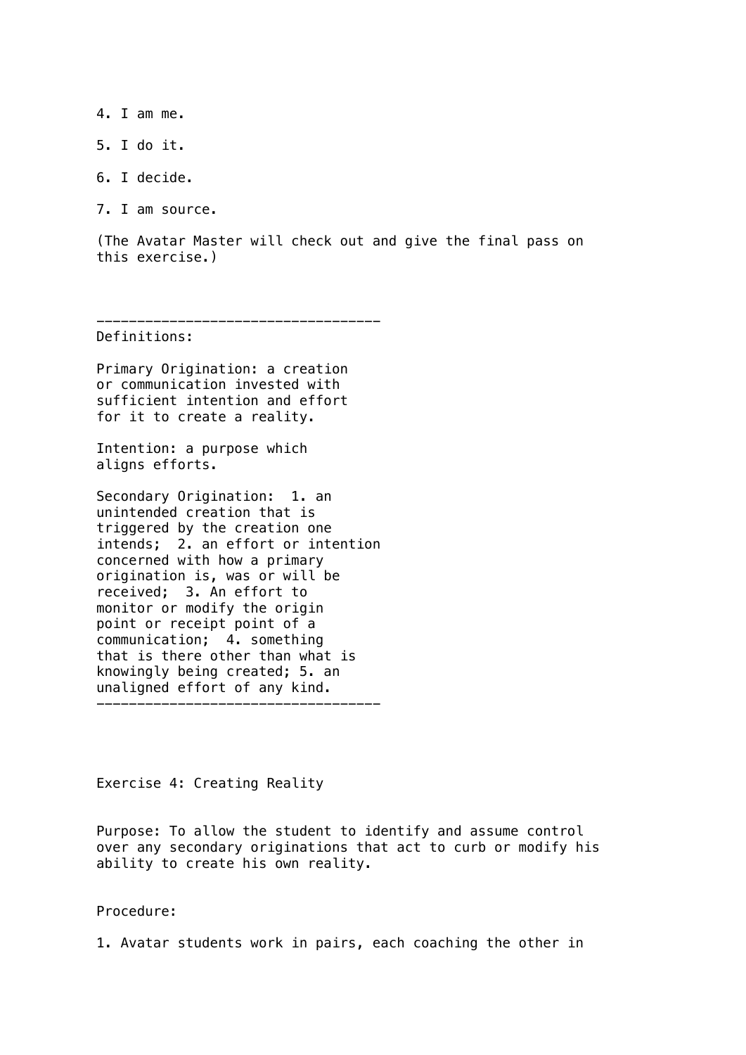4. I am me.

5. I do it.

6. I decide.

7. I am source.

(The Avatar Master will check out and give the final pass on this exercise.)

-----------------------------------

Definitions:

Primary Origination: a creation or communication invested with sufficient intention and effort for it to create a reality.

Intention: a purpose which aligns efforts.

Secondary Origination: 1. an unintended creation that is triggered by the creation one intends; 2. an effort or intention concerned with how a primary origination is, was or will be received; 3. An effort to monitor or modify the origin point or receipt point of a communication; 4. something that is there other than what is knowingly being created; 5. an unaligned effort of any kind.

-----------------------------------

Exercise 4: Creating Reality

Purpose: To allow the student to identify and assume control over any secondary originations that act to curb or modify his ability to create his own reality.

Procedure:

1. Avatar students work in pairs, each coaching the other in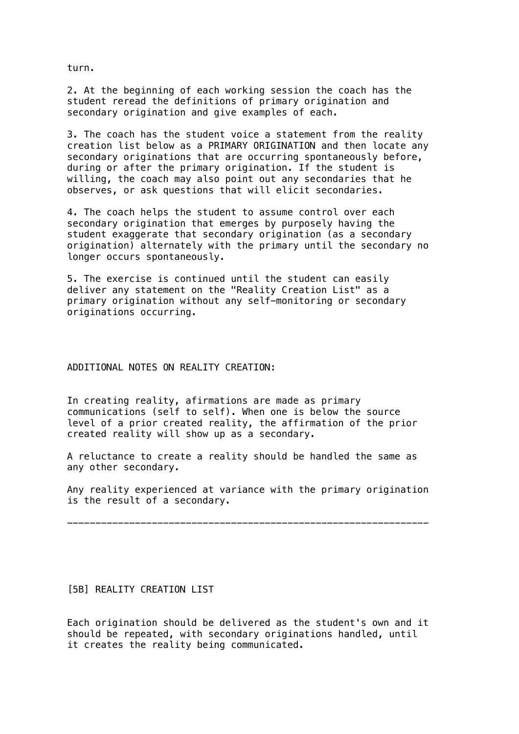turn.

2. At the beginning of each working session the coach has the student reread the definitions of primary origination and secondary origination and give examples of each.

3. The coach has the student voice a statement from the reality creation list below as a PRIMARY ORIGINATION and then locate any secondary originations that are occurring spontaneously before, during or after the primary origination. If the student is willing, the coach may also point out any secondaries that he observes, or ask questions that will elicit secondaries.

4. The coach helps the student to assume control over each secondary origination that emerges by purposely having the student exaggerate that secondary origination (as a secondary origination) alternately with the primary until the secondary no longer occurs spontaneously.

5. The exercise is continued until the student can easily deliver any statement on the "Reality Creation List" as a primary origination without any self-monitoring or secondary originations occurring.

ADDITIONAL NOTES ON REALITY CREATION:

In creating reality, afirmations are made as primary communications (self to self). When one is below the source level of a prior created reality, the affirmation of the prior created reality will show up as a secondary.

A reluctance to create a reality should be handled the same as any other secondary.

Any reality experienced at variance with the primary origination is the result of a secondary.

---

[5B] REALITY CREATION LIST

Each origination should be delivered as the student's own and it should be repeated, with secondary originations handled, until it creates the reality being communicated.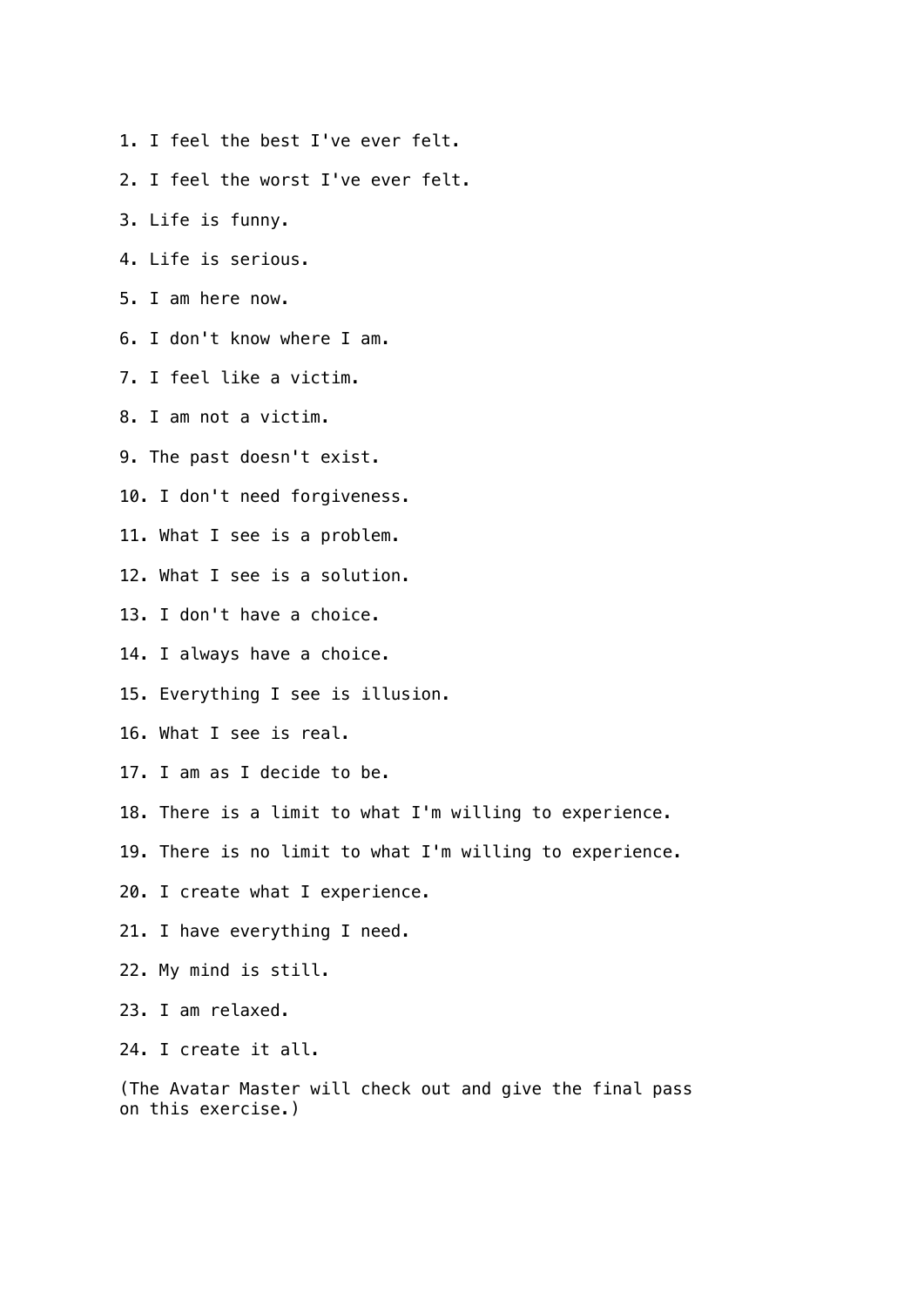1. I feel the best I've ever felt.
2. I feel the worst I've ever felt.
3. Life is funny.
4. Life is serious.
5. I am here now.
6. I don't know where I am.
7. I feel like a victim.
8. I am not a victim.
9. The past doesn't exist.
10. I don't need forgiveness.
11. What I see is a problem.
12. What I see is a solution.
13. I don't have a choice.
14. I always have a choice.
15. Everything I see is illusion.
16. What I see is real.
17. I am as I decide to be.
18. There is a limit to what I'm willing to experience.
19. There is no limit to what I'm willing to experience.
20. I create what I experience.
21. I have everything I need.
22. My mind is still.
23. I am relaxed.
24. I create it all.

(The Avatar Master will check out and give the final pass on this exercise.)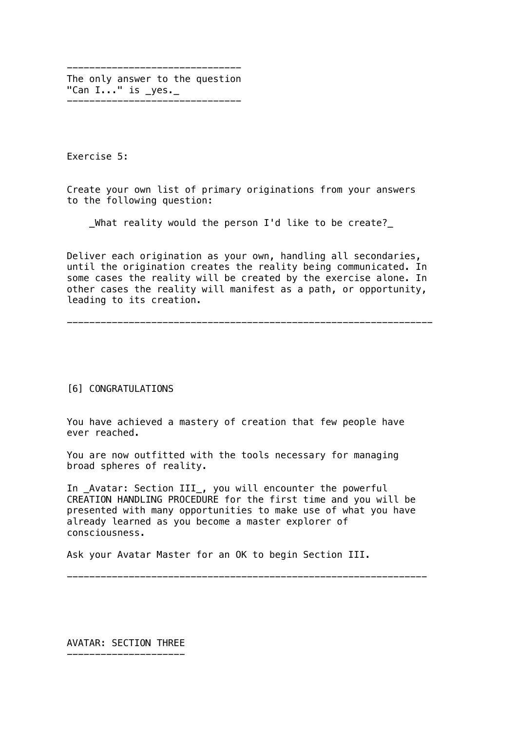---

The only answer to the question "Can I..." is *yes.*

---

Exercise 5:

Create your own list of primary originations from your answers to the following question:

*What reality would the person I'd like to be create?*

Deliver each origination as your own, handling all secondaries, until the origination creates the reality being communicated. In some cases the reality will be created by the exercise alone. In other cases the reality will manifest as a path, or opportunity, leading to its creation.

---

## [6] CONGRATULATIONS

You have achieved a mastery of creation that few people have ever reached.

You are now outfitted with the tools necessary for managing broad spheres of reality.

In *Avatar: Section III*, you will encounter the powerful CREATION HANDLING PROCEDURE for the first time and you will be presented with many opportunities to make use of what you have already learned as you become a master explorer of consciousness.

Ask your Avatar Master for an OK to begin Section III.

---

# AVATAR: SECTION THREE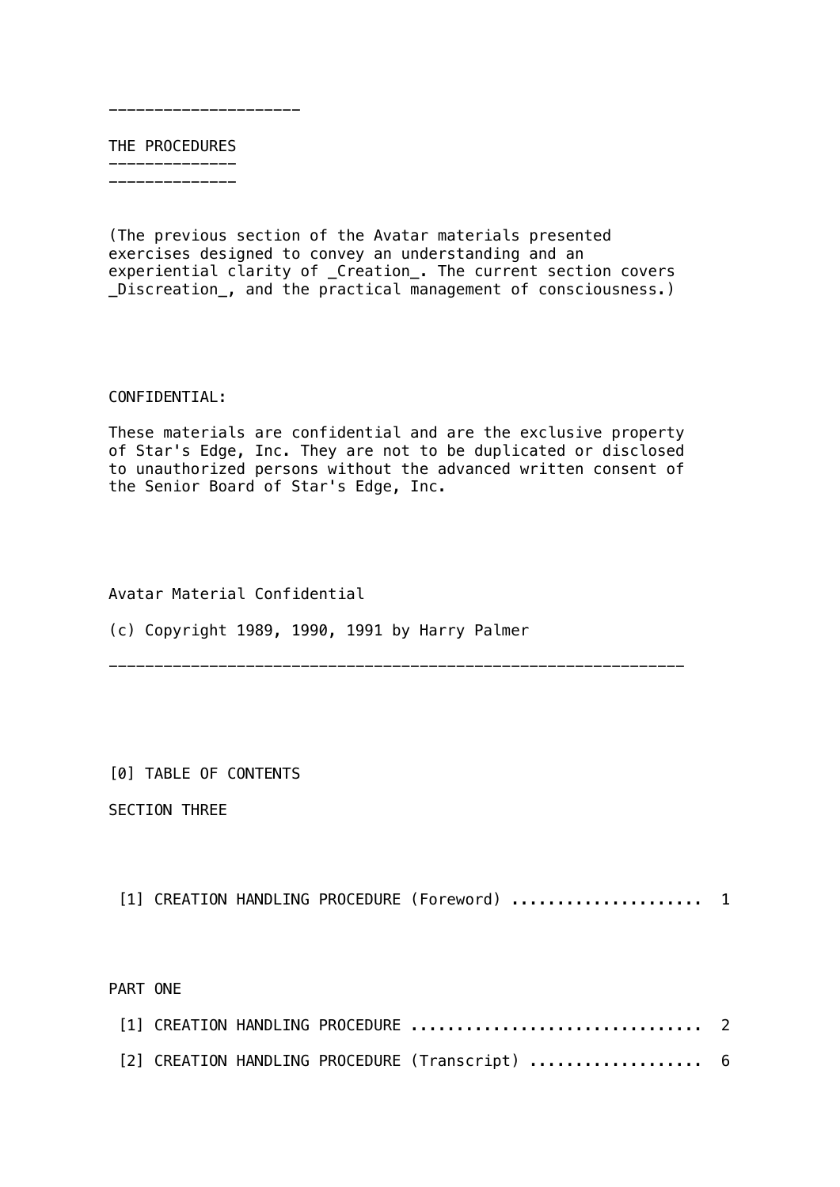---

# THE PROCEDURES

(The previous section of the Avatar materials presented exercises designed to convey an understanding and an experiential clarity of _Creation_. The current section covers _Discreation_, and the practical management of consciousness.)

CONFIDENTIAL:

These materials are confidential and are the exclusive property of Star's Edge, Inc. They are not to be duplicated or disclosed to unauthorized persons without the advanced written consent of the Senior Board of Star's Edge, Inc.

Avatar Material Confidential

(c) Copyright 1989, 1990, 1991 by Harry Palmer

---

## [0] TABLE OF CONTENTS

SECTION THREE

[1] CREATION HANDLING PROCEDURE (Foreword) .................... 1

PART ONE

[1] CREATION HANDLING PROCEDURE ............................... 2

[2] CREATION HANDLING PROCEDURE (Transcript) .................. 6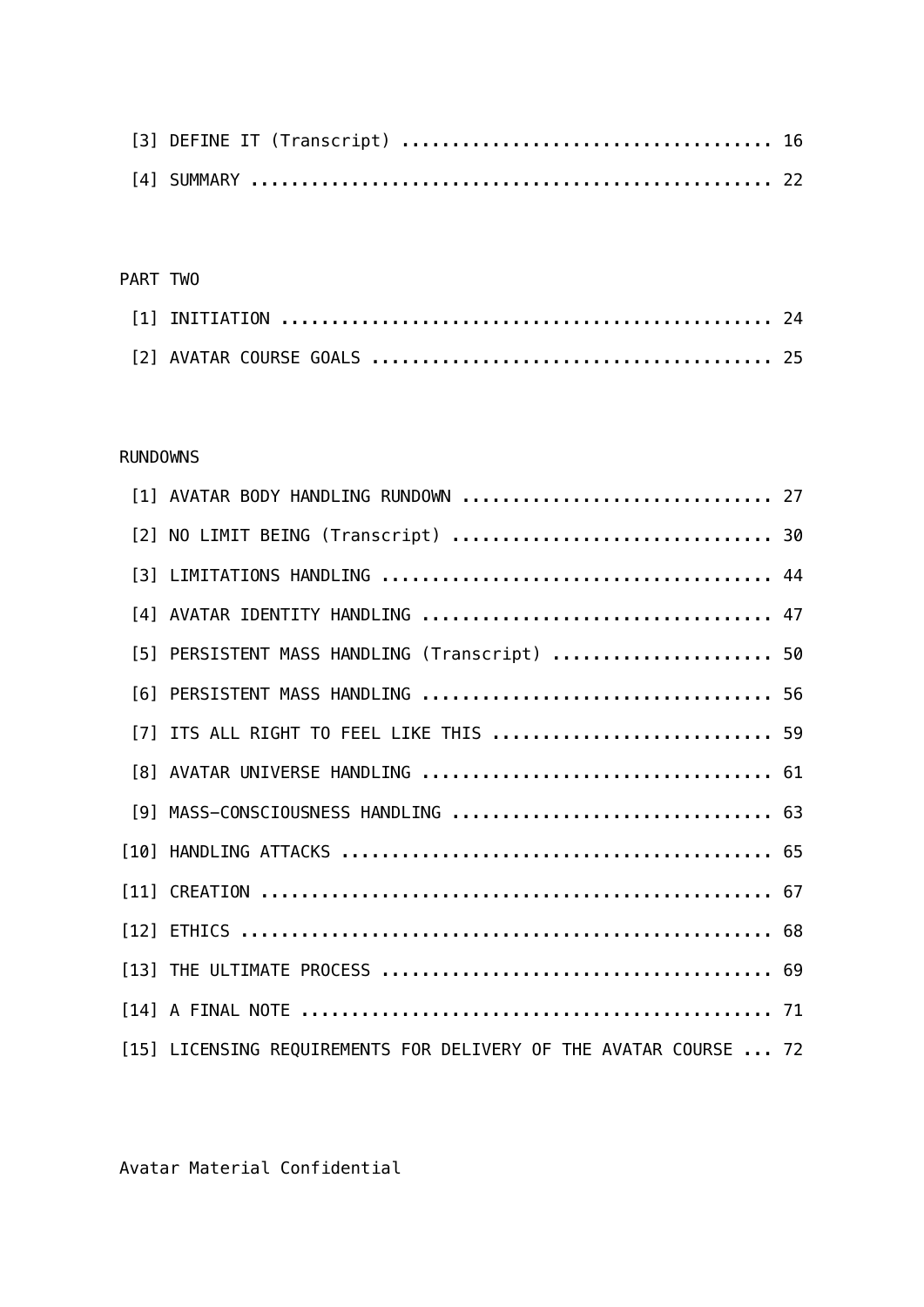[3] DEFINE IT (Transcript) .................................... 16

[4] SUMMARY ................................................... 22

PART TWO

[1] INITIATION ................................................ 24

[2] AVATAR COURSE GOALS ....................................... 25

RUNDOWNS

[1] AVATAR BODY HANDLING RUNDOWN .............................. 27

[2] NO LIMIT BEING (Transcript) ............................... 30

[3] LIMITATIONS HANDLING ...................................... 44

[4] AVATAR IDENTITY HANDLING .................................. 47

[5] PERSISTENT MASS HANDLING (Transcript) ..................... 50

[6] PERSISTENT MASS HANDLING .................................. 56

[7] ITS ALL RIGHT TO FEEL LIKE THIS ........................... 59

[8] AVATAR UNIVERSE HANDLING .................................. 61

[9] MASS-CONSCIOUSNESS HANDLING ............................... 63

[10] HANDLING ATTACKS ......................................... 65

[11] CREATION ................................................. 67

[12] ETHICS ................................................... 68

[13] THE ULTIMATE PROCESS ..................................... 69

[14] A FINAL NOTE ............................................. 71

[15] LICENSING REQUIREMENTS FOR DELIVERY OF THE AVATAR COURSE ... 72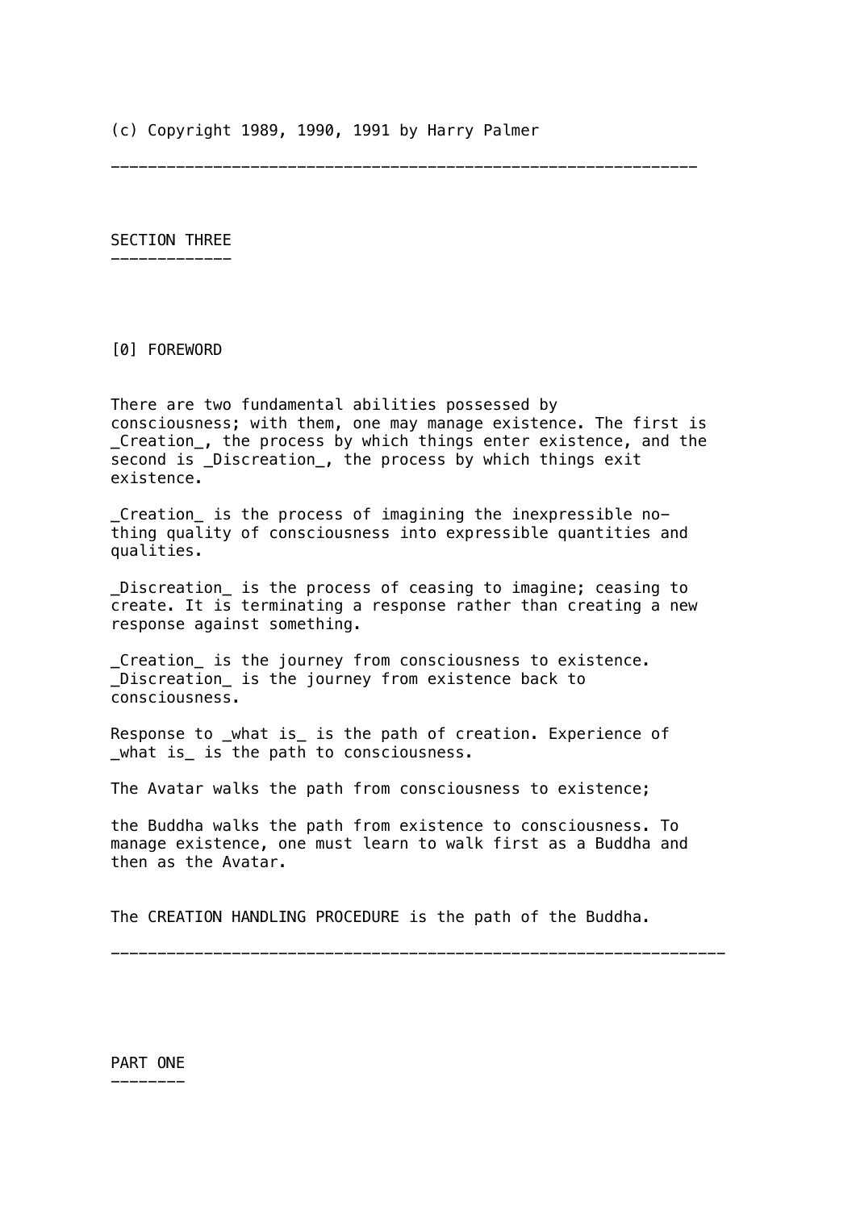(c) Copyright 1989, 1990, 1991 by Harry Palmer

---

## SECTION THREE

### [0] FOREWORD

There are two fundamental abilities possessed by consciousness; with them, one may manage existence. The first is _Creation_, the process by which things enter existence, and the second is _Discreation_, the process by which things exit existence.

_Creation_ is the process of imagining the inexpressible no-thing quality of consciousness into expressible quantities and qualities.

_Discreation_ is the process of ceasing to imagine; ceasing to create. It is terminating a response rather than creating a new response against something.

_Creation_ is the journey from consciousness to existence. _Discreation_ is the journey from existence back to consciousness.

Response to _what is_ is the path of creation. Experience of _what is_ is the path to consciousness.

The Avatar walks the path from consciousness to existence;

the Buddha walks the path from existence to consciousness. To manage existence, one must learn to walk first as a Buddha and then as the Avatar.

The CREATION HANDLING PROCEDURE is the path of the Buddha.

---

## PART ONE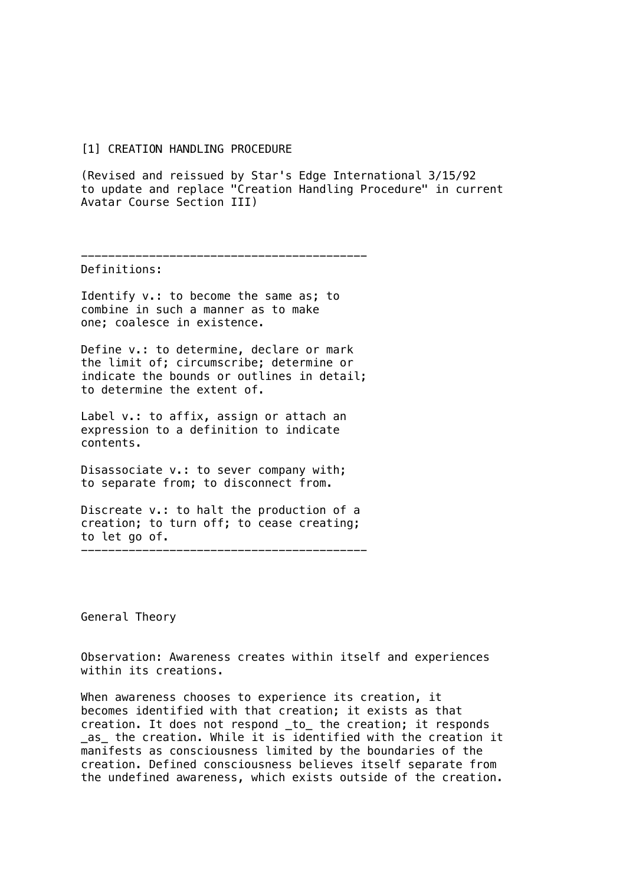# [1] CREATION HANDLING PROCEDURE

(Revised and reissued by Star's Edge International 3/15/92 to update and replace "Creation Handling Procedure" in current Avatar Course Section III)

---

Definitions:

Identify v.: to become the same as; to combine in such a manner as to make one; coalesce in existence.

Define v.: to determine, declare or mark the limit of; circumscribe; determine or indicate the bounds or outlines in detail; to determine the extent of.

Label v.: to affix, assign or attach an expression to a definition to indicate contents.

Disassociate v.: to sever company with; to separate from; to disconnect from.

Discreate v.: to halt the production of a creation; to turn off; to cease creating; to let go of.

---

## General Theory

Observation: Awareness creates within itself and experiences within its creations.

When awareness chooses to experience its creation, it becomes identified with that creation; it exists as that creation. It does not respond _to_ the creation; it responds _as_ the creation. While it is identified with the creation it manifests as consciousness limited by the boundaries of the creation. Defined consciousness believes itself separate from the undefined awareness, which exists outside of the creation.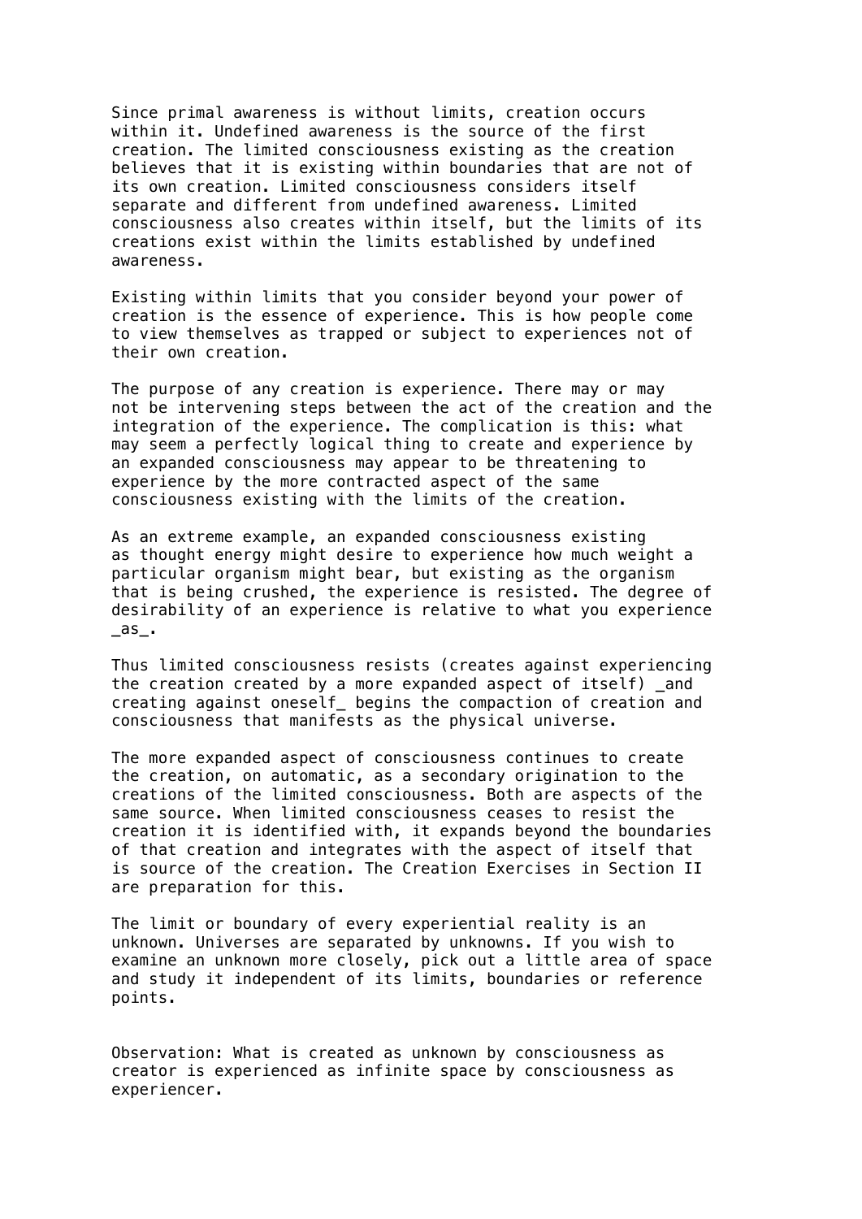Since primal awareness is without limits, creation occurs within it. Undefined awareness is the source of the first creation. The limited consciousness existing as the creation believes that it is existing within boundaries that are not of its own creation. Limited consciousness considers itself separate and different from undefined awareness. Limited consciousness also creates within itself, but the limits of its creations exist within the limits established by undefined awareness.

Existing within limits that you consider beyond your power of creation is the essence of experience. This is how people come to view themselves as trapped or subject to experiences not of their own creation.

The purpose of any creation is experience. There may or may not be intervening steps between the act of the creation and the integration of the experience. The complication is this: what may seem a perfectly logical thing to create and experience by an expanded consciousness may appear to be threatening to experience by the more contracted aspect of the same consciousness existing with the limits of the creation.

As an extreme example, an expanded consciousness existing as thought energy might desire to experience how much weight a particular organism might bear, but existing as the organism that is being crushed, the experience is resisted. The degree of desirability of an experience is relative to what you experience *as*.

Thus limited consciousness resists (creates against experiencing the creation created by a more expanded aspect of itself) *and creating against oneself* begins the compaction of creation and consciousness that manifests as the physical universe.

The more expanded aspect of consciousness continues to create the creation, on automatic, as a secondary origination to the creations of the limited consciousness. Both are aspects of the same source. When limited consciousness ceases to resist the creation it is identified with, it expands beyond the boundaries of that creation and integrates with the aspect of itself that is source of the creation. The Creation Exercises in Section II are preparation for this.

The limit or boundary of every experiential reality is an unknown. Universes are separated by unknowns. If you wish to examine an unknown more closely, pick out a little area of space and study it independent of its limits, boundaries or reference points.

Observation: What is created as unknown by consciousness as creator is experienced as infinite space by consciousness as experiencer.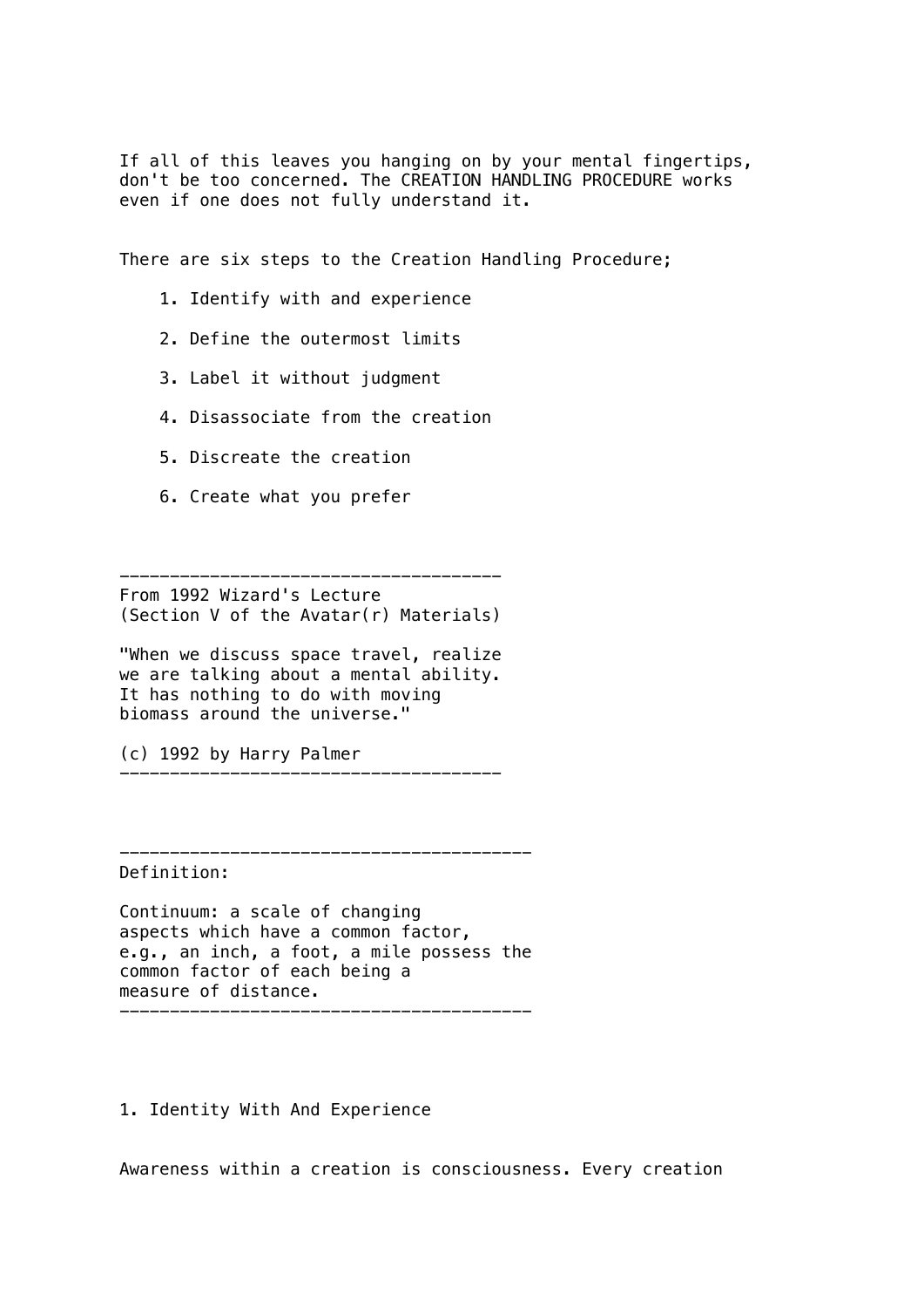If all of this leaves you hanging on by your mental fingertips, don't be too concerned. The CREATION HANDLING PROCEDURE works even if one does not fully understand it.

There are six steps to the Creation Handling Procedure;

1. Identify with and experience
2. Define the outermost limits
3. Label it without judgment
4. Disassociate from the creation
5. Discreate the creation
6. Create what you prefer

---

From 1992 Wizard's Lecture
(Section V of the Avatar(r) Materials)

"When we discuss space travel, realize we are talking about a mental ability. It has nothing to do with moving biomass around the universe."

(c) 1992 by Harry Palmer

---

---

Definition:

Continuum: a scale of changing aspects which have a common factor, e.g., an inch, a foot, a mile possess the common factor of each being a measure of distance.

---

## 1. Identity With And Experience

Awareness within a creation is consciousness. Every creation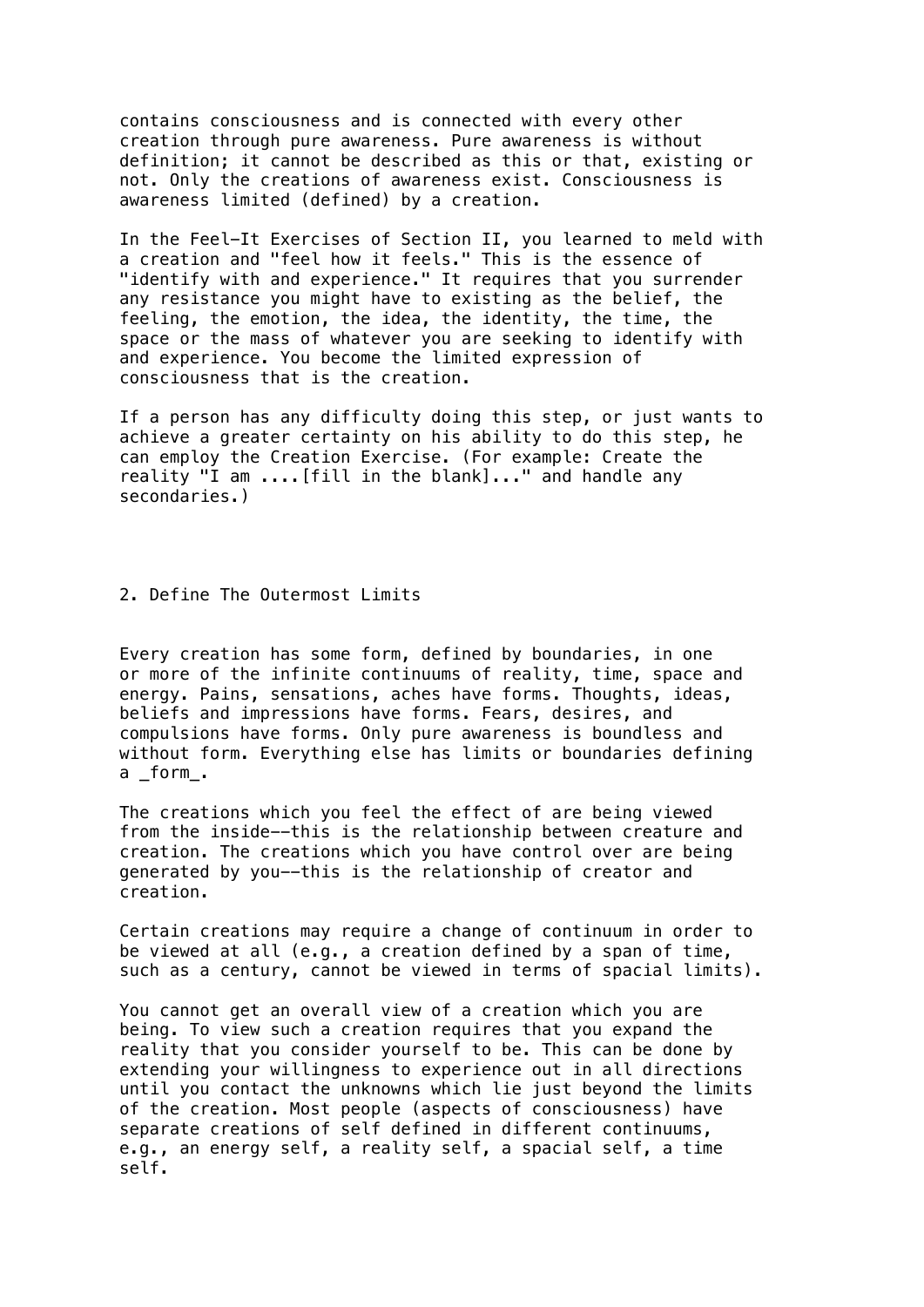contains consciousness and is connected with every other creation through pure awareness. Pure awareness is without definition; it cannot be described as this or that, existing or not. Only the creations of awareness exist. Consciousness is awareness limited (defined) by a creation.

In the Feel-It Exercises of Section II, you learned to meld with a creation and "feel how it feels." This is the essence of "identify with and experience." It requires that you surrender any resistance you might have to existing as the belief, the feeling, the emotion, the idea, the identity, the time, the space or the mass of whatever you are seeking to identify with and experience. You become the limited expression of consciousness that is the creation.

If a person has any difficulty doing this step, or just wants to achieve a greater certainty on his ability to do this step, he can employ the Creation Exercise. (For example: Create the reality "I am ....[fill in the blank]..." and handle any secondaries.)

## 2. Define The Outermost Limits

Every creation has some form, defined by boundaries, in one or more of the infinite continuums of reality, time, space and energy. Pains, sensations, aches have forms. Thoughts, ideas, beliefs and impressions have forms. Fears, desires, and compulsions have forms. Only pure awareness is boundless and without form. Everything else has limits or boundaries defining a _form_.

The creations which you feel the effect of are being viewed from the inside--this is the relationship between creature and creation. The creations which you have control over are being generated by you--this is the relationship of creator and creation.

Certain creations may require a change of continuum in order to be viewed at all (e.g., a creation defined by a span of time, such as a century, cannot be viewed in terms of spacial limits).

You cannot get an overall view of a creation which you are being. To view such a creation requires that you expand the reality that you consider yourself to be. This can be done by extending your willingness to experience out in all directions until you contact the unknowns which lie just beyond the limits of the creation. Most people (aspects of consciousness) have separate creations of self defined in different continuums, e.g., an energy self, a reality self, a spacial self, a time self.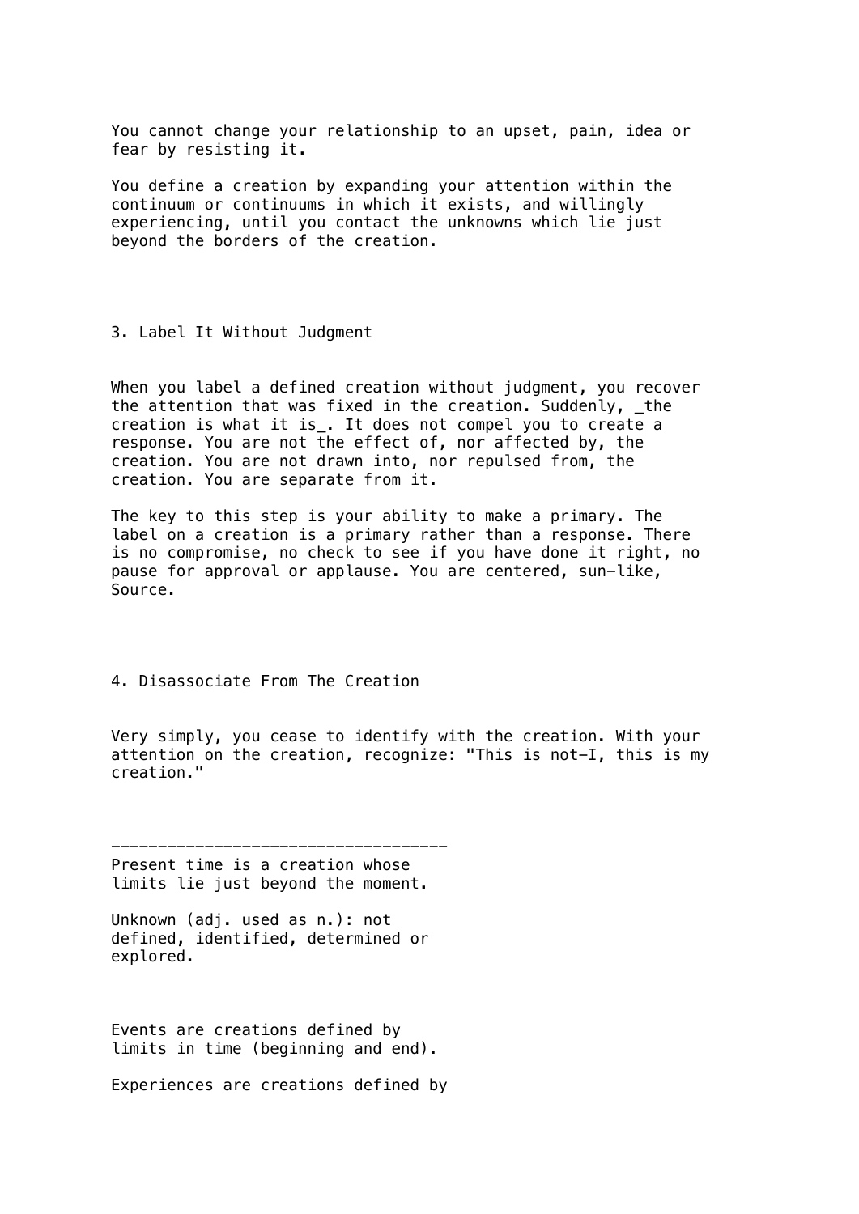You cannot change your relationship to an upset, pain, idea or fear by resisting it.

You define a creation by expanding your attention within the continuum or continuums in which it exists, and willingly experiencing, until you contact the unknowns which lie just beyond the borders of the creation.

### 3. Label It Without Judgment

When you label a defined creation without judgment, you recover the attention that was fixed in the creation. Suddenly, *the creation is what it is*. It does not compel you to create a response. You are not the effect of, nor affected by, the creation. You are not drawn into, nor repulsed from, the creation. You are separate from it.

The key to this step is your ability to make a primary. The label on a creation is a primary rather than a response. There is no compromise, no check to see if you have done it right, no pause for approval or applause. You are centered, sun-like, Source.

### 4. Disassociate From The Creation

Very simply, you cease to identify with the creation. With your attention on the creation, recognize: "This is not-I, this is my creation."

---

Present time is a creation whose limits lie just beyond the moment.

Unknown (adj. used as n.): not defined, identified, determined or explored.

Events are creations defined by limits in time (beginning and end).

Experiences are creations defined by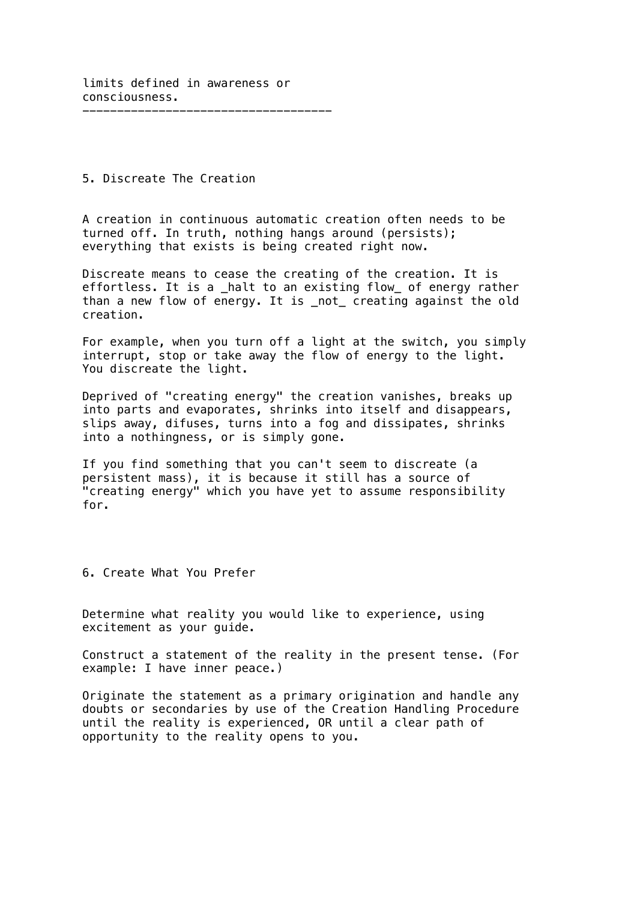limits defined in awareness or consciousness.

---

## 5. Discreate The Creation

A creation in continuous automatic creation often needs to be turned off. In truth, nothing hangs around (persists); everything that exists is being created right now.

Discreate means to cease the creating of the creation. It is effortless. It is a _halt to an existing flow_ of energy rather than a new flow of energy. It is _not_ creating against the old creation.

For example, when you turn off a light at the switch, you simply interrupt, stop or take away the flow of energy to the light. You discreate the light.

Deprived of "creating energy" the creation vanishes, breaks up into parts and evaporates, shrinks into itself and disappears, slips away, difuses, turns into a fog and dissipates, shrinks into a nothingness, or is simply gone.

If you find something that you can't seem to discreate (a persistent mass), it is because it still has a source of "creating energy" which you have yet to assume responsibility for.

## 6. Create What You Prefer

Determine what reality you would like to experience, using excitement as your guide.

Construct a statement of the reality in the present tense. (For example: I have inner peace.)

Originate the statement as a primary origination and handle any doubts or secondaries by use of the Creation Handling Procedure until the reality is experienced, OR until a clear path of opportunity to the reality opens to you.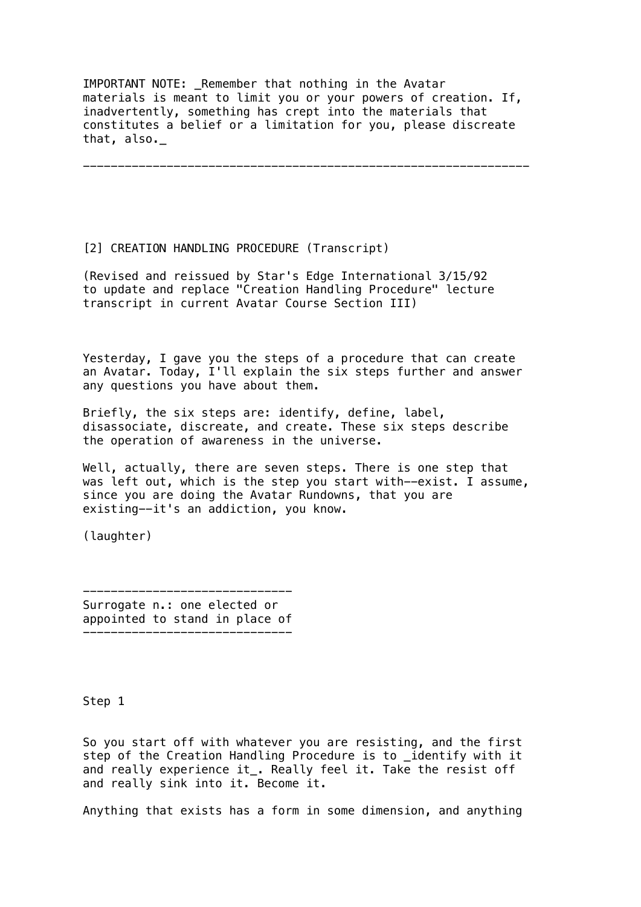IMPORTANT NOTE: _Remember that nothing in the Avatar materials is meant to limit you or your powers of creation. If, inadvertently, something has crept into the materials that constitutes a belief or a limitation for you, please discreate that, also._

---

[2] CREATION HANDLING PROCEDURE (Transcript)

(Revised and reissued by Star's Edge International 3/15/92 to update and replace "Creation Handling Procedure" lecture transcript in current Avatar Course Section III)

Yesterday, I gave you the steps of a procedure that can create an Avatar. Today, I'll explain the six steps further and answer any questions you have about them.

Briefly, the six steps are: identify, define, label, disassociate, discreate, and create. These six steps describe the operation of awareness in the universe.

Well, actually, there are seven steps. There is one step that was left out, which is the step you start with--exist. I assume, since you are doing the Avatar Rundowns, that you are existing--it's an addiction, you know.

(laughter)

---

Surrogate n.: one elected or appointed to stand in place of

---

Step 1

So you start off with whatever you are resisting, and the first step of the Creation Handling Procedure is to _identify with it and really experience it_. Really feel it. Take the resist off and really sink into it. Become it.

Anything that exists has a form in some dimension, and anything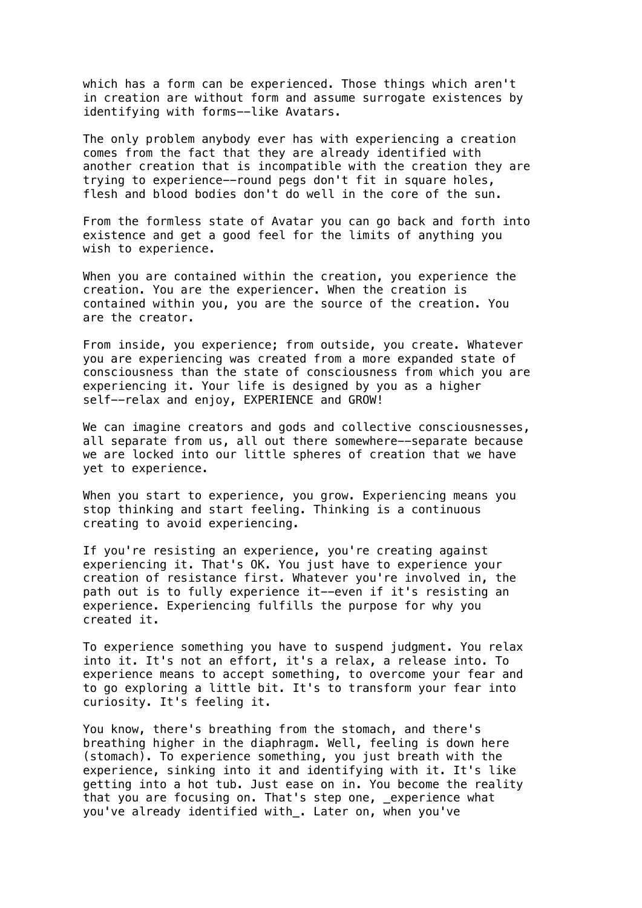which has a form can be experienced. Those things which aren't in creation are without form and assume surrogate existences by identifying with forms--like Avatars.

The only problem anybody ever has with experiencing a creation comes from the fact that they are already identified with another creation that is incompatible with the creation they are trying to experience--round pegs don't fit in square holes, flesh and blood bodies don't do well in the core of the sun.

From the formless state of Avatar you can go back and forth into existence and get a good feel for the limits of anything you wish to experience.

When you are contained within the creation, you experience the creation. You are the experiencer. When the creation is contained within you, you are the source of the creation. You are the creator.

From inside, you experience; from outside, you create. Whatever you are experiencing was created from a more expanded state of consciousness than the state of consciousness from which you are experiencing it. Your life is designed by you as a higher self--relax and enjoy, EXPERIENCE and GROW!

We can imagine creators and gods and collective consciousnesses, all separate from us, all out there somewhere--separate because we are locked into our little spheres of creation that we have yet to experience.

When you start to experience, you grow. Experiencing means you stop thinking and start feeling. Thinking is a continuous creating to avoid experiencing.

If you're resisting an experience, you're creating against experiencing it. That's OK. You just have to experience your creation of resistance first. Whatever you're involved in, the path out is to fully experience it--even if it's resisting an experience. Experiencing fulfills the purpose for why you created it.

To experience something you have to suspend judgment. You relax into it. It's not an effort, it's a relax, a release into. To experience means to accept something, to overcome your fear and to go exploring a little bit. It's to transform your fear into curiosity. It's feeling it.

You know, there's breathing from the stomach, and there's breathing higher in the diaphragm. Well, feeling is down here (stomach). To experience something, you just breath with the experience, sinking into it and identifying with it. It's like getting into a hot tub. Just ease on in. You become the reality that you are focusing on. That's step one, _experience what you've already identified with_. Later on, when you've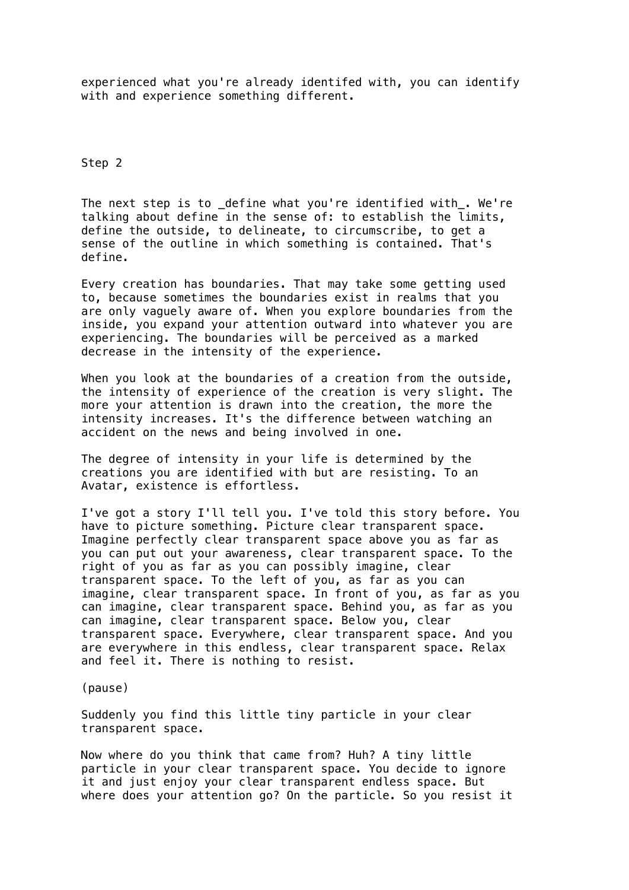experienced what you're already identifed with, you can identify with and experience something different.

## Step 2

The next step is to _define what you're identified with_. We're talking about define in the sense of: to establish the limits, define the outside, to delineate, to circumscribe, to get a sense of the outline in which something is contained. That's define.

Every creation has boundaries. That may take some getting used to, because sometimes the boundaries exist in realms that you are only vaguely aware of. When you explore boundaries from the inside, you expand your attention outward into whatever you are experiencing. The boundaries will be perceived as a marked decrease in the intensity of the experience.

When you look at the boundaries of a creation from the outside, the intensity of experience of the creation is very slight. The more your attention is drawn into the creation, the more the intensity increases. It's the difference between watching an accident on the news and being involved in one.

The degree of intensity in your life is determined by the creations you are identified with but are resisting. To an Avatar, existence is effortless.

I've got a story I'll tell you. I've told this story before. You have to picture something. Picture clear transparent space. Imagine perfectly clear transparent space above you as far as you can put out your awareness, clear transparent space. To the right of you as far as you can possibly imagine, clear transparent space. To the left of you, as far as you can imagine, clear transparent space. In front of you, as far as you can imagine, clear transparent space. Behind you, as far as you can imagine, clear transparent space. Below you, clear transparent space. Everywhere, clear transparent space. And you are everywhere in this endless, clear transparent space. Relax and feel it. There is nothing to resist.

(pause)

Suddenly you find this little tiny particle in your clear transparent space.

Now where do you think that came from? Huh? A tiny little particle in your clear transparent space. You decide to ignore it and just enjoy your clear transparent endless space. But where does your attention go? On the particle. So you resist it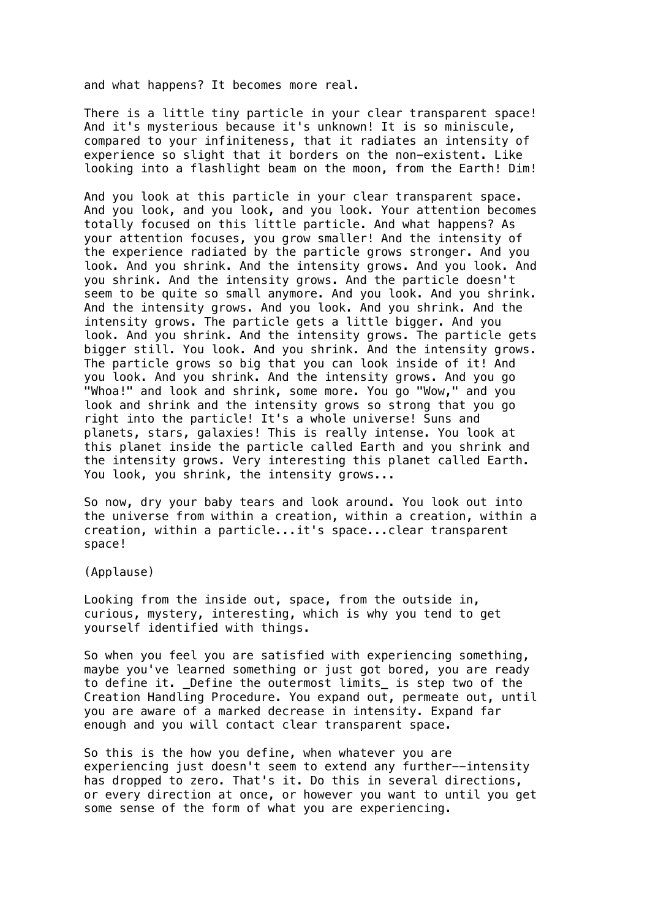and what happens? It becomes more real.

There is a little tiny particle in your clear transparent space! And it's mysterious because it's unknown! It is so miniscule, compared to your infiniteness, that it radiates an intensity of experience so slight that it borders on the non-existent. Like looking into a flashlight beam on the moon, from the Earth! Dim!

And you look at this particle in your clear transparent space. And you look, and you look, and you look. Your attention becomes totally focused on this little particle. And what happens? As your attention focuses, you grow smaller! And the intensity of the experience radiated by the particle grows stronger. And you look. And you shrink. And the intensity grows. And you look. And you shrink. And the intensity grows. And the particle doesn't seem to be quite so small anymore. And you look. And you shrink. And the intensity grows. And you look. And you shrink. And the intensity grows. The particle gets a little bigger. And you look. And you shrink. And the intensity grows. The particle gets bigger still. You look. And you shrink. And the intensity grows. The particle grows so big that you can look inside of it! And you look. And you shrink. And the intensity grows. And you go "Whoa!" and look and shrink, some more. You go "Wow," and you look and shrink and the intensity grows so strong that you go right into the particle! It's a whole universe! Suns and planets, stars, galaxies! This is really intense. You look at this planet inside the particle called Earth and you shrink and the intensity grows. Very interesting this planet called Earth. You look, you shrink, the intensity grows...

So now, dry your baby tears and look around. You look out into the universe from within a creation, within a creation, within a creation, within a particle...it's space...clear transparent space!

(Applause)

Looking from the inside out, space, from the outside in, curious, mystery, interesting, which is why you tend to get yourself identified with things.

So when you feel you are satisfied with experiencing something, maybe you've learned something or just got bored, you are ready to define it. _Define the outermost limits_ is step two of the Creation Handling Procedure. You expand out, permeate out, until you are aware of a marked decrease in intensity. Expand far enough and you will contact clear transparent space.

So this is the how you define, when whatever you are experiencing just doesn't seem to extend any further--intensity has dropped to zero. That's it. Do this in several directions, or every direction at once, or however you want to until you get some sense of the form of what you are experiencing.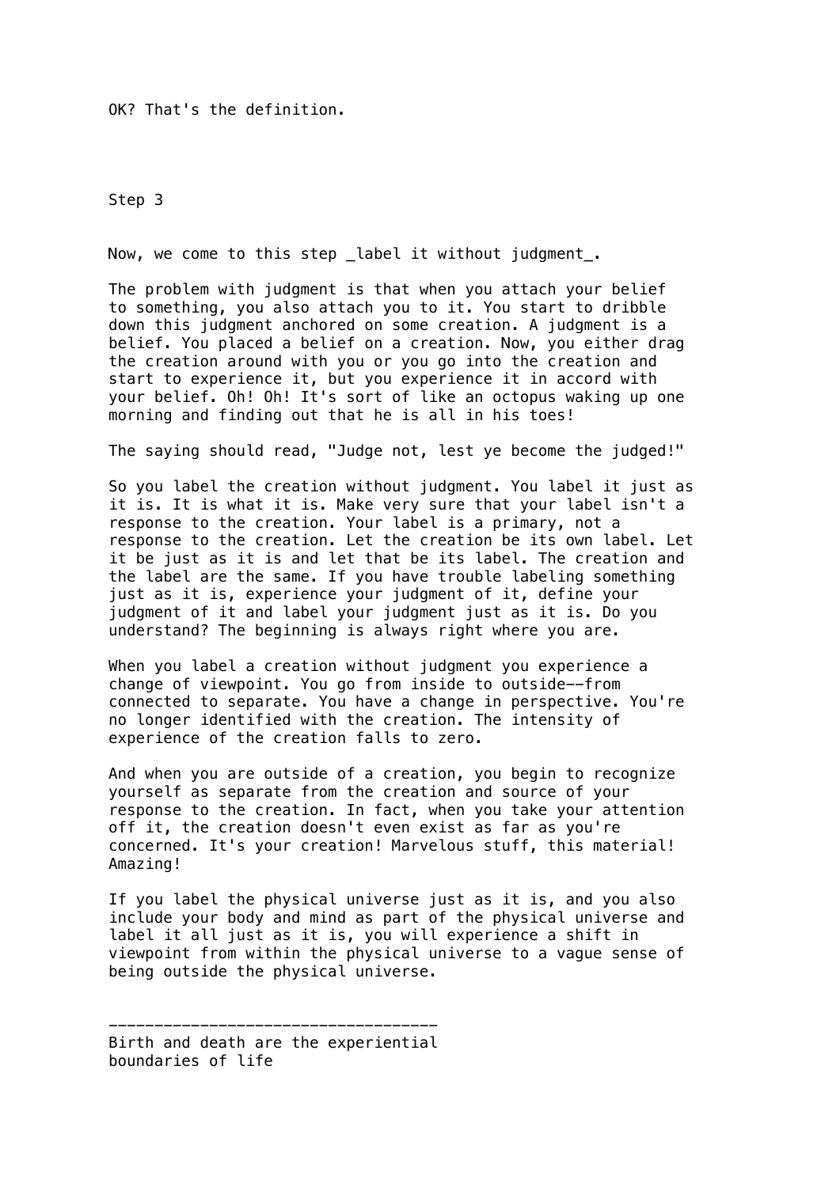OK? That's the definition.

## Step 3

Now, we come to this step _label it without judgment_.

The problem with judgment is that when you attach your belief to something, you also attach you to it. You start to dribble down this judgment anchored on some creation. A judgment is a belief. You placed a belief on a creation. Now, you either drag the creation around with you or you go into the creation and start to experience it, but you experience it in accord with your belief. Oh! Oh! It's sort of like an octopus waking up one morning and finding out that he is all in his toes!

The saying should read, "Judge not, lest ye become the judged!"

So you label the creation without judgment. You label it just as it is. It is what it is. Make very sure that your label isn't a response to the creation. Your label is a primary, not a response to the creation. Let the creation be its own label. Let it be just as it is and let that be its label. The creation and the label are the same. If you have trouble labeling something just as it is, experience your judgment of it, define your judgment of it and label your judgment just as it is. Do you understand? The beginning is always right where you are.

When you label a creation without judgment you experience a change of viewpoint. You go from inside to outside--from connected to separate. You have a change in perspective. You're no longer identified with the creation. The intensity of experience of the creation falls to zero.

And when you are outside of a creation, you begin to recognize yourself as separate from the creation and source of your response to the creation. In fact, when you take your attention off it, the creation doesn't even exist as far as you're concerned. It's your creation! Marvelous stuff, this material! Amazing!

If you label the physical universe just as it is, and you also include your body and mind as part of the physical universe and label it all just as it is, you will experience a shift in viewpoint from within the physical universe to a vague sense of being outside the physical universe.

___________________________________

Birth and death are the experiential boundaries of life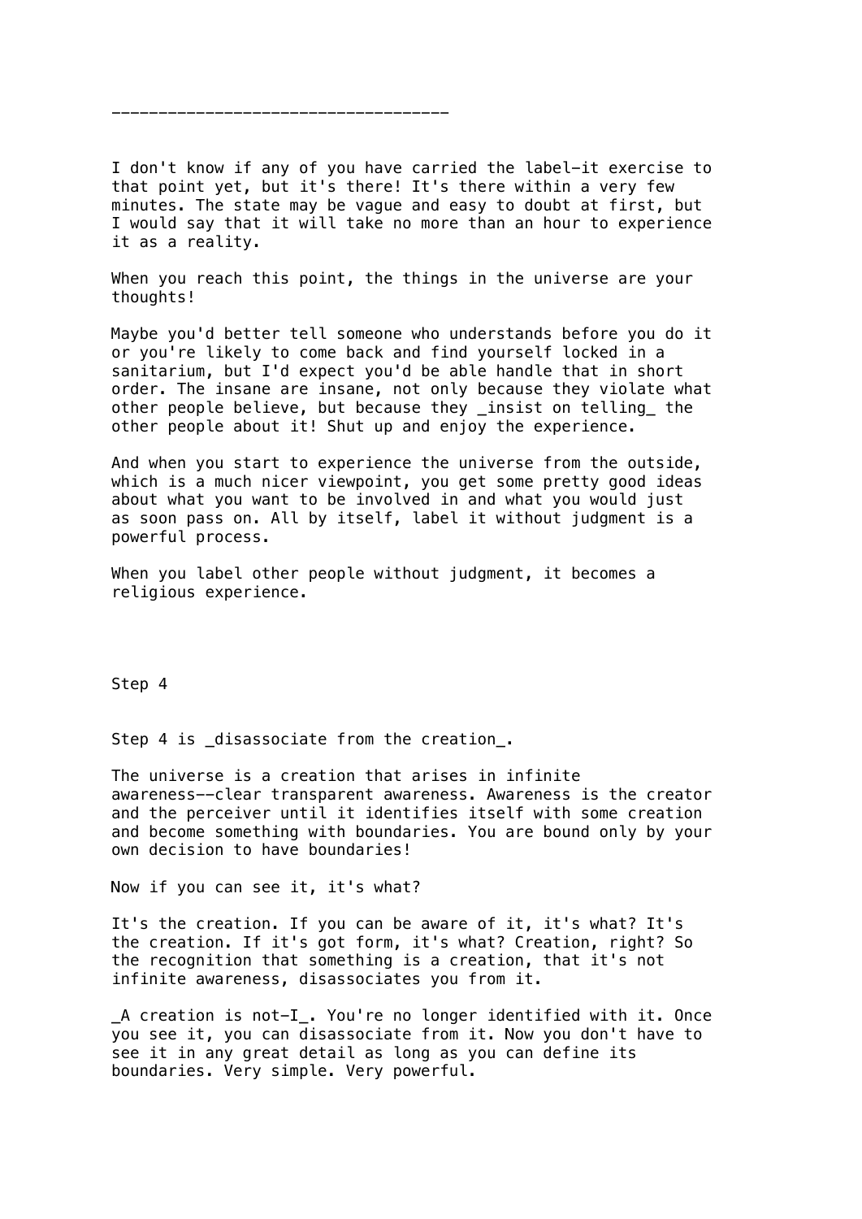-----------------------------------

I don't know if any of you have carried the label-it exercise to that point yet, but it's there! It's there within a very few minutes. The state may be vague and easy to doubt at first, but I would say that it will take no more than an hour to experience it as a reality.

When you reach this point, the things in the universe are your thoughts!

Maybe you'd better tell someone who understands before you do it or you're likely to come back and find yourself locked in a sanitarium, but I'd expect you'd be able handle that in short order. The insane are insane, not only because they violate what other people believe, but because they _insist on telling_ the other people about it! Shut up and enjoy the experience.

And when you start to experience the universe from the outside, which is a much nicer viewpoint, you get some pretty good ideas about what you want to be involved in and what you would just as soon pass on. All by itself, label it without judgment is a powerful process.

When you label other people without judgment, it becomes a religious experience.

## Step 4

Step 4 is _disassociate from the creation_.

The universe is a creation that arises in infinite awareness--clear transparent awareness. Awareness is the creator and the perceiver until it identifies itself with some creation and become something with boundaries. You are bound only by your own decision to have boundaries!

Now if you can see it, it's what?

It's the creation. If you can be aware of it, it's what? It's the creation. If it's got form, it's what? Creation, right? So the recognition that something is a creation, that it's not infinite awareness, disassociates you from it.

_A creation is not-I_. You're no longer identified with it. Once you see it, you can disassociate from it. Now you don't have to see it in any great detail as long as you can define its boundaries. Very simple. Very powerful.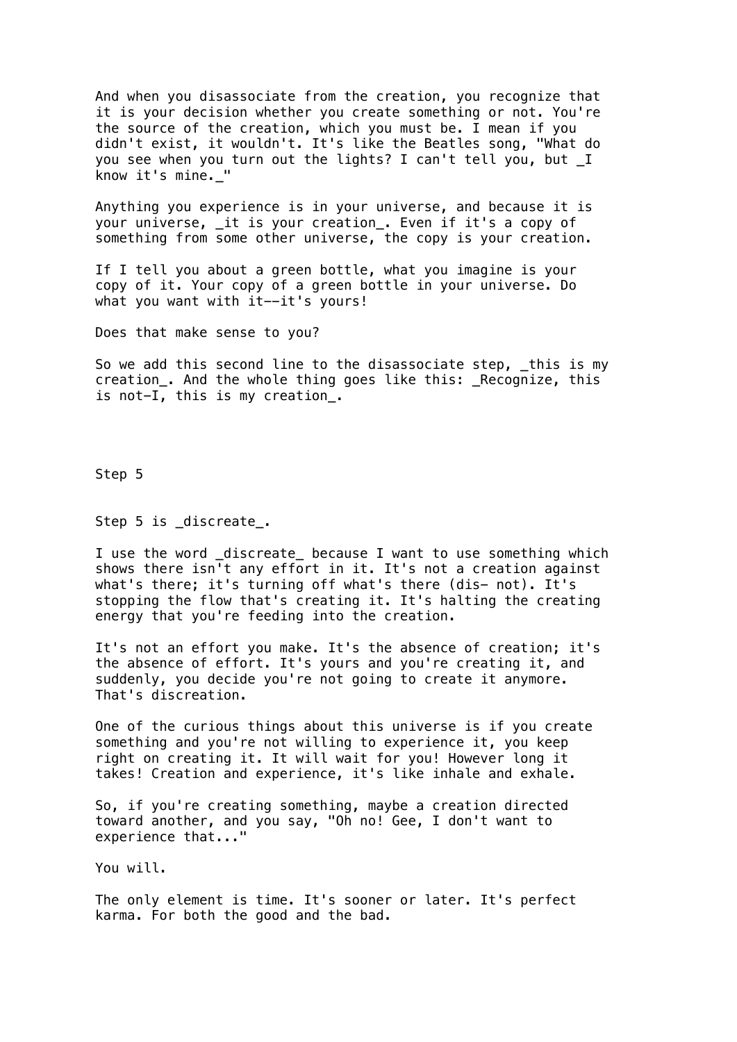And when you disassociate from the creation, you recognize that it is your decision whether you create something or not. You're the source of the creation, which you must be. I mean if you didn't exist, it wouldn't. It's like the Beatles song, "What do you see when you turn out the lights? I can't tell you, but *I know it's mine.*"

Anything you experience is in your universe, and because it is your universe, *it is your creation*. Even if it's a copy of something from some other universe, the copy is your creation.

If I tell you about a green bottle, what you imagine is your copy of it. Your copy of a green bottle in your universe. Do what you want with it--it's yours!

Does that make sense to you?

So we add this second line to the disassociate step, *this is my creation*. And the whole thing goes like this: *Recognize, this is not-I, this is my creation*.

## Step 5

Step 5 is *discreate*.

I use the word *discreate* because I want to use something which shows there isn't any effort in it. It's not a creation against what's there; it's turning off what's there (dis- not). It's stopping the flow that's creating it. It's halting the creating energy that you're feeding into the creation.

It's not an effort you make. It's the absence of creation; it's the absence of effort. It's yours and you're creating it, and suddenly, you decide you're not going to create it anymore. That's discreation.

One of the curious things about this universe is if you create something and you're not willing to experience it, you keep right on creating it. It will wait for you! However long it takes! Creation and experience, it's like inhale and exhale.

So, if you're creating something, maybe a creation directed toward another, and you say, "Oh no! Gee, I don't want to experience that..."

You will.

The only element is time. It's sooner or later. It's perfect karma. For both the good and the bad.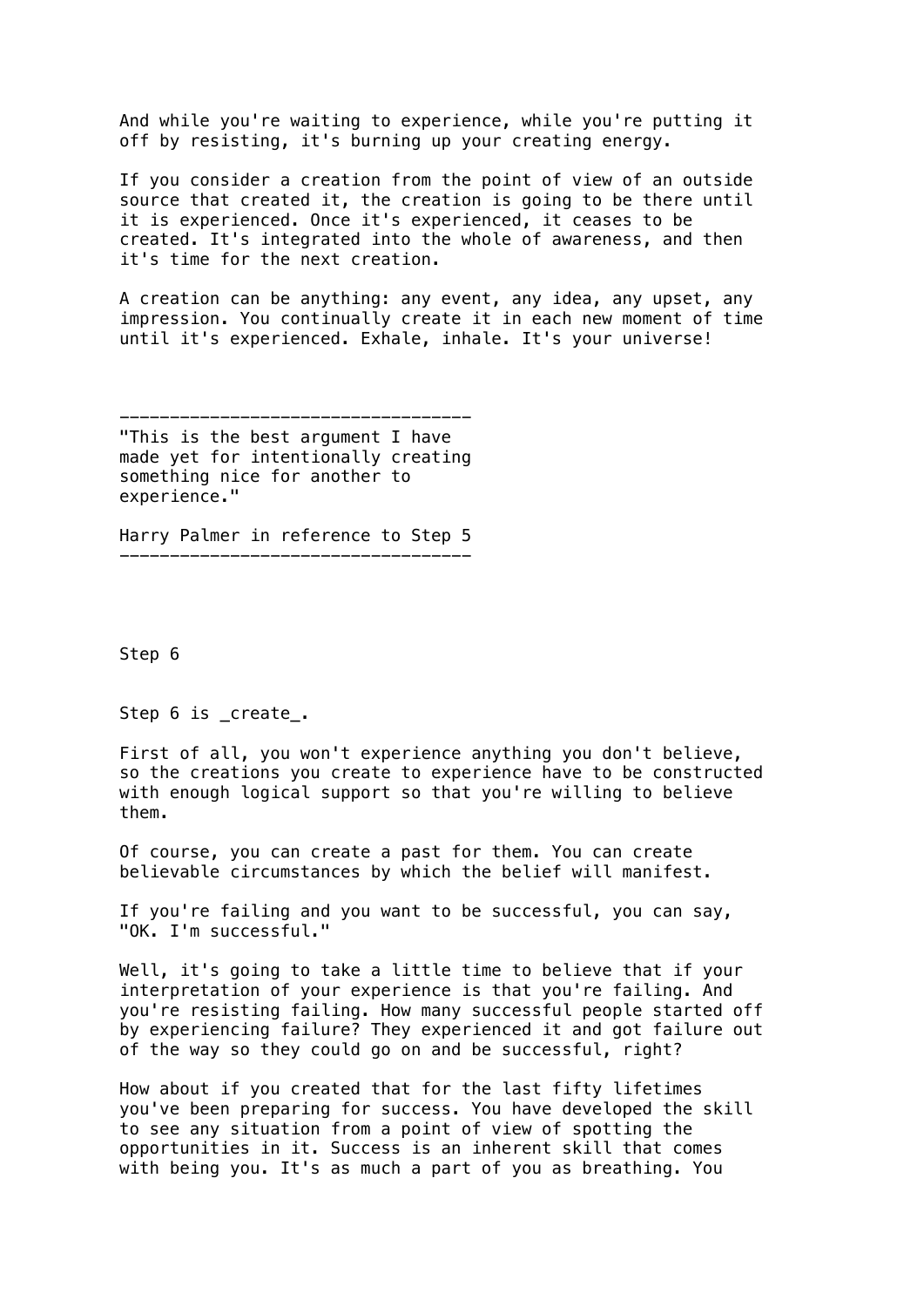And while you're waiting to experience, while you're putting it off by resisting, it's burning up your creating energy.

If you consider a creation from the point of view of an outside source that created it, the creation is going to be there until it is experienced. Once it's experienced, it ceases to be created. It's integrated into the whole of awareness, and then it's time for the next creation.

A creation can be anything: any event, any idea, any upset, any impression. You continually create it in each new moment of time until it's experienced. Exhale, inhale. It's your universe!

---

"This is the best argument I have made yet for intentionally creating something nice for another to experience."

Harry Palmer in reference to Step 5

---

## Step 6

Step 6 is _create_.

First of all, you won't experience anything you don't believe, so the creations you create to experience have to be constructed with enough logical support so that you're willing to believe them.

Of course, you can create a past for them. You can create believable circumstances by which the belief will manifest.

If you're failing and you want to be successful, you can say, "OK. I'm successful."

Well, it's going to take a little time to believe that if your interpretation of your experience is that you're failing. And you're resisting failing. How many successful people started off by experiencing failure? They experienced it and got failure out of the way so they could go on and be successful, right?

How about if you created that for the last fifty lifetimes you've been preparing for success. You have developed the skill to see any situation from a point of view of spotting the opportunities in it. Success is an inherent skill that comes with being you. It's as much a part of you as breathing. You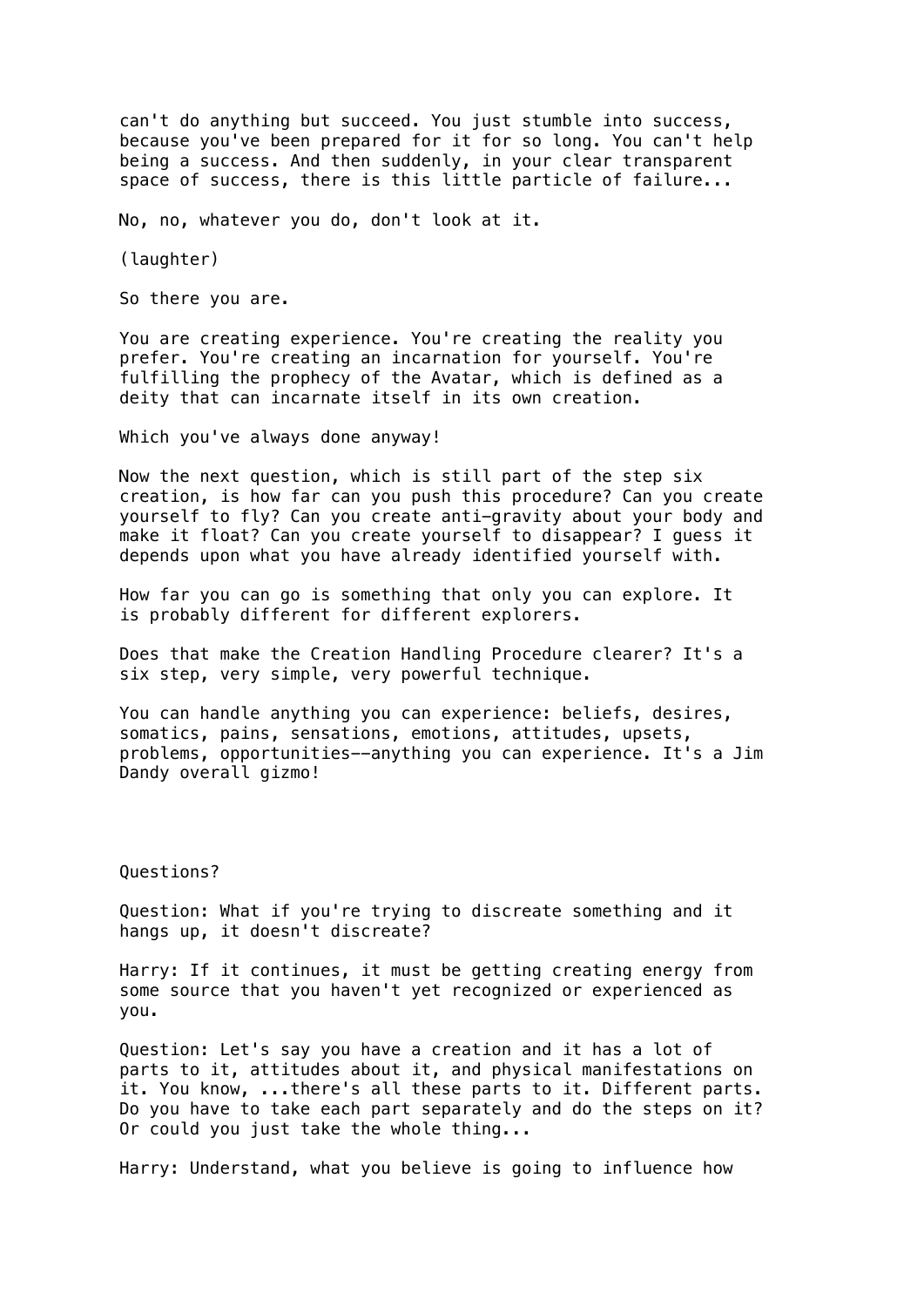can't do anything but succeed. You just stumble into success, because you've been prepared for it for so long. You can't help being a success. And then suddenly, in your clear transparent space of success, there is this little particle of failure...

No, no, whatever you do, don't look at it.

(laughter)

So there you are.

You are creating experience. You're creating the reality you prefer. You're creating an incarnation for yourself. You're fulfilling the prophecy of the Avatar, which is defined as a deity that can incarnate itself in its own creation.

Which you've always done anyway!

Now the next question, which is still part of the step six creation, is how far can you push this procedure? Can you create yourself to fly? Can you create anti-gravity about your body and make it float? Can you create yourself to disappear? I guess it depends upon what you have already identified yourself with.

How far you can go is something that only you can explore. It is probably different for different explorers.

Does that make the Creation Handling Procedure clearer? It's a six step, very simple, very powerful technique.

You can handle anything you can experience: beliefs, desires, somatics, pains, sensations, emotions, attitudes, upsets, problems, opportunities--anything you can experience. It's a Jim Dandy overall gizmo!

Questions?

Question: What if you're trying to discreate something and it hangs up, it doesn't discreate?

Harry: If it continues, it must be getting creating energy from some source that you haven't yet recognized or experienced as you.

Question: Let's say you have a creation and it has a lot of parts to it, attitudes about it, and physical manifestations on it. You know, ...there's all these parts to it. Different parts. Do you have to take each part separately and do the steps on it? Or could you just take the whole thing...

Harry: Understand, what you believe is going to influence how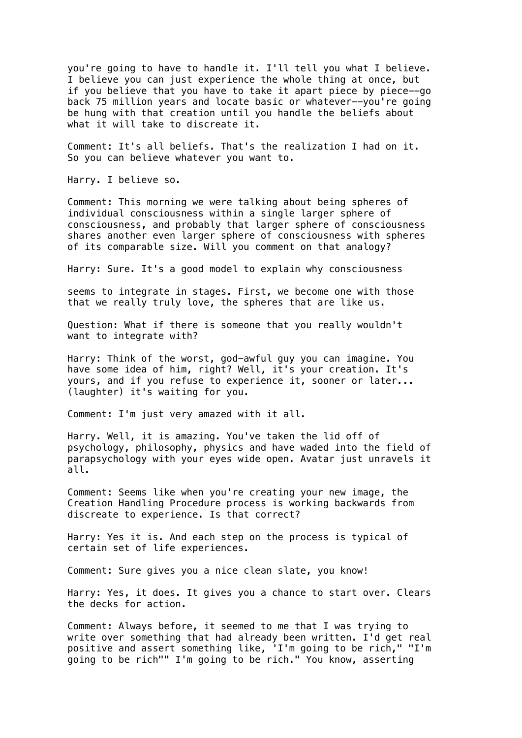you're going to have to handle it. I'll tell you what I believe. I believe you can just experience the whole thing at once, but if you believe that you have to take it apart piece by piece--go back 75 million years and locate basic or whatever--you're going be hung with that creation until you handle the beliefs about what it will take to discreate it.

Comment: It's all beliefs. That's the realization I had on it. So you can believe whatever you want to.

Harry. I believe so.

Comment: This morning we were talking about being spheres of individual consciousness within a single larger sphere of consciousness, and probably that larger sphere of consciousness shares another even larger sphere of consciousness with spheres of its comparable size. Will you comment on that analogy?

Harry: Sure. It's a good model to explain why consciousness

seems to integrate in stages. First, we become one with those that we really truly love, the spheres that are like us.

Question: What if there is someone that you really wouldn't want to integrate with?

Harry: Think of the worst, god-awful guy you can imagine. You have some idea of him, right? Well, it's your creation. It's yours, and if you refuse to experience it, sooner or later... (laughter) it's waiting for you.

Comment: I'm just very amazed with it all.

Harry. Well, it is amazing. You've taken the lid off of psychology, philosophy, physics and have waded into the field of parapsychology with your eyes wide open. Avatar just unravels it all.

Comment: Seems like when you're creating your new image, the Creation Handling Procedure process is working backwards from discreate to experience. Is that correct?

Harry: Yes it is. And each step on the process is typical of certain set of life experiences.

Comment: Sure gives you a nice clean slate, you know!

Harry: Yes, it does. It gives you a chance to start over. Clears the decks for action.

Comment: Always before, it seemed to me that I was trying to write over something that had already been written. I'd get real positive and assert something like, 'I'm going to be rich," "I'm going to be rich"" I'm going to be rich." You know, asserting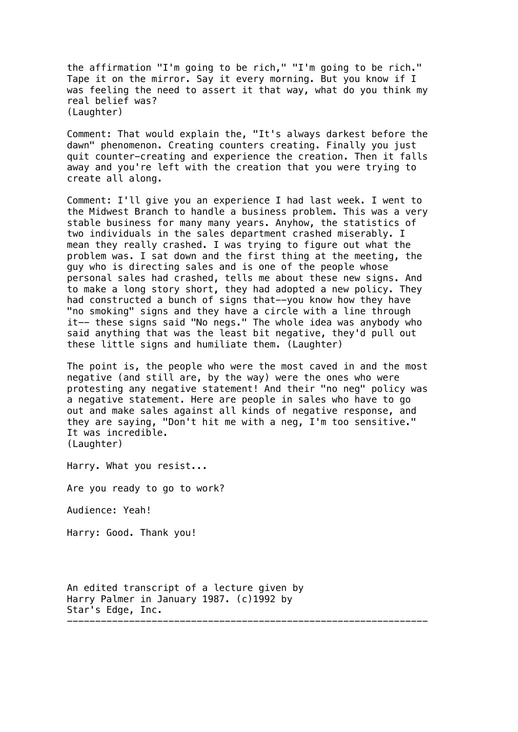the affirmation "I'm going to be rich," "I'm going to be rich." Tape it on the mirror. Say it every morning. But you know if I was feeling the need to assert it that way, what do you think my real belief was?
(Laughter)

Comment: That would explain the, "It's always darkest before the dawn" phenomenon. Creating counters creating. Finally you just quit counter-creating and experience the creation. Then it falls away and you're left with the creation that you were trying to create all along.

Comment: I'll give you an experience I had last week. I went to the Midwest Branch to handle a business problem. This was a very stable business for many many years. Anyhow, the statistics of two individuals in the sales department crashed miserably. I mean they really crashed. I was trying to figure out what the problem was. I sat down and the first thing at the meeting, the guy who is directing sales and is one of the people whose personal sales had crashed, tells me about these new signs. And to make a long story short, they had adopted a new policy. They had constructed a bunch of signs that--you know how they have "no smoking" signs and they have a circle with a line through it-- these signs said "No negs." The whole idea was anybody who said anything that was the least bit negative, they'd pull out these little signs and humiliate them. (Laughter)

The point is, the people who were the most caved in and the most negative (and still are, by the way) were the ones who were protesting any negative statement! And their "no neg" policy was a negative statement. Here are people in sales who have to go out and make sales against all kinds of negative response, and they are saying, "Don't hit me with a neg, I'm too sensitive." It was incredible.
(Laughter)

Harry. What you resist...

Are you ready to go to work?

Audience: Yeah!

Harry: Good. Thank you!

An edited transcript of a lecture given by Harry Palmer in January 1987. (c)1992 by Star's Edge, Inc.

---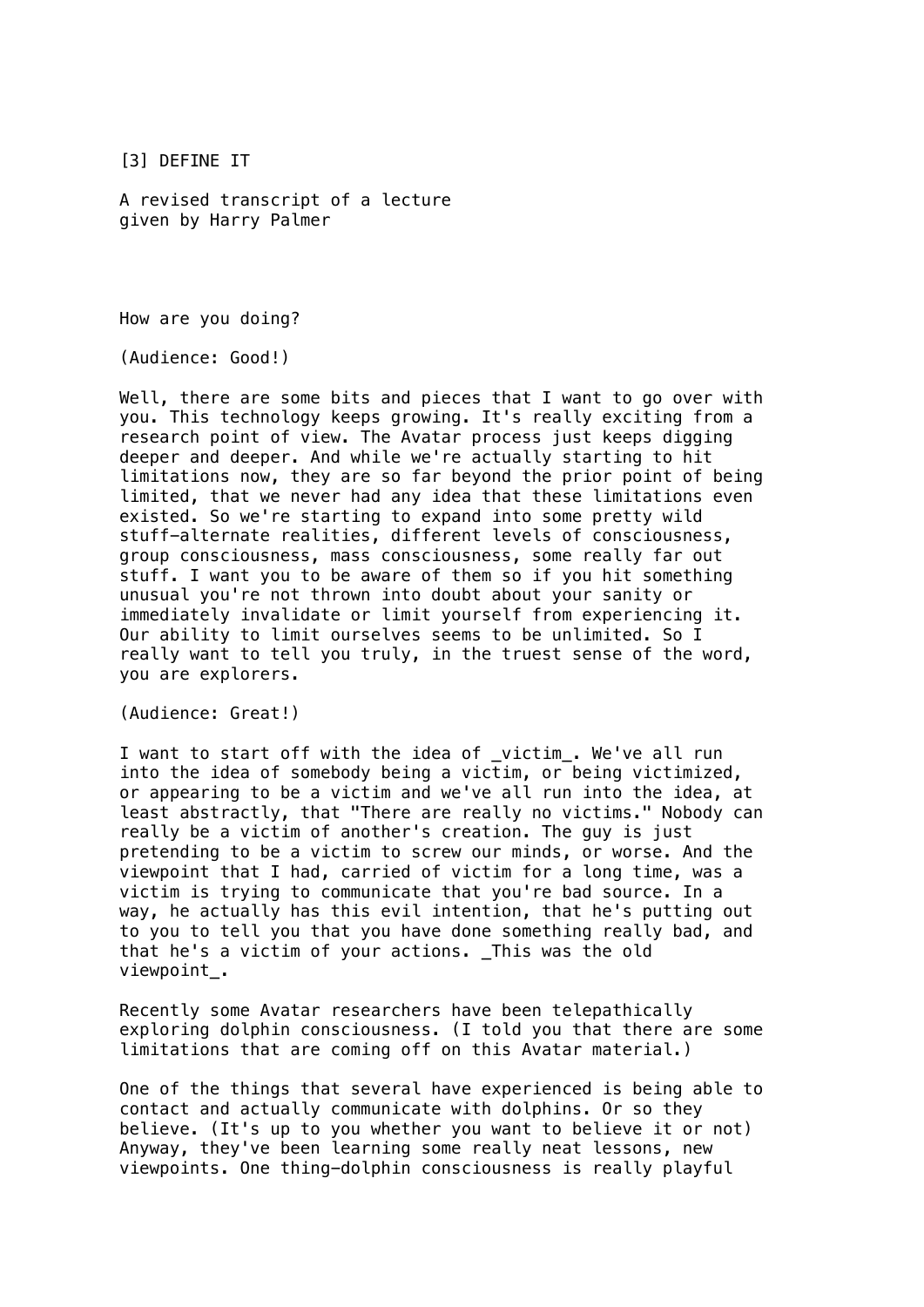# [3] DEFINE IT

A revised transcript of a lecture
given by Harry Palmer

How are you doing?

(Audience: Good!)

Well, there are some bits and pieces that I want to go over with you. This technology keeps growing. It's really exciting from a research point of view. The Avatar process just keeps digging deeper and deeper. And while we're actually starting to hit limitations now, they are so far beyond the prior point of being limited, that we never had any idea that these limitations even existed. So we're starting to expand into some pretty wild stuff—alternate realities, different levels of consciousness, group consciousness, mass consciousness, some really far out stuff. I want you to be aware of them so if you hit something unusual you're not thrown into doubt about your sanity or immediately invalidate or limit yourself from experiencing it. Our ability to limit ourselves seems to be unlimited. So I really want to tell you truly, in the truest sense of the word, you are explorers.

(Audience: Great!)

I want to start off with the idea of _victim_. We've all run into the idea of somebody being a victim, or being victimized, or appearing to be a victim and we've all run into the idea, at least abstractly, that "There are really no victims." Nobody can really be a victim of another's creation. The guy is just pretending to be a victim to screw our minds, or worse. And the viewpoint that I had, carried of victim for a long time, was a victim is trying to communicate that you're bad source. In a way, he actually has this evil intention, that he's putting out to you to tell you that you have done something really bad, and that he's a victim of your actions. _This was the old viewpoint_.

Recently some Avatar researchers have been telepathically exploring dolphin consciousness. (I told you that there are some limitations that are coming off on this Avatar material.)

One of the things that several have experienced is being able to contact and actually communicate with dolphins. Or so they believe. (It's up to you whether you want to believe it or not) Anyway, they've been learning some really neat lessons, new viewpoints. One thing—dolphin consciousness is really playful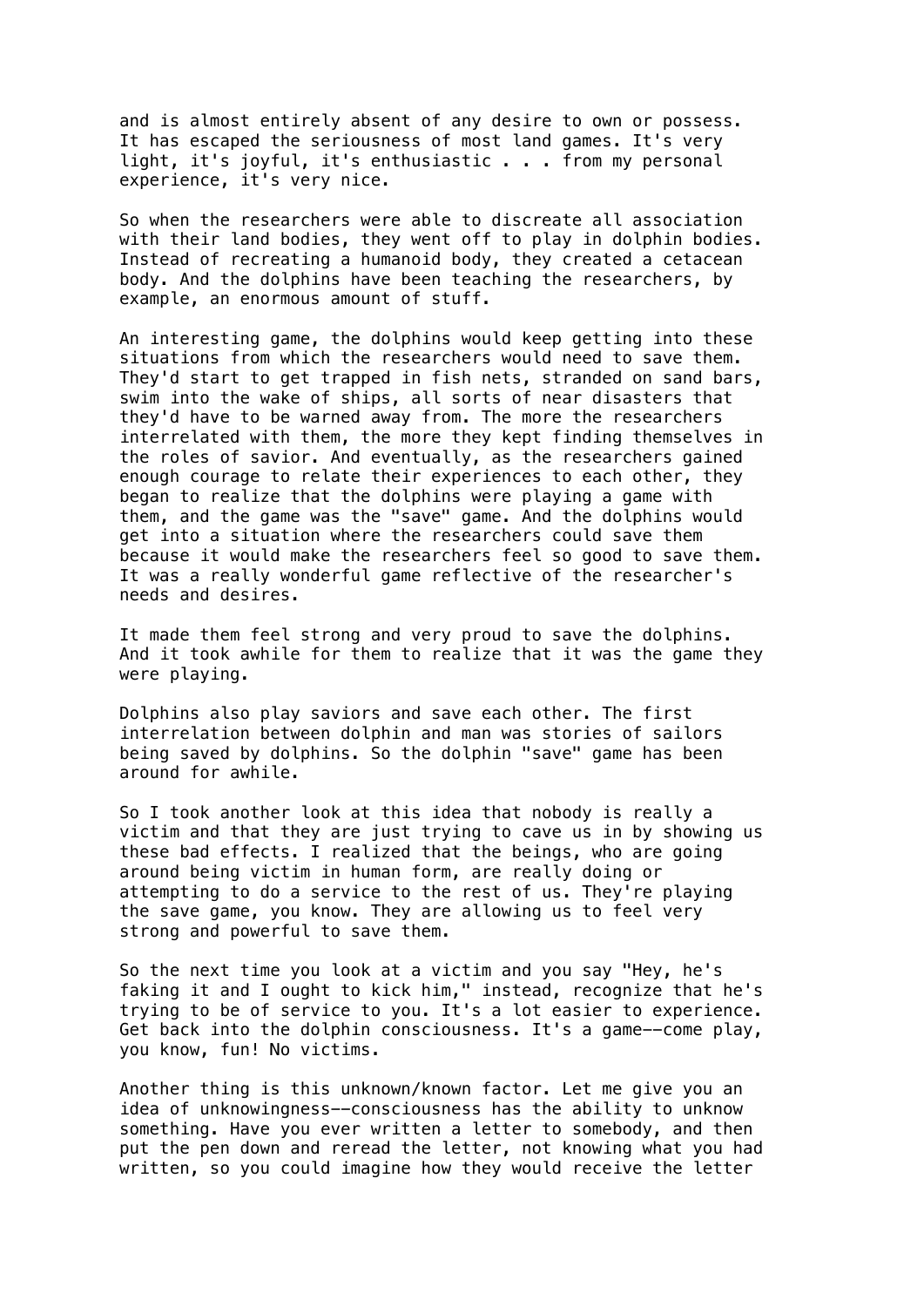and is almost entirely absent of any desire to own or possess. It has escaped the seriousness of most land games. It's very light, it's joyful, it's enthusiastic . . . from my personal experience, it's very nice.

So when the researchers were able to discreate all association with their land bodies, they went off to play in dolphin bodies. Instead of recreating a humanoid body, they created a cetacean body. And the dolphins have been teaching the researchers, by example, an enormous amount of stuff.

An interesting game, the dolphins would keep getting into these situations from which the researchers would need to save them. They'd start to get trapped in fish nets, stranded on sand bars, swim into the wake of ships, all sorts of near disasters that they'd have to be warned away from. The more the researchers interrelated with them, the more they kept finding themselves in the roles of savior. And eventually, as the researchers gained enough courage to relate their experiences to each other, they began to realize that the dolphins were playing a game with them, and the game was the "save" game. And the dolphins would get into a situation where the researchers could save them because it would make the researchers feel so good to save them. It was a really wonderful game reflective of the researcher's needs and desires.

It made them feel strong and very proud to save the dolphins. And it took awhile for them to realize that it was the game they were playing.

Dolphins also play saviors and save each other. The first interrelation between dolphin and man was stories of sailors being saved by dolphins. So the dolphin "save" game has been around for awhile.

So I took another look at this idea that nobody is really a victim and that they are just trying to cave us in by showing us these bad effects. I realized that the beings, who are going around being victim in human form, are really doing or attempting to do a service to the rest of us. They're playing the save game, you know. They are allowing us to feel very strong and powerful to save them.

So the next time you look at a victim and you say "Hey, he's faking it and I ought to kick him," instead, recognize that he's trying to be of service to you. It's a lot easier to experience. Get back into the dolphin consciousness. It's a game--come play, you know, fun! No victims.

Another thing is this unknown/known factor. Let me give you an idea of unknowingness--consciousness has the ability to unknow something. Have you ever written a letter to somebody, and then put the pen down and reread the letter, not knowing what you had written, so you could imagine how they would receive the letter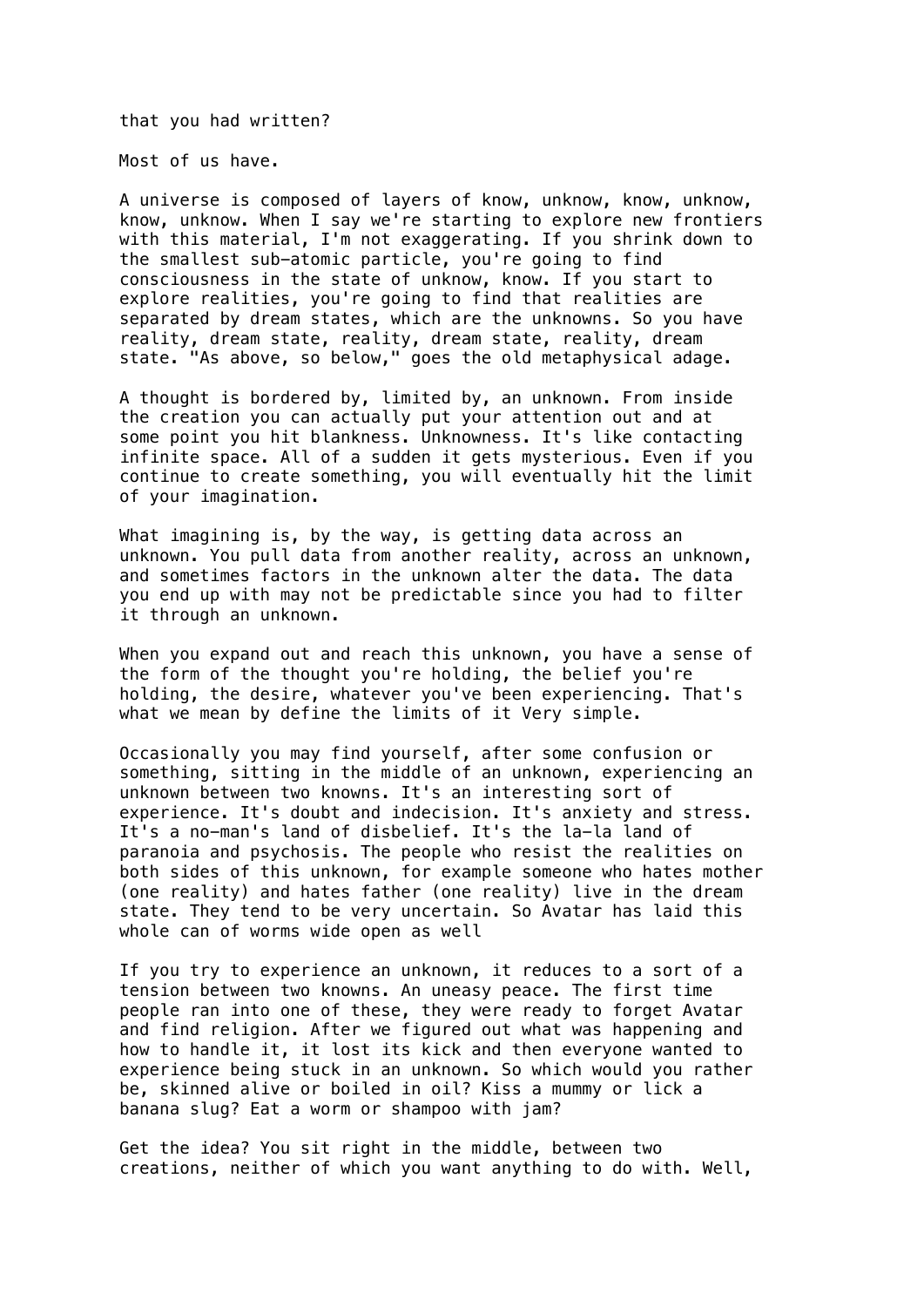that you had written?

Most of us have.

A universe is composed of layers of know, unknow, know, unknow, know, unknow. When I say we're starting to explore new frontiers with this material, I'm not exaggerating. If you shrink down to the smallest sub-atomic particle, you're going to find consciousness in the state of unknow, know. If you start to explore realities, you're going to find that realities are separated by dream states, which are the unknowns. So you have reality, dream state, reality, dream state, reality, dream state. "As above, so below," goes the old metaphysical adage.

A thought is bordered by, limited by, an unknown. From inside the creation you can actually put your attention out and at some point you hit blankness. Unknowness. It's like contacting infinite space. All of a sudden it gets mysterious. Even if you continue to create something, you will eventually hit the limit of your imagination.

What imagining is, by the way, is getting data across an unknown. You pull data from another reality, across an unknown, and sometimes factors in the unknown alter the data. The data you end up with may not be predictable since you had to filter it through an unknown.

When you expand out and reach this unknown, you have a sense of the form of the thought you're holding, the belief you're holding, the desire, whatever you've been experiencing. That's what we mean by define the limits of it Very simple.

Occasionally you may find yourself, after some confusion or something, sitting in the middle of an unknown, experiencing an unknown between two knowns. It's an interesting sort of experience. It's doubt and indecision. It's anxiety and stress. It's a no-man's land of disbelief. It's the la-la land of paranoia and psychosis. The people who resist the realities on both sides of this unknown, for example someone who hates mother (one reality) and hates father (one reality) live in the dream state. They tend to be very uncertain. So Avatar has laid this whole can of worms wide open as well

If you try to experience an unknown, it reduces to a sort of a tension between two knowns. An uneasy peace. The first time people ran into one of these, they were ready to forget Avatar and find religion. After we figured out what was happening and how to handle it, it lost its kick and then everyone wanted to experience being stuck in an unknown. So which would you rather be, skinned alive or boiled in oil? Kiss a mummy or lick a banana slug? Eat a worm or shampoo with jam?

Get the idea? You sit right in the middle, between two creations, neither of which you want anything to do with. Well,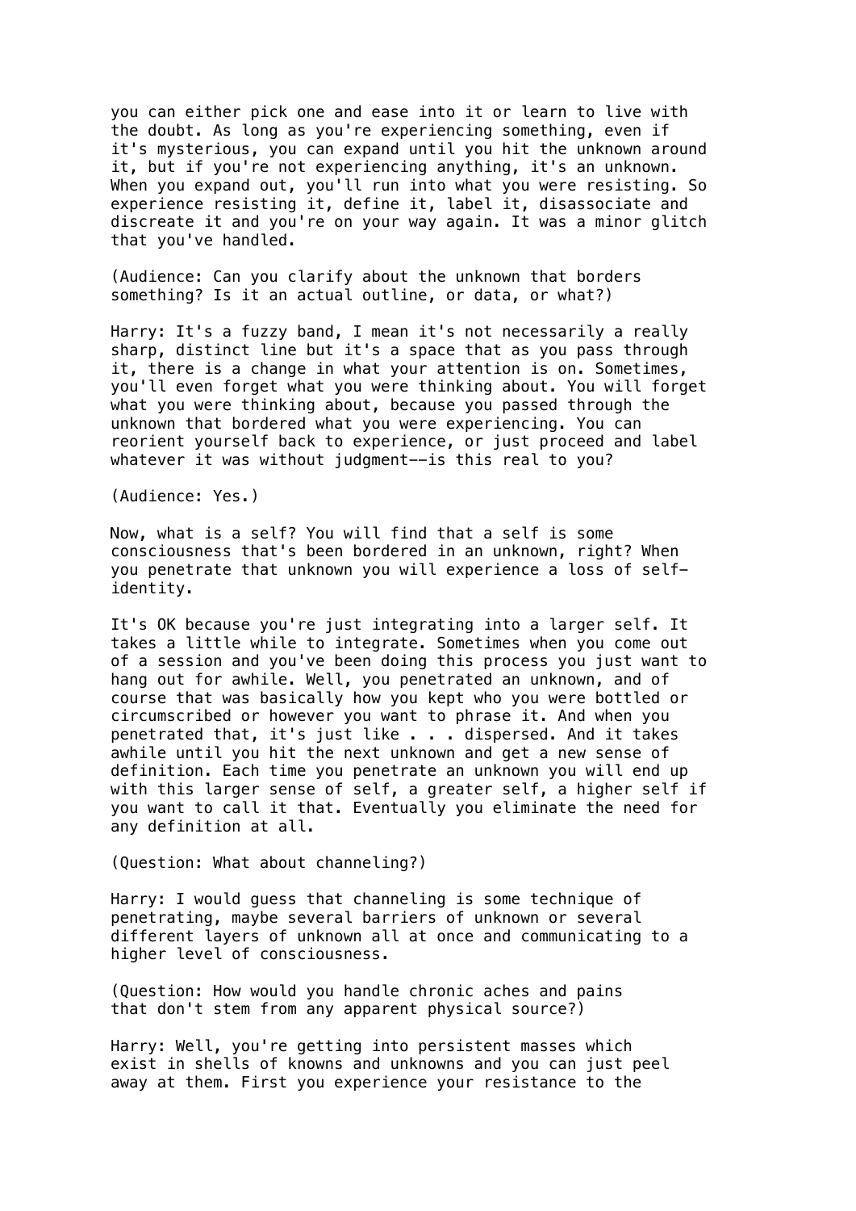you can either pick one and ease into it or learn to live with the doubt. As long as you're experiencing something, even if it's mysterious, you can expand until you hit the unknown around it, but if you're not experiencing anything, it's an unknown. When you expand out, you'll run into what you were resisting. So experience resisting it, define it, label it, disassociate and discreate it and you're on your way again. It was a minor glitch that you've handled.

(Audience: Can you clarify about the unknown that borders something? Is it an actual outline, or data, or what?)

Harry: It's a fuzzy band, I mean it's not necessarily a really sharp, distinct line but it's a space that as you pass through it, there is a change in what your attention is on. Sometimes, you'll even forget what you were thinking about. You will forget what you were thinking about, because you passed through the unknown that bordered what you were experiencing. You can reorient yourself back to experience, or just proceed and label whatever it was without judgment--is this real to you?

(Audience: Yes.)

Now, what is a self? You will find that a self is some consciousness that's been bordered in an unknown, right? When you penetrate that unknown you will experience a loss of self-identity.

It's OK because you're just integrating into a larger self. It takes a little while to integrate. Sometimes when you come out of a session and you've been doing this process you just want to hang out for awhile. Well, you penetrated an unknown, and of course that was basically how you kept who you were bottled or circumscribed or however you want to phrase it. And when you penetrated that, it's just like . . . dispersed. And it takes awhile until you hit the next unknown and get a new sense of definition. Each time you penetrate an unknown you will end up with this larger sense of self, a greater self, a higher self if you want to call it that. Eventually you eliminate the need for any definition at all.

(Question: What about channeling?)

Harry: I would guess that channeling is some technique of penetrating, maybe several barriers of unknown or several different layers of unknown all at once and communicating to a higher level of consciousness.

(Question: How would you handle chronic aches and pains that don't stem from any apparent physical source?)

Harry: Well, you're getting into persistent masses which exist in shells of knowns and unknowns and you can just peel away at them. First you experience your resistance to the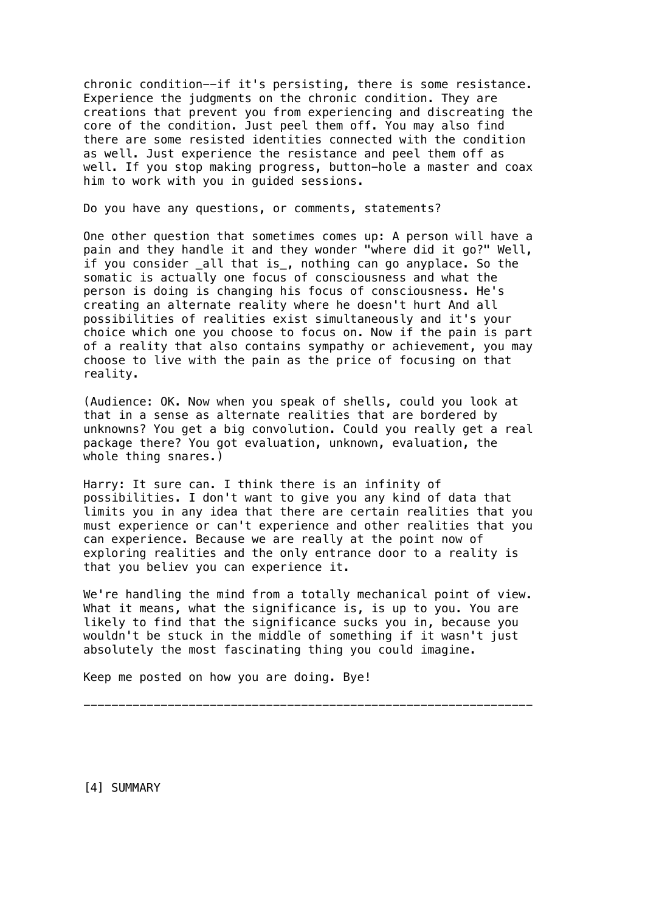chronic condition--if it's persisting, there is some resistance. Experience the judgments on the chronic condition. They are creations that prevent you from experiencing and discreating the core of the condition. Just peel them off. You may also find there are some resisted identities connected with the condition as well. Just experience the resistance and peel them off as well. If you stop making progress, button-hole a master and coax him to work with you in guided sessions.

Do you have any questions, or comments, statements?

One other question that sometimes comes up: A person will have a pain and they handle it and they wonder "where did it go?" Well, if you consider _all that is_, nothing can go anyplace. So the somatic is actually one focus of consciousness and what the person is doing is changing his focus of consciousness. He's creating an alternate reality where he doesn't hurt And all possibilities of realities exist simultaneously and it's your choice which one you choose to focus on. Now if the pain is part of a reality that also contains sympathy or achievement, you may choose to live with the pain as the price of focusing on that reality.

(Audience: OK. Now when you speak of shells, could you look at that in a sense as alternate realities that are bordered by unknowns? You get a big convolution. Could you really get a real package there? You got evaluation, unknown, evaluation, the whole thing snares.)

Harry: It sure can. I think there is an infinity of possibilities. I don't want to give you any kind of data that limits you in any idea that there are certain realities that you must experience or can't experience and other realities that you can experience. Because we are really at the point now of exploring realities and the only entrance door to a reality is that you believ you can experience it.

We're handling the mind from a totally mechanical point of view. What it means, what the significance is, is up to you. You are likely to find that the significance sucks you in, because you wouldn't be stuck in the middle of something if it wasn't just absolutely the most fascinating thing you could imagine.

Keep me posted on how you are doing. Bye!

---

[4] SUMMARY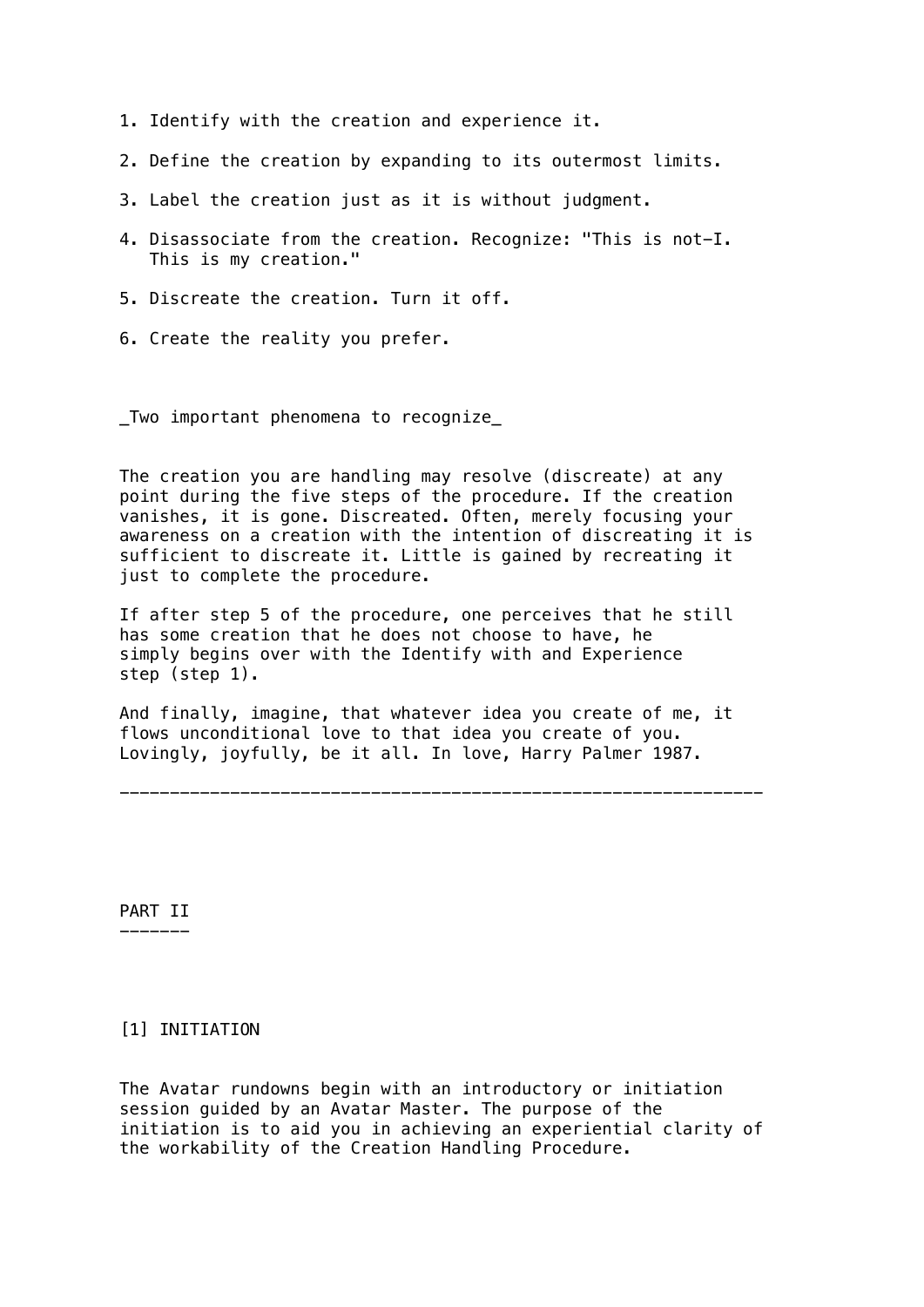1. Identify with the creation and experience it.

2. Define the creation by expanding to its outermost limits.

3. Label the creation just as it is without judgment.

4. Disassociate from the creation. Recognize: "This is not-I. This is my creation."

5. Discreate the creation. Turn it off.

6. Create the reality you prefer.

_Two important phenomena to recognize_

The creation you are handling may resolve (discreate) at any point during the five steps of the procedure. If the creation vanishes, it is gone. Discreated. Often, merely focusing your awareness on a creation with the intention of discreating it is sufficient to discreate it. Little is gained by recreating it just to complete the procedure.

If after step 5 of the procedure, one perceives that he still has some creation that he does not choose to have, he simply begins over with the Identify with and Experience step (step 1).

And finally, imagine, that whatever idea you create of me, it flows unconditional love to that idea you create of you. Lovingly, joyfully, be it all. In love, Harry Palmer 1987.

---

## PART II

### [1] INITIATION

The Avatar rundowns begin with an introductory or initiation session guided by an Avatar Master. The purpose of the initiation is to aid you in achieving an experiential clarity of the workability of the Creation Handling Procedure.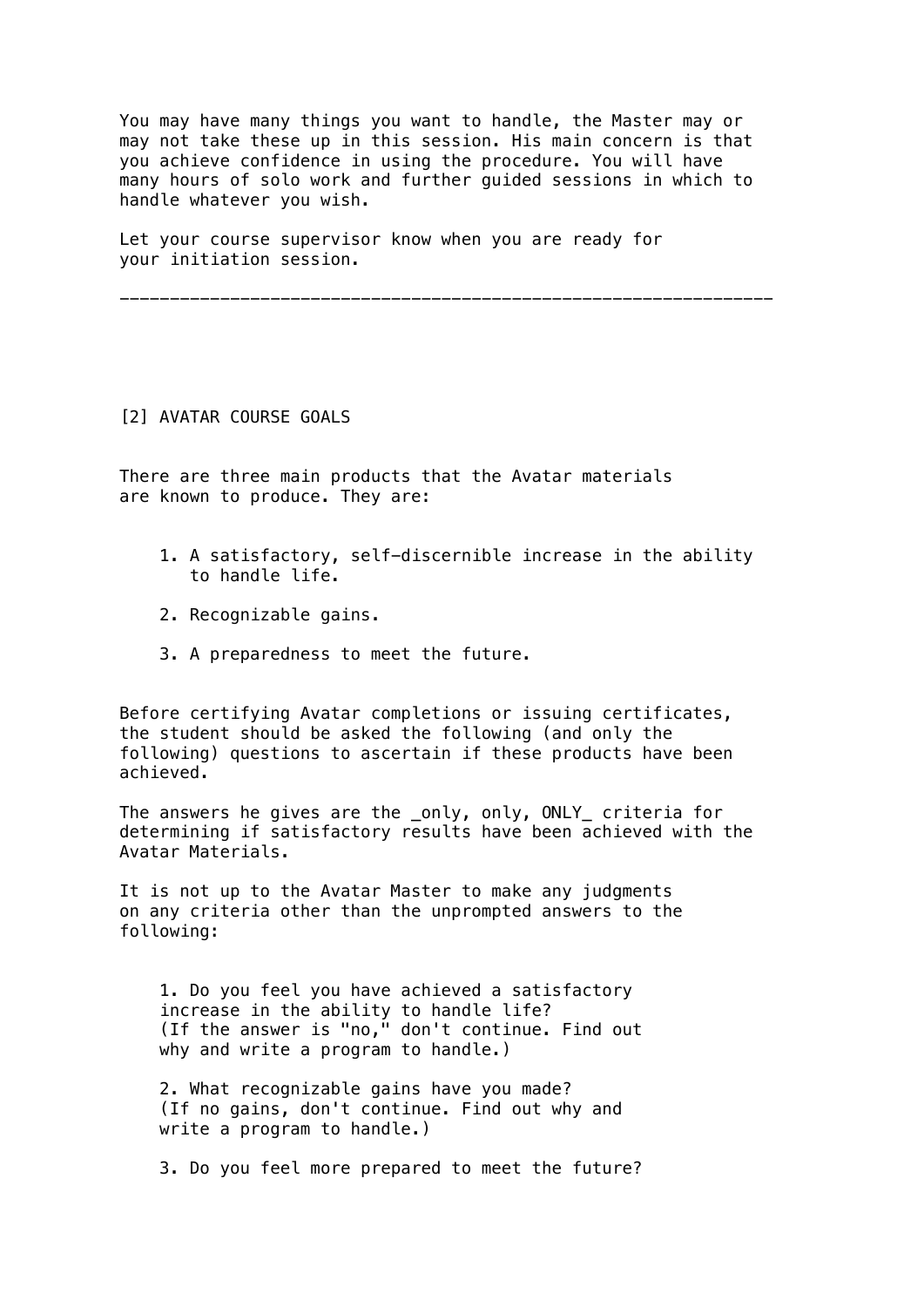You may have many things you want to handle, the Master may or may not take these up in this session. His main concern is that you achieve confidence in using the procedure. You will have many hours of solo work and further guided sessions in which to handle whatever you wish.

Let your course supervisor know when you are ready for your initiation session.

---

## [2] AVATAR COURSE GOALS

There are three main products that the Avatar materials are known to produce. They are:

1. A satisfactory, self-discernible increase in the ability to handle life.
2. Recognizable gains.
3. A preparedness to meet the future.

Before certifying Avatar completions or issuing certificates, the student should be asked the following (and only the following) questions to ascertain if these products have been achieved.

The answers he gives are the _only, only, ONLY_ criteria for determining if satisfactory results have been achieved with the Avatar Materials.

It is not up to the Avatar Master to make any judgments on any criteria other than the unprompted answers to the following:

1. Do you feel you have achieved a satisfactory increase in the ability to handle life?
   (If the answer is "no," don't continue. Find out why and write a program to handle.)
2. What recognizable gains have you made?
   (If no gains, don't continue. Find out why and write a program to handle.)
3. Do you feel more prepared to meet the future?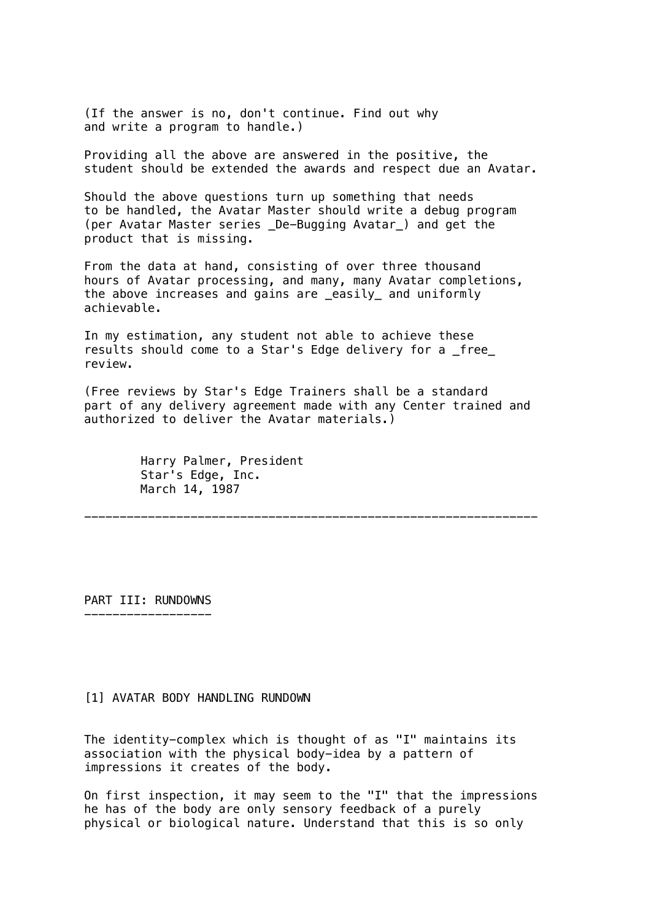(If the answer is no, don't continue. Find out why and write a program to handle.)

Providing all the above are answered in the positive, the student should be extended the awards and respect due an Avatar.

Should the above questions turn up something that needs to be handled, the Avatar Master should write a debug program (per Avatar Master series _De-Bugging Avatar_) and get the product that is missing.

From the data at hand, consisting of over three thousand hours of Avatar processing, and many, many Avatar completions, the above increases and gains are _easily_ and uniformly achievable.

In my estimation, any student not able to achieve these results should come to a Star's Edge delivery for a _free_ review.

(Free reviews by Star's Edge Trainers shall be a standard part of any delivery agreement made with any Center trained and authorized to deliver the Avatar materials.)

Harry Palmer, President
Star's Edge, Inc.
March 14, 1987

---

## PART III: RUNDOWNS

### [1] AVATAR BODY HANDLING RUNDOWN

The identity-complex which is thought of as "I" maintains its association with the physical body-idea by a pattern of impressions it creates of the body.

On first inspection, it may seem to the "I" that the impressions he has of the body are only sensory feedback of a purely physical or biological nature. Understand that this is so only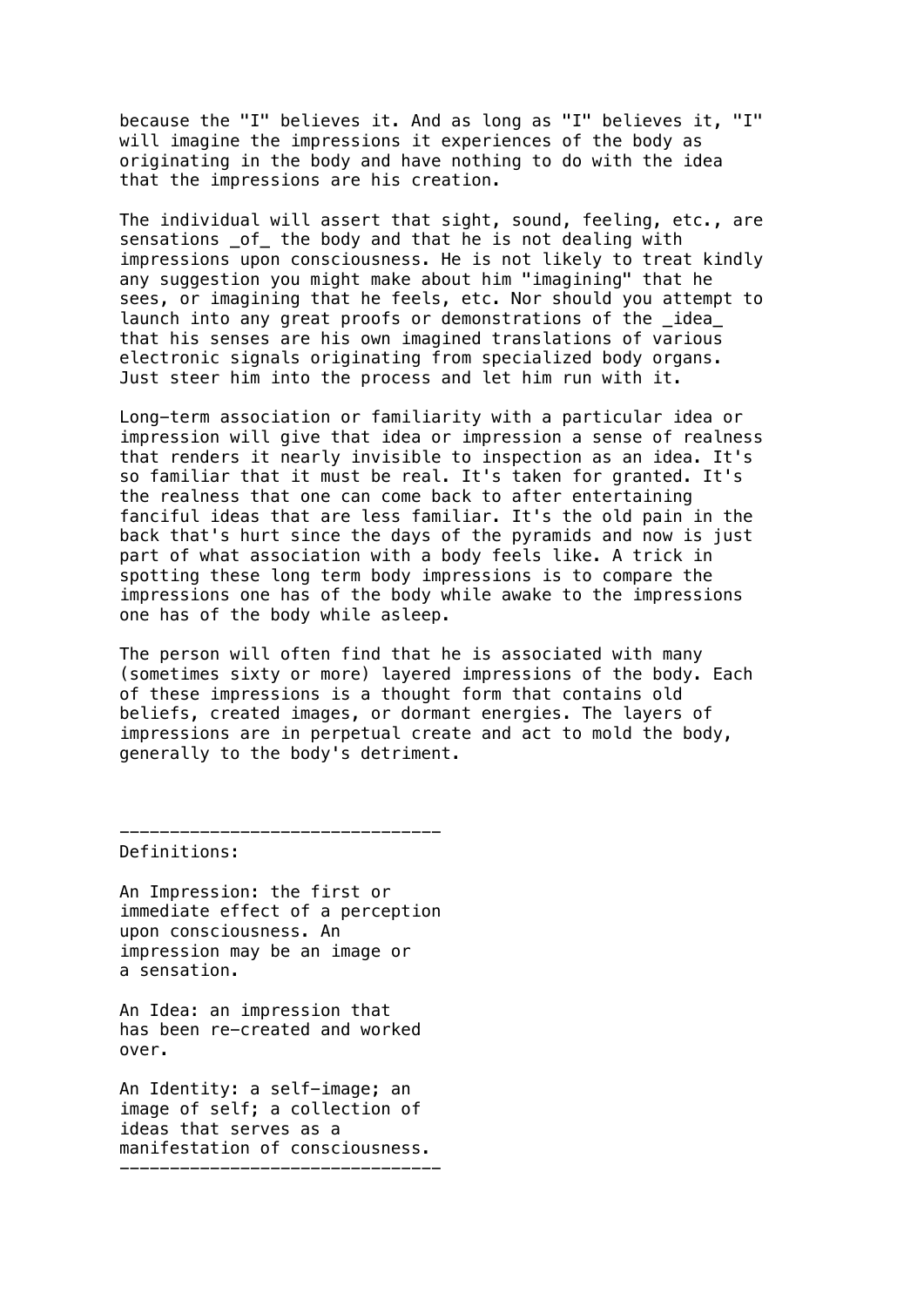because the "I" believes it. And as long as "I" believes it, "I" will imagine the impressions it experiences of the body as originating in the body and have nothing to do with the idea that the impressions are his creation.

The individual will assert that sight, sound, feeling, etc., are sensations *of* the body and that he is not dealing with impressions upon consciousness. He is not likely to treat kindly any suggestion you might make about him "imagining" that he sees, or imagining that he feels, etc. Nor should you attempt to launch into any great proofs or demonstrations of the *idea* that his senses are his own imagined translations of various electronic signals originating from specialized body organs. Just steer him into the process and let him run with it.

Long-term association or familiarity with a particular idea or impression will give that idea or impression a sense of realness that renders it nearly invisible to inspection as an idea. It's so familiar that it must be real. It's taken for granted. It's the realness that one can come back to after entertaining fanciful ideas that are less familiar. It's the old pain in the back that's hurt since the days of the pyramids and now is just part of what association with a body feels like. A trick in spotting these long term body impressions is to compare the impressions one has of the body while awake to the impressions one has of the body while asleep.

The person will often find that he is associated with many (sometimes sixty or more) layered impressions of the body. Each of these impressions is a thought form that contains old beliefs, created images, or dormant energies. The layers of impressions are in perpetual create and act to mold the body, generally to the body's detriment.

---

Definitions:

An Impression: the first or immediate effect of a perception upon consciousness. An impression may be an image or a sensation.

An Idea: an impression that has been re-created and worked over.

An Identity: a self-image; an image of self; a collection of ideas that serves as a manifestation of consciousness.

---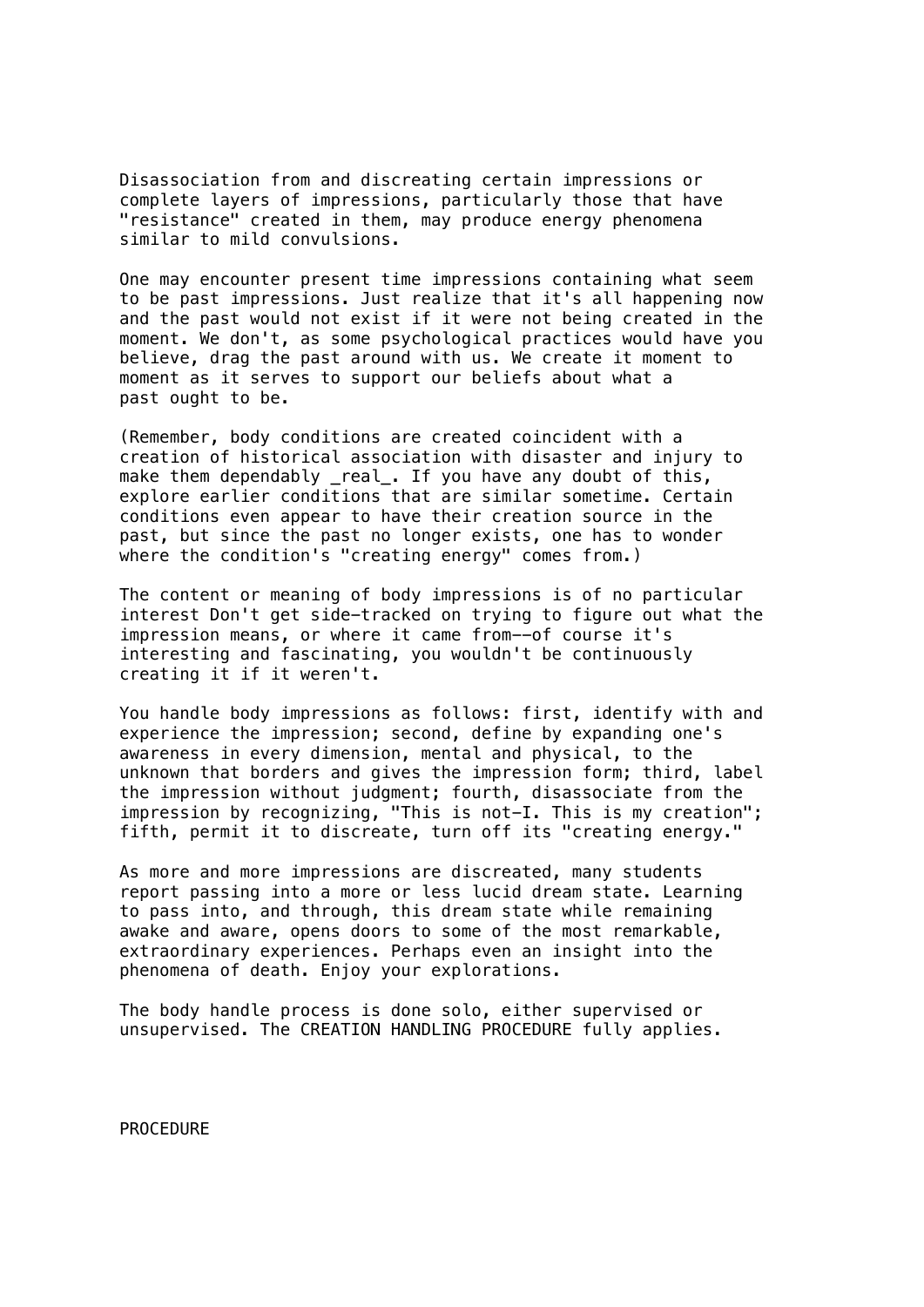Disassociation from and discreating certain impressions or complete layers of impressions, particularly those that have "resistance" created in them, may produce energy phenomena similar to mild convulsions.

One may encounter present time impressions containing what seem to be past impressions. Just realize that it's all happening now and the past would not exist if it were not being created in the moment. We don't, as some psychological practices would have you believe, drag the past around with us. We create it moment to moment as it serves to support our beliefs about what a past ought to be.

(Remember, body conditions are created coincident with a creation of historical association with disaster and injury to make them dependably _real_. If you have any doubt of this, explore earlier conditions that are similar sometime. Certain conditions even appear to have their creation source in the past, but since the past no longer exists, one has to wonder where the condition's "creating energy" comes from.)

The content or meaning of body impressions is of no particular interest Don't get side-tracked on trying to figure out what the impression means, or where it came from--of course it's interesting and fascinating, you wouldn't be continuously creating it if it weren't.

You handle body impressions as follows: first, identify with and experience the impression; second, define by expanding one's awareness in every dimension, mental and physical, to the unknown that borders and gives the impression form; third, label the impression without judgment; fourth, disassociate from the impression by recognizing, "This is not-I. This is my creation"; fifth, permit it to discreate, turn off its "creating energy."

As more and more impressions are discreated, many students report passing into a more or less lucid dream state. Learning to pass into, and through, this dream state while remaining awake and aware, opens doors to some of the most remarkable, extraordinary experiences. Perhaps even an insight into the phenomena of death. Enjoy your explorations.

The body handle process is done solo, either supervised or unsupervised. The CREATION HANDLING PROCEDURE fully applies.

PROCEDURE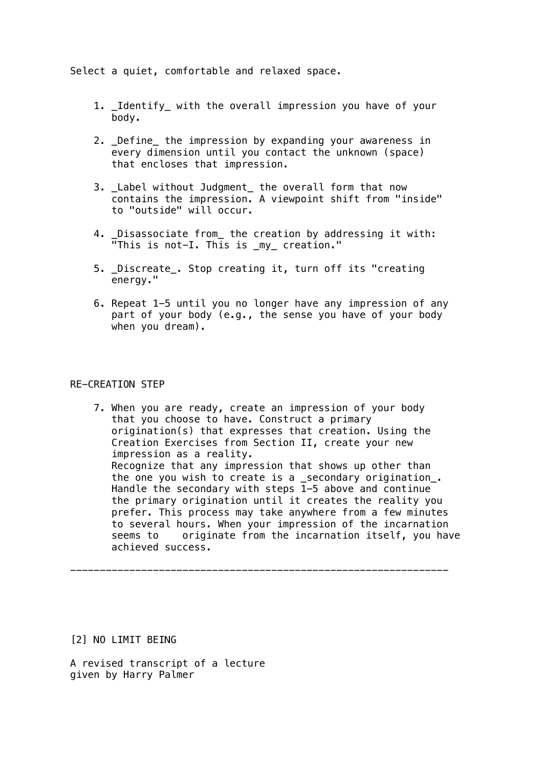Select a quiet, comfortable and relaxed space.

1. _Identify_ with the overall impression you have of your body.

2. _Define_ the impression by expanding your awareness in every dimension until you contact the unknown (space) that encloses that impression.

3. _Label without Judgment_ the overall form that now contains the impression. A viewpoint shift from "inside" to "outside" will occur.

4. _Disassociate from_ the creation by addressing it with: "This is not-I. This is _my_ creation."

5. _Discreate_. Stop creating it, turn off its "creating energy."

6. Repeat 1–5 until you no longer have any impression of any part of your body (e.g., the sense you have of your body when you dream).

RE-CREATION STEP

7. When you are ready, create an impression of your body that you choose to have. Construct a primary origination(s) that expresses that creation. Using the Creation Exercises from Section II, create your new impression as a reality.
   Recognize that any impression that shows up other than the one you wish to create is a _secondary origination_. Handle the secondary with steps 1–5 above and continue the primary origination until it creates the reality you prefer. This process may take anywhere from a few minutes to several hours. When your impression of the incarnation seems to originate from the incarnation itself, you have achieved success.

---

[2] NO LIMIT BEING

A revised transcript of a lecture
given by Harry Palmer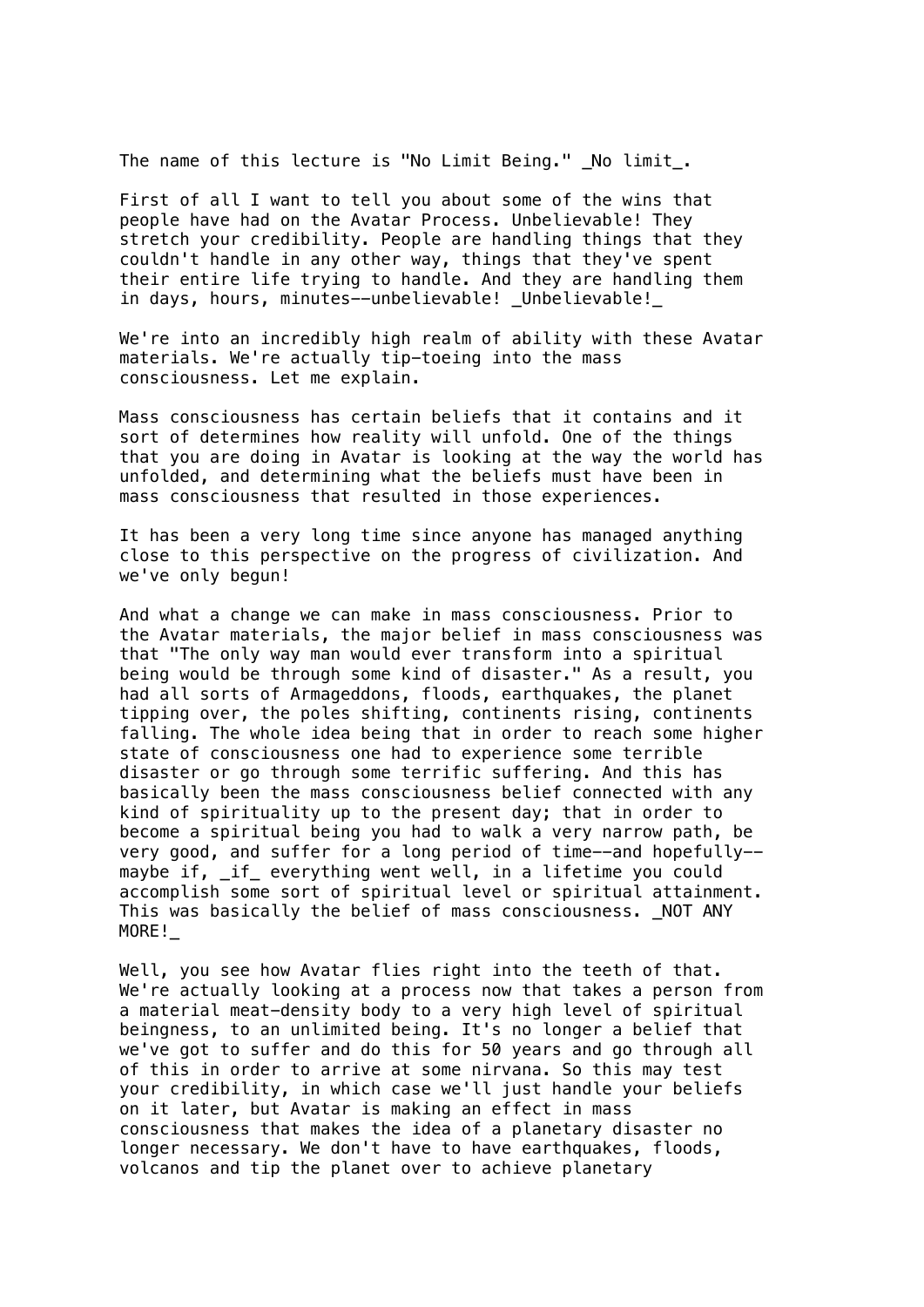The name of this lecture is "No Limit Being." _No limit_.

First of all I want to tell you about some of the wins that people have had on the Avatar Process. Unbelievable! They stretch your credibility. People are handling things that they couldn't handle in any other way, things that they've spent their entire life trying to handle. And they are handling them in days, hours, minutes--unbelievable! _Unbelievable!_

We're into an incredibly high realm of ability with these Avatar materials. We're actually tip-toeing into the mass consciousness. Let me explain.

Mass consciousness has certain beliefs that it contains and it sort of determines how reality will unfold. One of the things that you are doing in Avatar is looking at the way the world has unfolded, and determining what the beliefs must have been in mass consciousness that resulted in those experiences.

It has been a very long time since anyone has managed anything close to this perspective on the progress of civilization. And we've only begun!

And what a change we can make in mass consciousness. Prior to the Avatar materials, the major belief in mass consciousness was that "The only way man would ever transform into a spiritual being would be through some kind of disaster." As a result, you had all sorts of Armageddons, floods, earthquakes, the planet tipping over, the poles shifting, continents rising, continents falling. The whole idea being that in order to reach some higher state of consciousness one had to experience some terrible disaster or go through some terrific suffering. And this has basically been the mass consciousness belief connected with any kind of spirituality up to the present day; that in order to become a spiritual being you had to walk a very narrow path, be very good, and suffer for a long period of time--and hopefully--maybe if, _if_ everything went well, in a lifetime you could accomplish some sort of spiritual level or spiritual attainment. This was basically the belief of mass consciousness. _NOT ANY MORE!_

Well, you see how Avatar flies right into the teeth of that. We're actually looking at a process now that takes a person from a material meat-density body to a very high level of spiritual beingness, to an unlimited being. It's no longer a belief that we've got to suffer and do this for 50 years and go through all of this in order to arrive at some nirvana. So this may test your credibility, in which case we'll just handle your beliefs on it later, but Avatar is making an effect in mass consciousness that makes the idea of a planetary disaster no longer necessary. We don't have to have earthquakes, floods, volcanos and tip the planet over to achieve planetary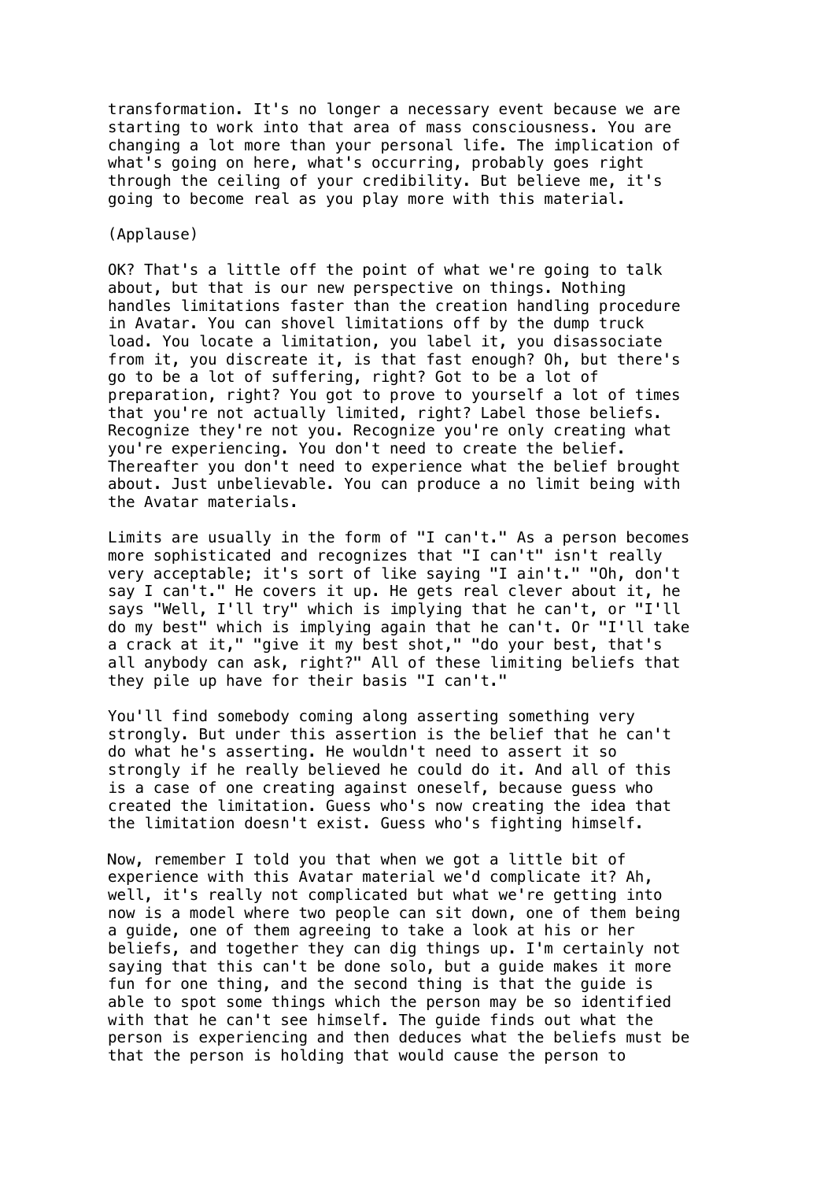transformation. It's no longer a necessary event because we are starting to work into that area of mass consciousness. You are changing a lot more than your personal life. The implication of what's going on here, what's occurring, probably goes right through the ceiling of your credibility. But believe me, it's going to become real as you play more with this material.

(Applause)

OK? That's a little off the point of what we're going to talk about, but that is our new perspective on things. Nothing handles limitations faster than the creation handling procedure in Avatar. You can shovel limitations off by the dump truck load. You locate a limitation, you label it, you disassociate from it, you discreate it, is that fast enough? Oh, but there's go to be a lot of suffering, right? Got to be a lot of preparation, right? You got to prove to yourself a lot of times that you're not actually limited, right? Label those beliefs. Recognize they're not you. Recognize you're only creating what you're experiencing. You don't need to create the belief. Thereafter you don't need to experience what the belief brought about. Just unbelievable. You can produce a no limit being with the Avatar materials.

Limits are usually in the form of "I can't." As a person becomes more sophisticated and recognizes that "I can't" isn't really very acceptable; it's sort of like saying "I ain't." "Oh, don't say I can't." He covers it up. He gets real clever about it, he says "Well, I'll try" which is implying that he can't, or "I'll do my best" which is implying again that he can't. Or "I'll take a crack at it," "give it my best shot," "do your best, that's all anybody can ask, right?" All of these limiting beliefs that they pile up have for their basis "I can't."

You'll find somebody coming along asserting something very strongly. But under this assertion is the belief that he can't do what he's asserting. He wouldn't need to assert it so strongly if he really believed he could do it. And all of this is a case of one creating against oneself, because guess who created the limitation. Guess who's now creating the idea that the limitation doesn't exist. Guess who's fighting himself.

Now, remember I told you that when we got a little bit of experience with this Avatar material we'd complicate it? Ah, well, it's really not complicated but what we're getting into now is a model where two people can sit down, one of them being a guide, one of them agreeing to take a look at his or her beliefs, and together they can dig things up. I'm certainly not saying that this can't be done solo, but a guide makes it more fun for one thing, and the second thing is that the guide is able to spot some things which the person may be so identified with that he can't see himself. The guide finds out what the person is experiencing and then deduces what the beliefs must be that the person is holding that would cause the person to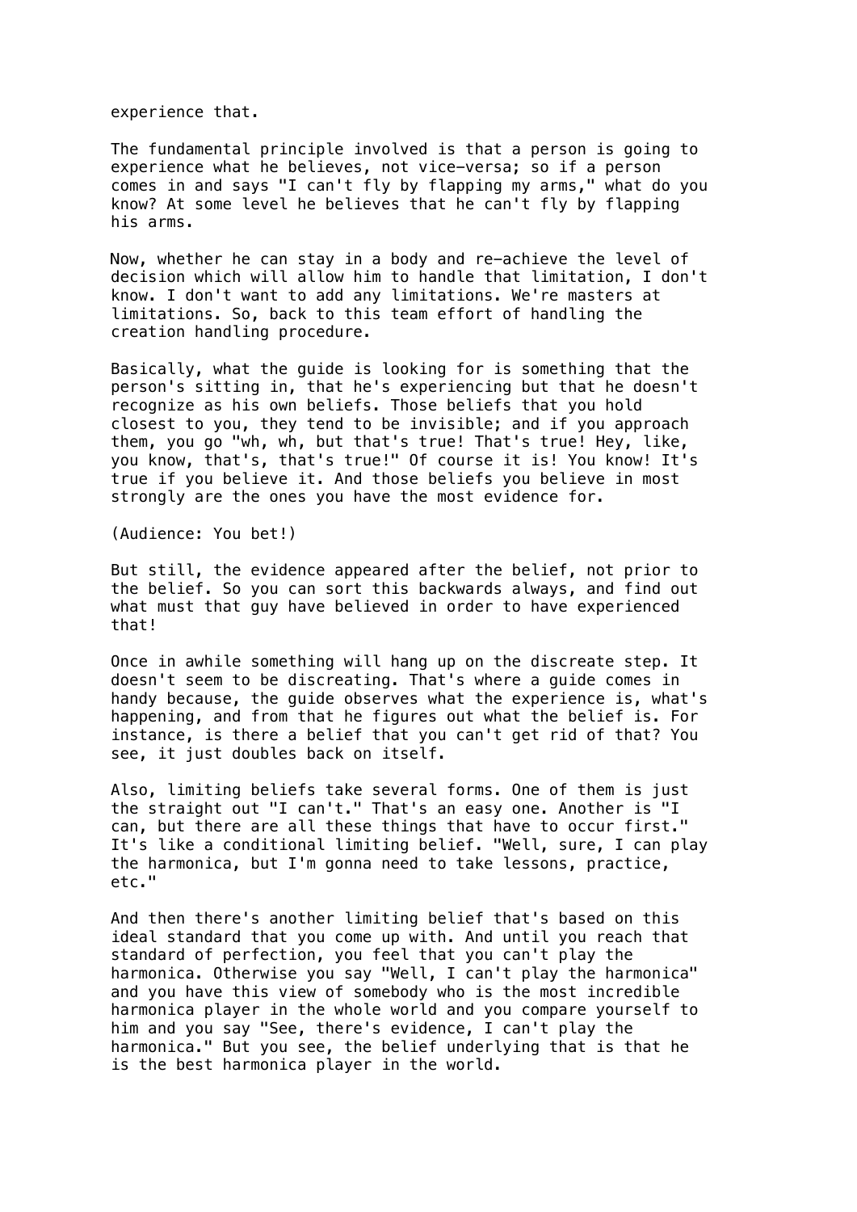experience that.

The fundamental principle involved is that a person is going to experience what he believes, not vice-versa; so if a person comes in and says "I can't fly by flapping my arms," what do you know? At some level he believes that he can't fly by flapping his arms.

Now, whether he can stay in a body and re-achieve the level of decision which will allow him to handle that limitation, I don't know. I don't want to add any limitations. We're masters at limitations. So, back to this team effort of handling the creation handling procedure.

Basically, what the guide is looking for is something that the person's sitting in, that he's experiencing but that he doesn't recognize as his own beliefs. Those beliefs that you hold closest to you, they tend to be invisible; and if you approach them, you go "wh, wh, but that's true! That's true! Hey, like, you know, that's, that's true!" Of course it is! You know! It's true if you believe it. And those beliefs you believe in most strongly are the ones you have the most evidence for.

(Audience: You bet!)

But still, the evidence appeared after the belief, not prior to the belief. So you can sort this backwards always, and find out what must that guy have believed in order to have experienced that!

Once in awhile something will hang up on the discreate step. It doesn't seem to be discreating. That's where a guide comes in handy because, the guide observes what the experience is, what's happening, and from that he figures out what the belief is. For instance, is there a belief that you can't get rid of that? You see, it just doubles back on itself.

Also, limiting beliefs take several forms. One of them is just the straight out "I can't." That's an easy one. Another is "I can, but there are all these things that have to occur first." It's like a conditional limiting belief. "Well, sure, I can play the harmonica, but I'm gonna need to take lessons, practice, etc."

And then there's another limiting belief that's based on this ideal standard that you come up with. And until you reach that standard of perfection, you feel that you can't play the harmonica. Otherwise you say "Well, I can't play the harmonica" and you have this view of somebody who is the most incredible harmonica player in the whole world and you compare yourself to him and you say "See, there's evidence, I can't play the harmonica." But you see, the belief underlying that is that he is the best harmonica player in the world.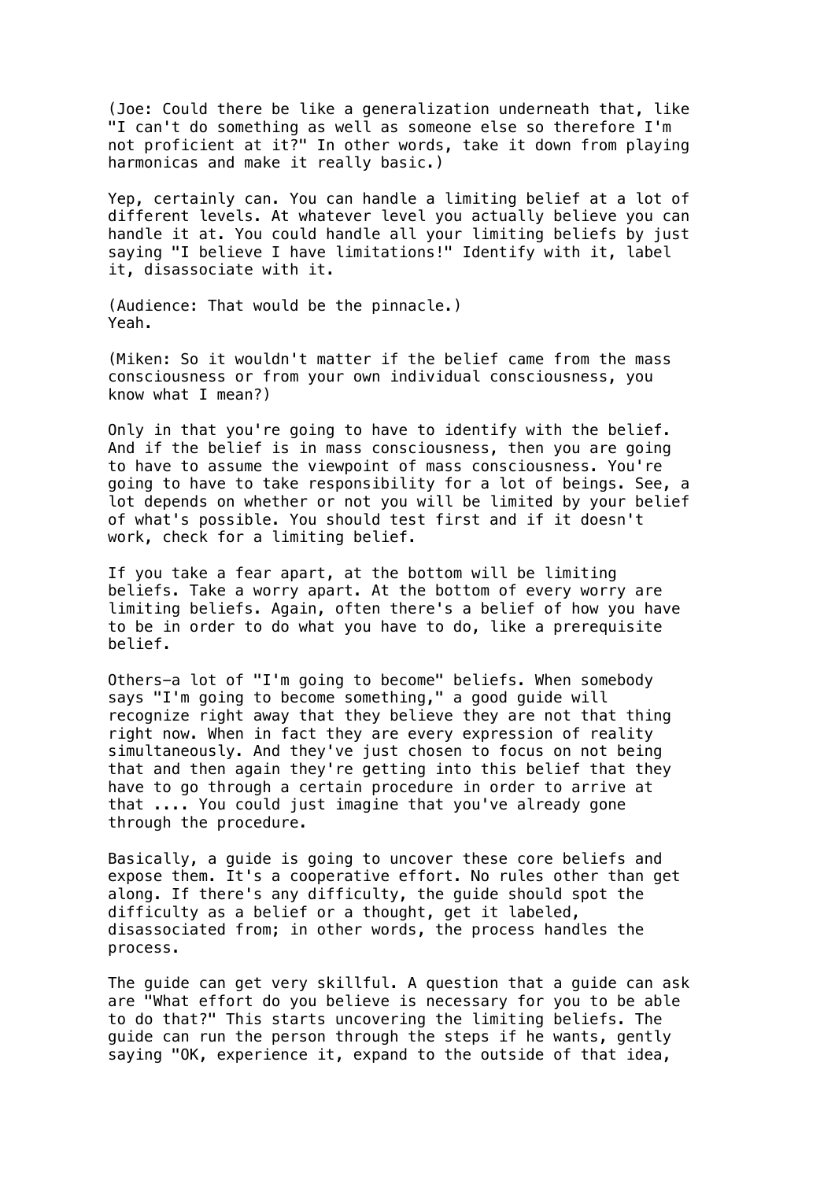(Joe: Could there be like a generalization underneath that, like "I can't do something as well as someone else so therefore I'm not proficient at it?" In other words, take it down from playing harmonicas and make it really basic.)

Yep, certainly can. You can handle a limiting belief at a lot of different levels. At whatever level you actually believe you can handle it at. You could handle all your limiting beliefs by just saying "I believe I have limitations!" Identify with it, label it, disassociate with it.

(Audience: That would be the pinnacle.)
Yeah.

(Miken: So it wouldn't matter if the belief came from the mass consciousness or from your own individual consciousness, you know what I mean?)

Only in that you're going to have to identify with the belief. And if the belief is in mass consciousness, then you are going to have to assume the viewpoint of mass consciousness. You're going to have to take responsibility for a lot of beings. See, a lot depends on whether or not you will be limited by your belief of what's possible. You should test first and if it doesn't work, check for a limiting belief.

If you take a fear apart, at the bottom will be limiting beliefs. Take a worry apart. At the bottom of every worry are limiting beliefs. Again, often there's a belief of how you have to be in order to do what you have to do, like a prerequisite belief.

Others—a lot of "I'm going to become" beliefs. When somebody says "I'm going to become something," a good guide will recognize right away that they believe they are not that thing right now. When in fact they are every expression of reality simultaneously. And they've just chosen to focus on not being that and then again they're getting into this belief that they have to go through a certain procedure in order to arrive at that .... You could just imagine that you've already gone through the procedure.

Basically, a guide is going to uncover these core beliefs and expose them. It's a cooperative effort. No rules other than get along. If there's any difficulty, the guide should spot the difficulty as a belief or a thought, get it labeled, disassociated from; in other words, the process handles the process.

The guide can get very skillful. A question that a guide can ask are "What effort do you believe is necessary for you to be able to do that?" This starts uncovering the limiting beliefs. The guide can run the person through the steps if he wants, gently saying "OK, experience it, expand to the outside of that idea,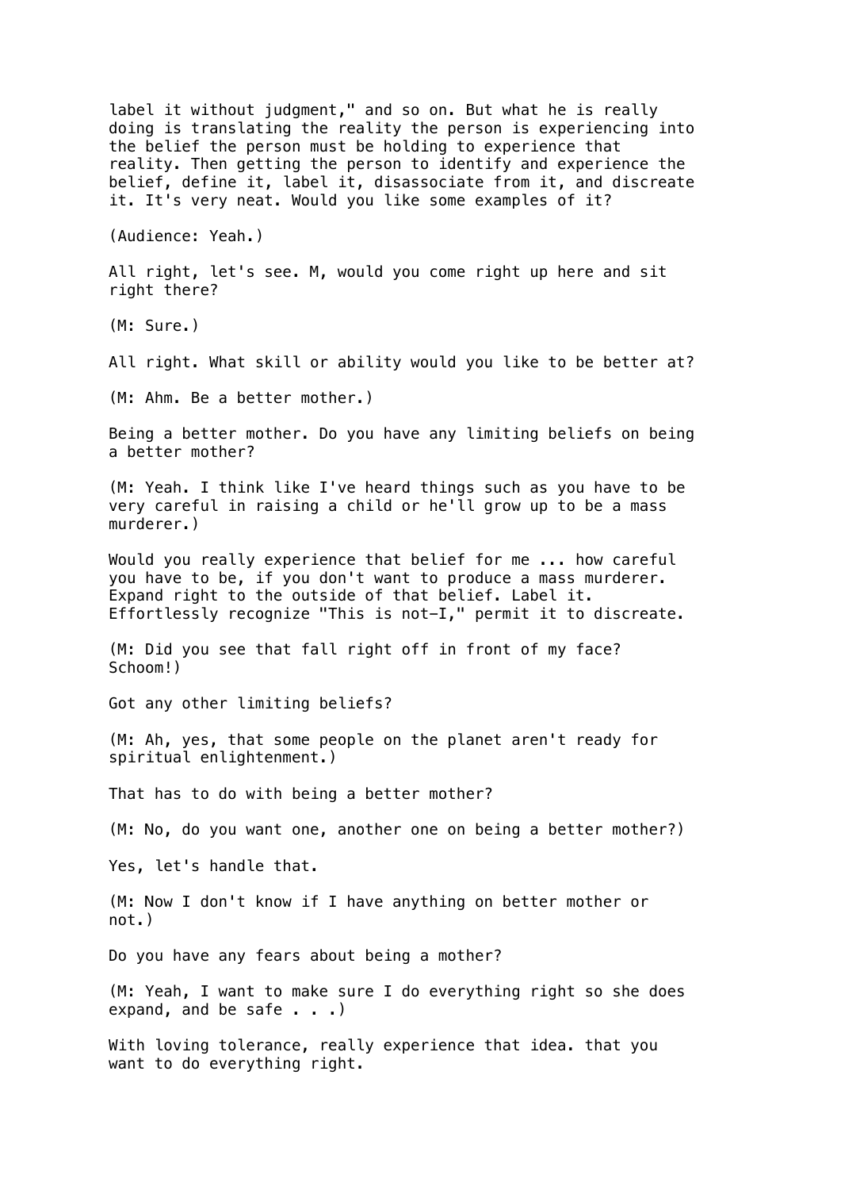label it without judgment," and so on. But what he is really doing is translating the reality the person is experiencing into the belief the person must be holding to experience that reality. Then getting the person to identify and experience the belief, define it, label it, disassociate from it, and discreate it. It's very neat. Would you like some examples of it?

(Audience: Yeah.)

All right, let's see. M, would you come right up here and sit right there?

(M: Sure.)

All right. What skill or ability would you like to be better at?

(M: Ahm. Be a better mother.)

Being a better mother. Do you have any limiting beliefs on being a better mother?

(M: Yeah. I think like I've heard things such as you have to be very careful in raising a child or he'll grow up to be a mass murderer.)

Would you really experience that belief for me ... how careful you have to be, if you don't want to produce a mass murderer. Expand right to the outside of that belief. Label it. Effortlessly recognize "This is not-I," permit it to discreate.

(M: Did you see that fall right off in front of my face? Schoom!)

Got any other limiting beliefs?

(M: Ah, yes, that some people on the planet aren't ready for spiritual enlightenment.)

That has to do with being a better mother?

(M: No, do you want one, another one on being a better mother?)

Yes, let's handle that.

(M: Now I don't know if I have anything on better mother or not.)

Do you have any fears about being a mother?

(M: Yeah, I want to make sure I do everything right so she does expand, and be safe . . .)

With loving tolerance, really experience that idea. that you want to do everything right.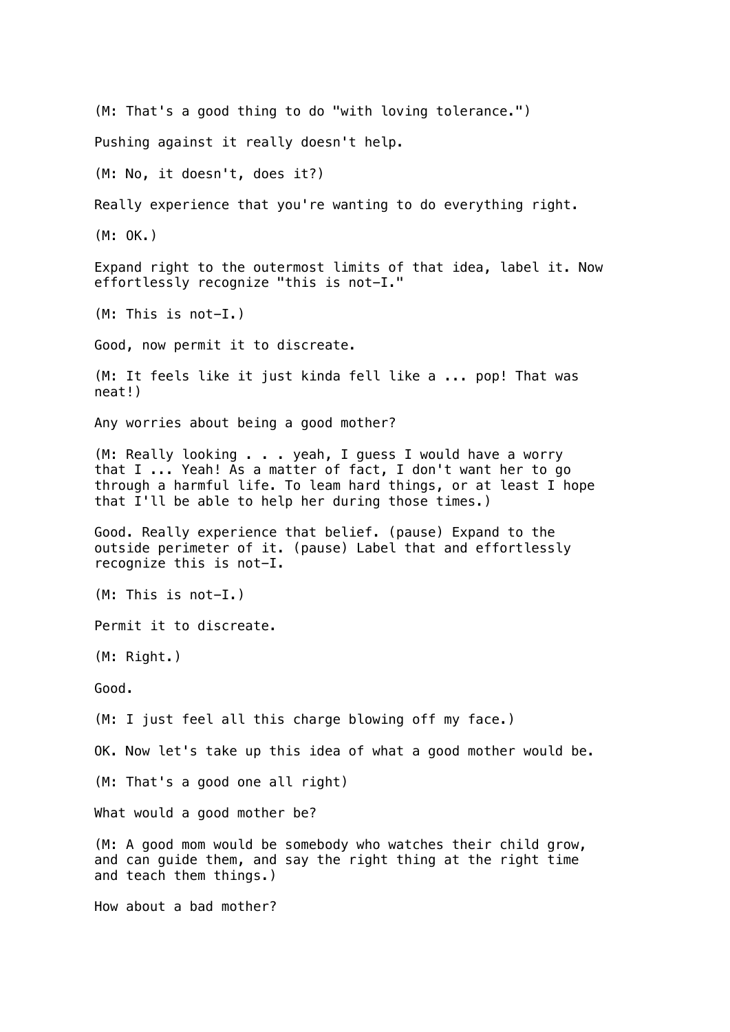(M: That's a good thing to do "with loving tolerance.")

Pushing against it really doesn't help.

(M: No, it doesn't, does it?)

Really experience that you're wanting to do everything right.

(M: OK.)

Expand right to the outermost limits of that idea, label it. Now effortlessly recognize "this is not-I."

(M: This is not-I.)

Good, now permit it to discreate.

(M: It feels like it just kinda fell like a ... pop! That was neat!)

Any worries about being a good mother?

(M: Really looking . . . yeah, I guess I would have a worry that I ... Yeah! As a matter of fact, I don't want her to go through a harmful life. To leam hard things, or at least I hope that I'll be able to help her during those times.)

Good. Really experience that belief. (pause) Expand to the outside perimeter of it. (pause) Label that and effortlessly recognize this is not-I.

(M: This is not-I.)

Permit it to discreate.

(M: Right.)

Good.

(M: I just feel all this charge blowing off my face.)

OK. Now let's take up this idea of what a good mother would be.

(M: That's a good one all right)

What would a good mother be?

(M: A good mom would be somebody who watches their child grow, and can guide them, and say the right thing at the right time and teach them things.)

How about a bad mother?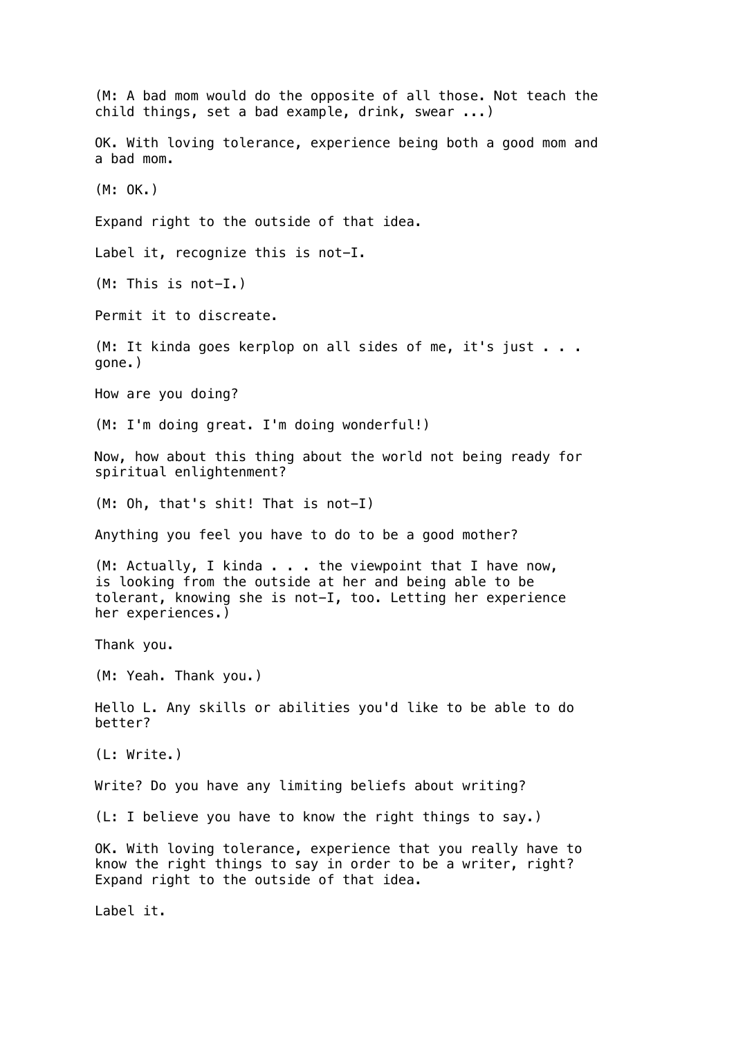(M: A bad mom would do the opposite of all those. Not teach the child things, set a bad example, drink, swear ...)

OK. With loving tolerance, experience being both a good mom and a bad mom.

(M: OK.)

Expand right to the outside of that idea.

Label it, recognize this is not-I.

(M: This is not-I.)

Permit it to discreate.

(M: It kinda goes kerplop on all sides of me, it's just . . . gone.)

How are you doing?

(M: I'm doing great. I'm doing wonderful!)

Now, how about this thing about the world not being ready for spiritual enlightenment?

(M: Oh, that's shit! That is not-I)

Anything you feel you have to do to be a good mother?

(M: Actually, I kinda . . . the viewpoint that I have now, is looking from the outside at her and being able to be tolerant, knowing she is not-I, too. Letting her experience her experiences.)

Thank you.

(M: Yeah. Thank you.)

Hello L. Any skills or abilities you'd like to be able to do better?

(L: Write.)

Write? Do you have any limiting beliefs about writing?

(L: I believe you have to know the right things to say.)

OK. With loving tolerance, experience that you really have to know the right things to say in order to be a writer, right? Expand right to the outside of that idea.

Label it.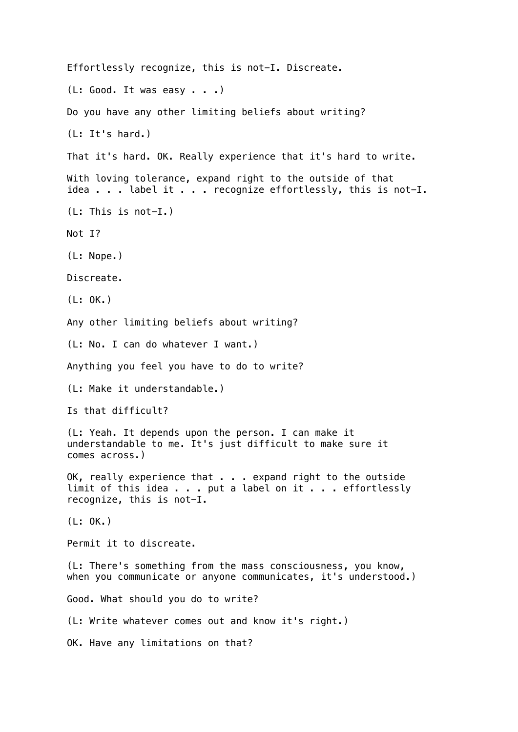Effortlessly recognize, this is not-I. Discreate.

(L: Good. It was easy . . .)

Do you have any other limiting beliefs about writing?

(L: It's hard.)

That it's hard. OK. Really experience that it's hard to write.

With loving tolerance, expand right to the outside of that idea . . . label it . . . recognize effortlessly, this is not-I.

(L: This is not-I.)

Not I?

(L: Nope.)

Discreate.

(L: OK.)

Any other limiting beliefs about writing?

(L: No. I can do whatever I want.)

Anything you feel you have to do to write?

(L: Make it understandable.)

Is that difficult?

(L: Yeah. It depends upon the person. I can make it understandable to me. It's just difficult to make sure it comes across.)

OK, really experience that . . . expand right to the outside limit of this idea . . . put a label on it . . . effortlessly recognize, this is not-I.

(L: OK.)

Permit it to discreate.

(L: There's something from the mass consciousness, you know, when you communicate or anyone communicates, it's understood.)

Good. What should you do to write?

(L: Write whatever comes out and know it's right.)

OK. Have any limitations on that?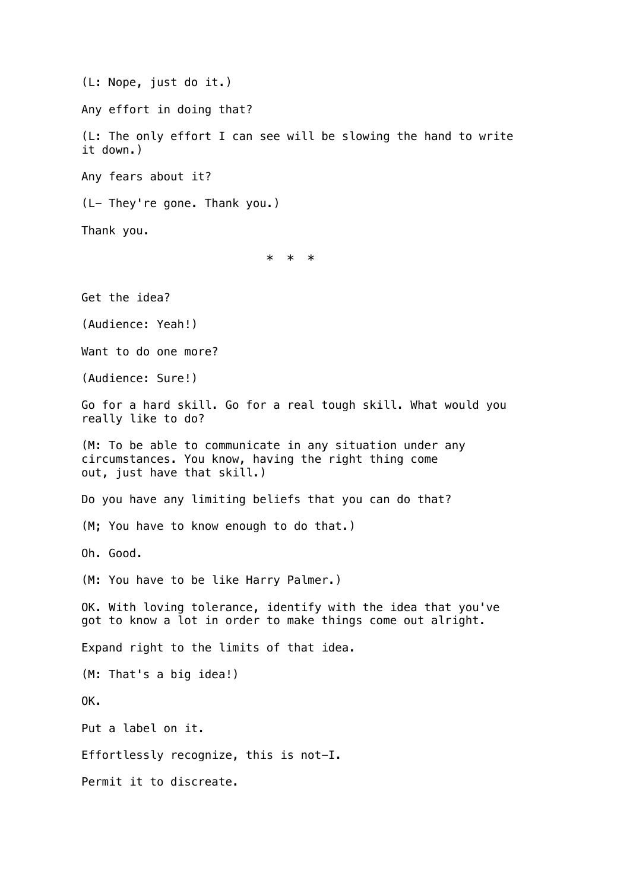(L: Nope, just do it.)

Any effort in doing that?

(L: The only effort I can see will be slowing the hand to write it down.)

Any fears about it?

(L— They're gone. Thank you.)

Thank you.

\* \* \*

Get the idea?

(Audience: Yeah!)

Want to do one more?

(Audience: Sure!)

Go for a hard skill. Go for a real tough skill. What would you really like to do?

(M: To be able to communicate in any situation under any circumstances. You know, having the right thing come out, just have that skill.)

Do you have any limiting beliefs that you can do that?

(M; You have to know enough to do that.)

Oh. Good.

(M: You have to be like Harry Palmer.)

OK. With loving tolerance, identify with the idea that you've got to know a lot in order to make things come out alright.

Expand right to the limits of that idea.

(M: That's a big idea!)

OK.

Put a label on it.

Effortlessly recognize, this is not-I.

Permit it to discreate.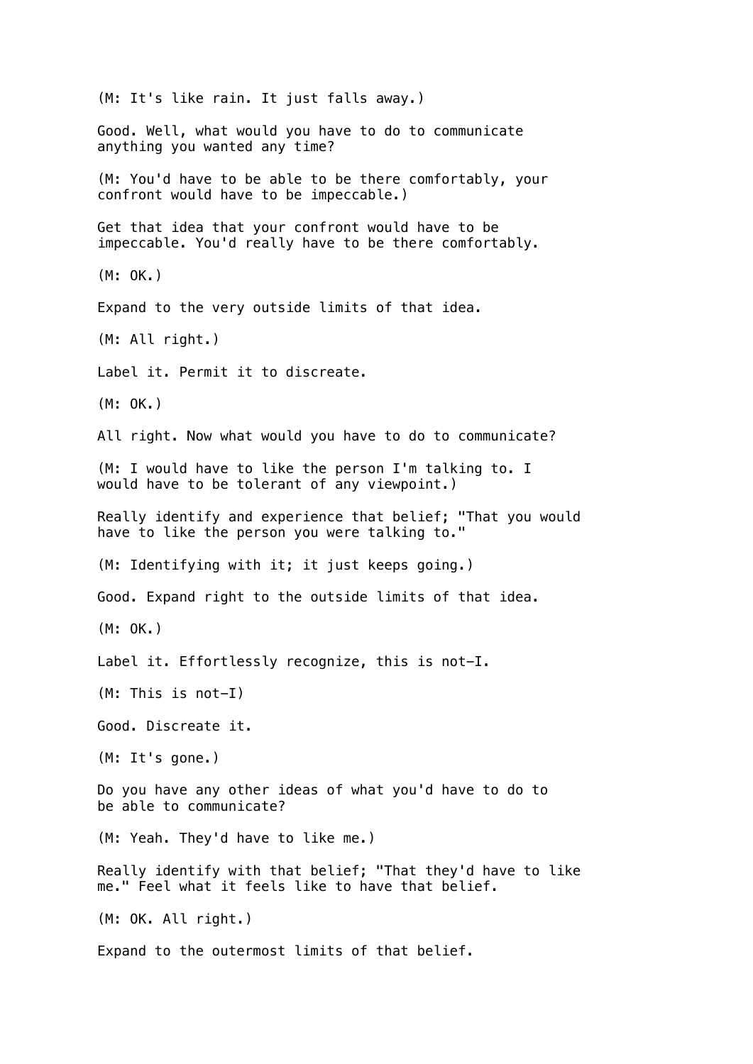(M: It's like rain. It just falls away.)

Good. Well, what would you have to do to communicate anything you wanted any time?

(M: You'd have to be able to be there comfortably, your confront would have to be impeccable.)

Get that idea that your confront would have to be impeccable. You'd really have to be there comfortably.

(M: OK.)

Expand to the very outside limits of that idea.

(M: All right.)

Label it. Permit it to discreate.

(M: OK.)

All right. Now what would you have to do to communicate?

(M: I would have to like the person I'm talking to. I would have to be tolerant of any viewpoint.)

Really identify and experience that belief; "That you would have to like the person you were talking to."

(M: Identifying with it; it just keeps going.)

Good. Expand right to the outside limits of that idea.

(M: OK.)

Label it. Effortlessly recognize, this is not-I.

(M: This is not-I)

Good. Discreate it.

(M: It's gone.)

Do you have any other ideas of what you'd have to do to be able to communicate?

(M: Yeah. They'd have to like me.)

Really identify with that belief; "That they'd have to like me." Feel what it feels like to have that belief.

(M: OK. All right.)

Expand to the outermost limits of that belief.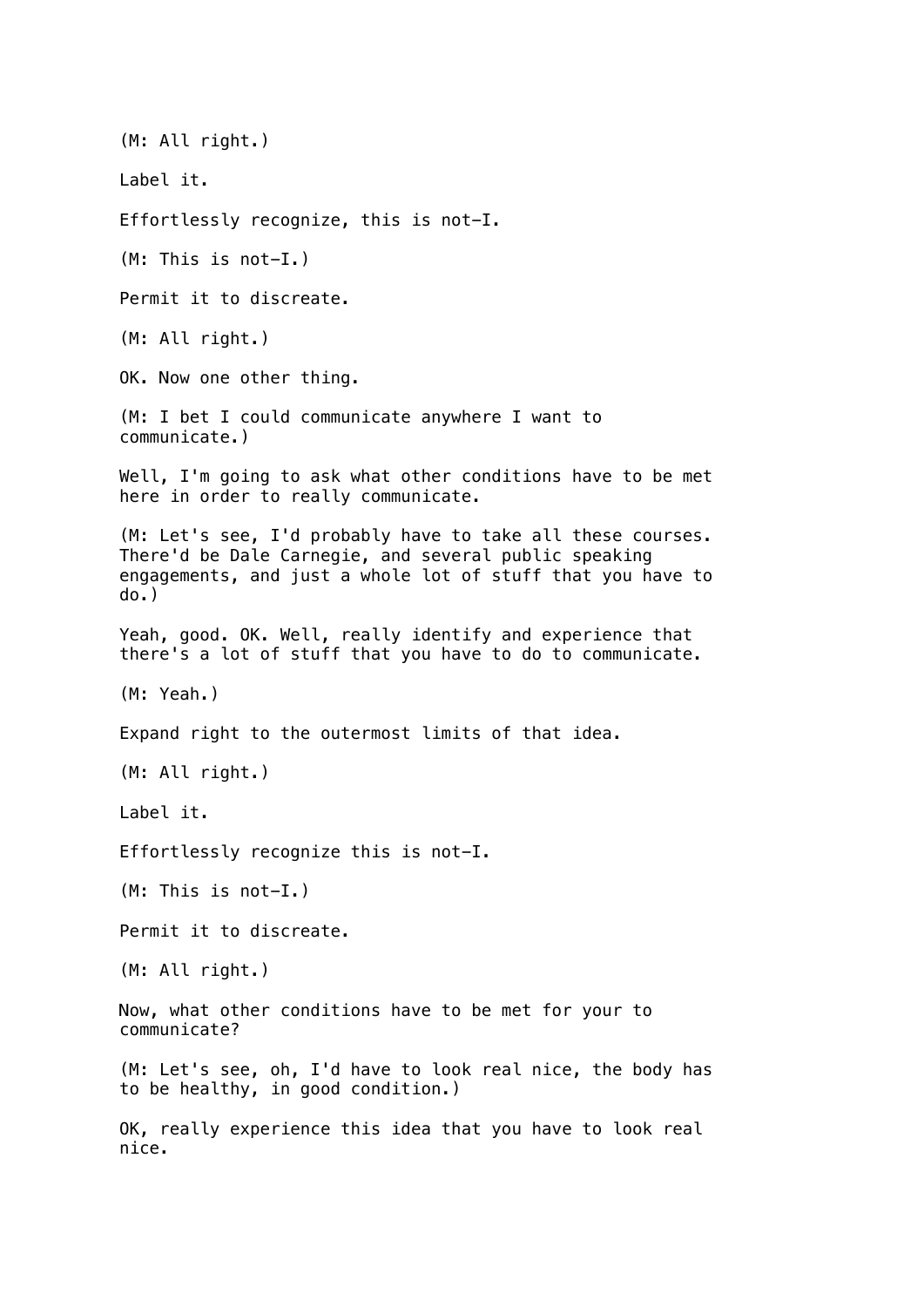(M: All right.)

Label it.

Effortlessly recognize, this is not-I.

(M: This is not-I.)

Permit it to discreate.

(M: All right.)

OK. Now one other thing.

(M: I bet I could communicate anywhere I want to communicate.)

Well, I'm going to ask what other conditions have to be met here in order to really communicate.

(M: Let's see, I'd probably have to take all these courses. There'd be Dale Carnegie, and several public speaking engagements, and just a whole lot of stuff that you have to do.)

Yeah, good. OK. Well, really identify and experience that there's a lot of stuff that you have to do to communicate.

(M: Yeah.)

Expand right to the outermost limits of that idea.

(M: All right.)

Label it.

Effortlessly recognize this is not-I.

(M: This is not-I.)

Permit it to discreate.

(M: All right.)

Now, what other conditions have to be met for your to communicate?

(M: Let's see, oh, I'd have to look real nice, the body has to be healthy, in good condition.)

OK, really experience this idea that you have to look real nice.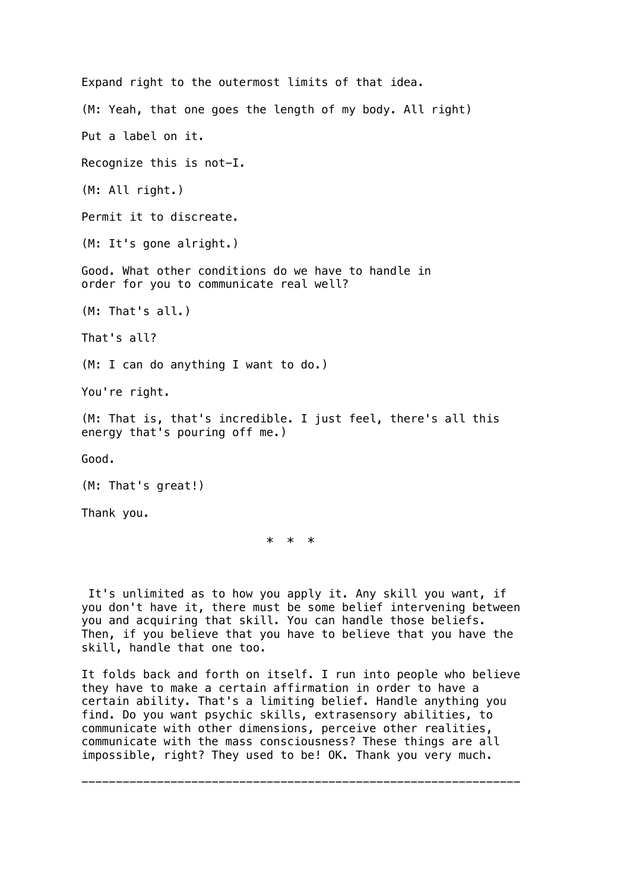Expand right to the outermost limits of that idea.

(M: Yeah, that one goes the length of my body. All right)

Put a label on it.

Recognize this is not-I.

(M: All right.)

Permit it to discreate.

(M: It's gone alright.)

Good. What other conditions do we have to handle in order for you to communicate real well?

(M: That's all.)

That's all?

(M: I can do anything I want to do.)

You're right.

(M: That is, that's incredible. I just feel, there's all this energy that's pouring off me.)

Good.

(M: That's great!)

Thank you.

* * *

It's unlimited as to how you apply it. Any skill you want, if you don't have it, there must be some belief intervening between you and acquiring that skill. You can handle those beliefs. Then, if you believe that you have to believe that you have the skill, handle that one too.

It folds back and forth on itself. I run into people who believe they have to make a certain affirmation in order to have a certain ability. That's a limiting belief. Handle anything you find. Do you want psychic skills, extrasensory abilities, to communicate with other dimensions, perceive other realities, communicate with the mass consciousness? These things are all impossible, right? They used to be! OK. Thank you very much.

---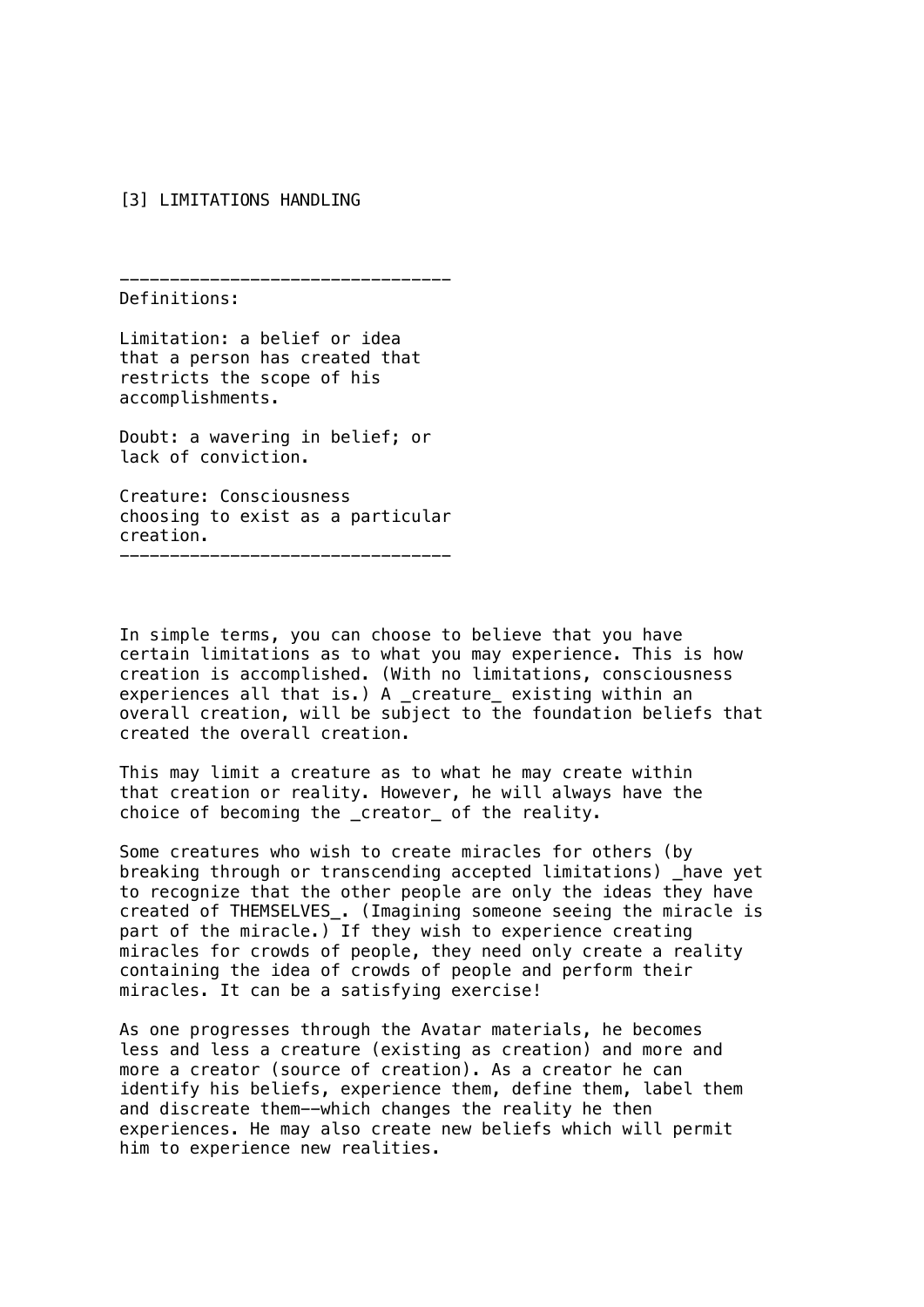# [3] LIMITATIONS HANDLING

---

Definitions:

Limitation: a belief or idea that a person has created that restricts the scope of his accomplishments.

Doubt: a wavering in belief; or lack of conviction.

Creature: Consciousness choosing to exist as a particular creation.

---

In simple terms, you can choose to believe that you have certain limitations as to what you may experience. This is how creation is accomplished. (With no limitations, consciousness experiences all that is.) A _creature_ existing within an overall creation, will be subject to the foundation beliefs that created the overall creation.

This may limit a creature as to what he may create within that creation or reality. However, he will always have the choice of becoming the _creator_ of the reality.

Some creatures who wish to create miracles for others (by breaking through or transcending accepted limitations) _have yet to recognize that the other people are only the ideas they have created of THEMSELVES_. (Imagining someone seeing the miracle is part of the miracle.) If they wish to experience creating miracles for crowds of people, they need only create a reality containing the idea of crowds of people and perform their miracles. It can be a satisfying exercise!

As one progresses through the Avatar materials, he becomes less and less a creature (existing as creation) and more and more a creator (source of creation). As a creator he can identify his beliefs, experience them, define them, label them and discreate them--which changes the reality he then experiences. He may also create new beliefs which will permit him to experience new realities.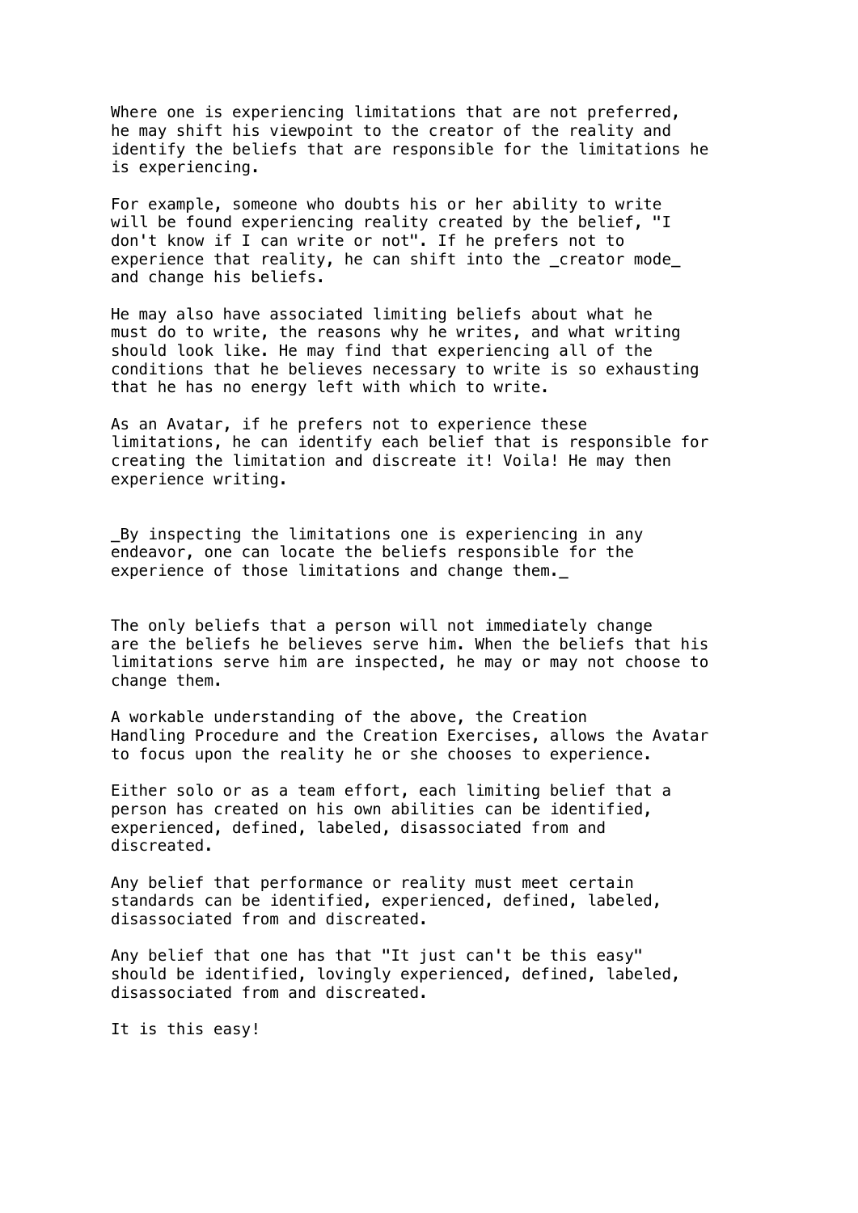Where one is experiencing limitations that are not preferred, he may shift his viewpoint to the creator of the reality and identify the beliefs that are responsible for the limitations he is experiencing.

For example, someone who doubts his or her ability to write will be found experiencing reality created by the belief, "I don't know if I can write or not". If he prefers not to experience that reality, he can shift into the *creator mode* and change his beliefs.

He may also have associated limiting beliefs about what he must do to write, the reasons why he writes, and what writing should look like. He may find that experiencing all of the conditions that he believes necessary to write is so exhausting that he has no energy left with which to write.

As an Avatar, if he prefers not to experience these limitations, he can identify each belief that is responsible for creating the limitation and discreate it! Voila! He may then experience writing.

*By inspecting the limitations one is experiencing in any endeavor, one can locate the beliefs responsible for the experience of those limitations and change them.*

The only beliefs that a person will not immediately change are the beliefs he believes serve him. When the beliefs that his limitations serve him are inspected, he may or may not choose to change them.

A workable understanding of the above, the Creation Handling Procedure and the Creation Exercises, allows the Avatar to focus upon the reality he or she chooses to experience.

Either solo or as a team effort, each limiting belief that a person has created on his own abilities can be identified, experienced, defined, labeled, disassociated from and discreated.

Any belief that performance or reality must meet certain standards can be identified, experienced, defined, labeled, disassociated from and discreated.

Any belief that one has that "It just can't be this easy" should be identified, lovingly experienced, defined, labeled, disassociated from and discreated.

It is this easy!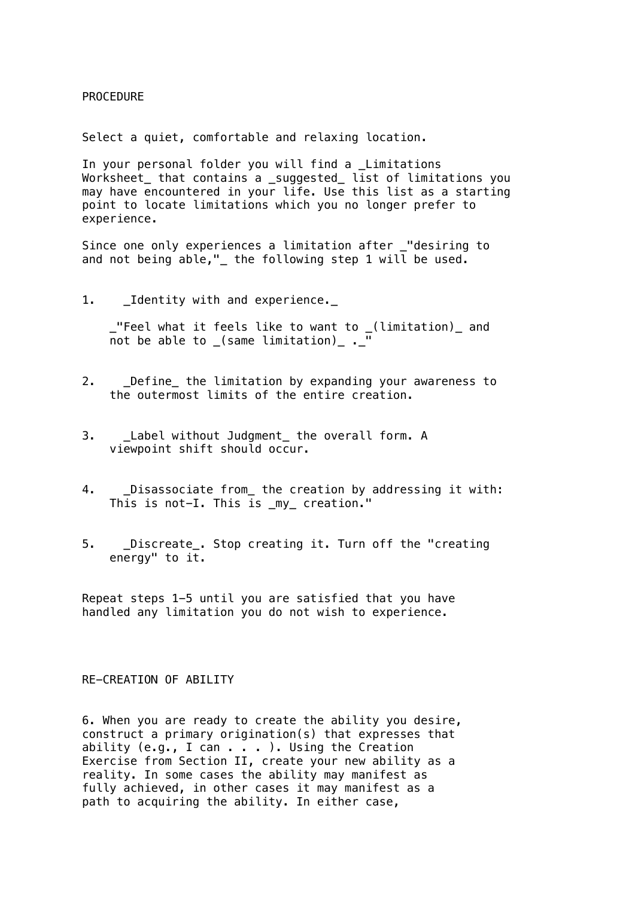PROCEDURE

Select a quiet, comfortable and relaxing location.

In your personal folder you will find a _Limitations Worksheet_ that contains a _suggested_ list of limitations you may have encountered in your life. Use this list as a starting point to locate limitations which you no longer prefer to experience.

Since one only experiences a limitation after _"desiring to and not being able,"_ the following step 1 will be used.

1. _Identity with and experience._

   _"Feel what it feels like to want to _(limitation)_ and not be able to _(same limitation)_ ._"

2. _Define_ the limitation by expanding your awareness to the outermost limits of the entire creation.

3. _Label without Judgment_ the overall form. A viewpoint shift should occur.

4. _Disassociate from_ the creation by addressing it with: This is not-I. This is _my_ creation."

5. _Discreate_. Stop creating it. Turn off the "creating energy" to it.

Repeat steps 1-5 until you are satisfied that you have handled any limitation you do not wish to experience.

RE-CREATION OF ABILITY

6. When you are ready to create the ability you desire, construct a primary origination(s) that expresses that ability (e.g., I can . . . ). Using the Creation Exercise from Section II, create your new ability as a reality. In some cases the ability may manifest as fully achieved, in other cases it may manifest as a path to acquiring the ability. In either case,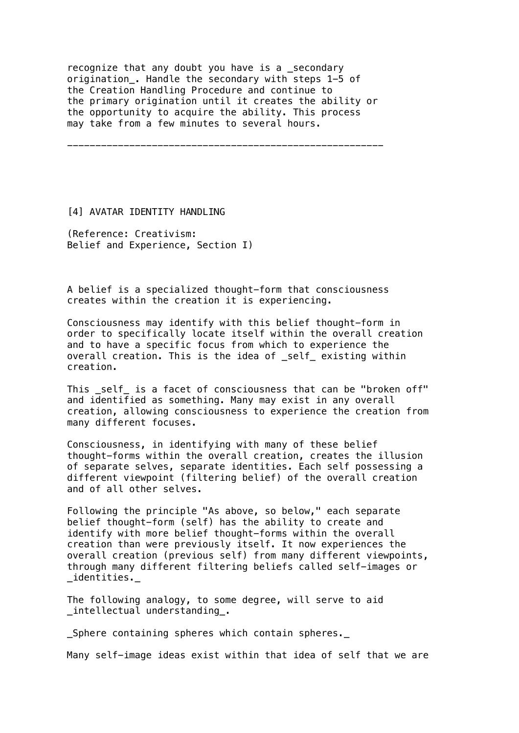recognize that any doubt you have is a *secondary origination*. Handle the secondary with steps 1-5 of the Creation Handling Procedure and continue to the primary origination until it creates the ability or the opportunity to acquire the ability. This process may take from a few minutes to several hours.

---

## [4] AVATAR IDENTITY HANDLING

(Reference: Creativism:
Belief and Experience, Section I)

A belief is a specialized thought-form that consciousness creates within the creation it is experiencing.

Consciousness may identify with this belief thought-form in order to specifically locate itself within the overall creation and to have a specific focus from which to experience the overall creation. This is the idea of *self* existing within creation.

This *self* is a facet of consciousness that can be "broken off" and identified as something. Many may exist in any overall creation, allowing consciousness to experience the creation from many different focuses.

Consciousness, in identifying with many of these belief thought-forms within the overall creation, creates the illusion of separate selves, separate identities. Each self possessing a different viewpoint (filtering belief) of the overall creation and of all other selves.

Following the principle "As above, so below," each separate belief thought-form (self) has the ability to create and identify with more belief thought-forms within the overall creation than were previously itself. It now experiences the overall creation (previous self) from many different viewpoints, through many different filtering beliefs called self-images or *identities.*

The following analogy, to some degree, will serve to aid *intellectual understanding*.

*Sphere containing spheres which contain spheres.*

Many self-image ideas exist within that idea of self that we are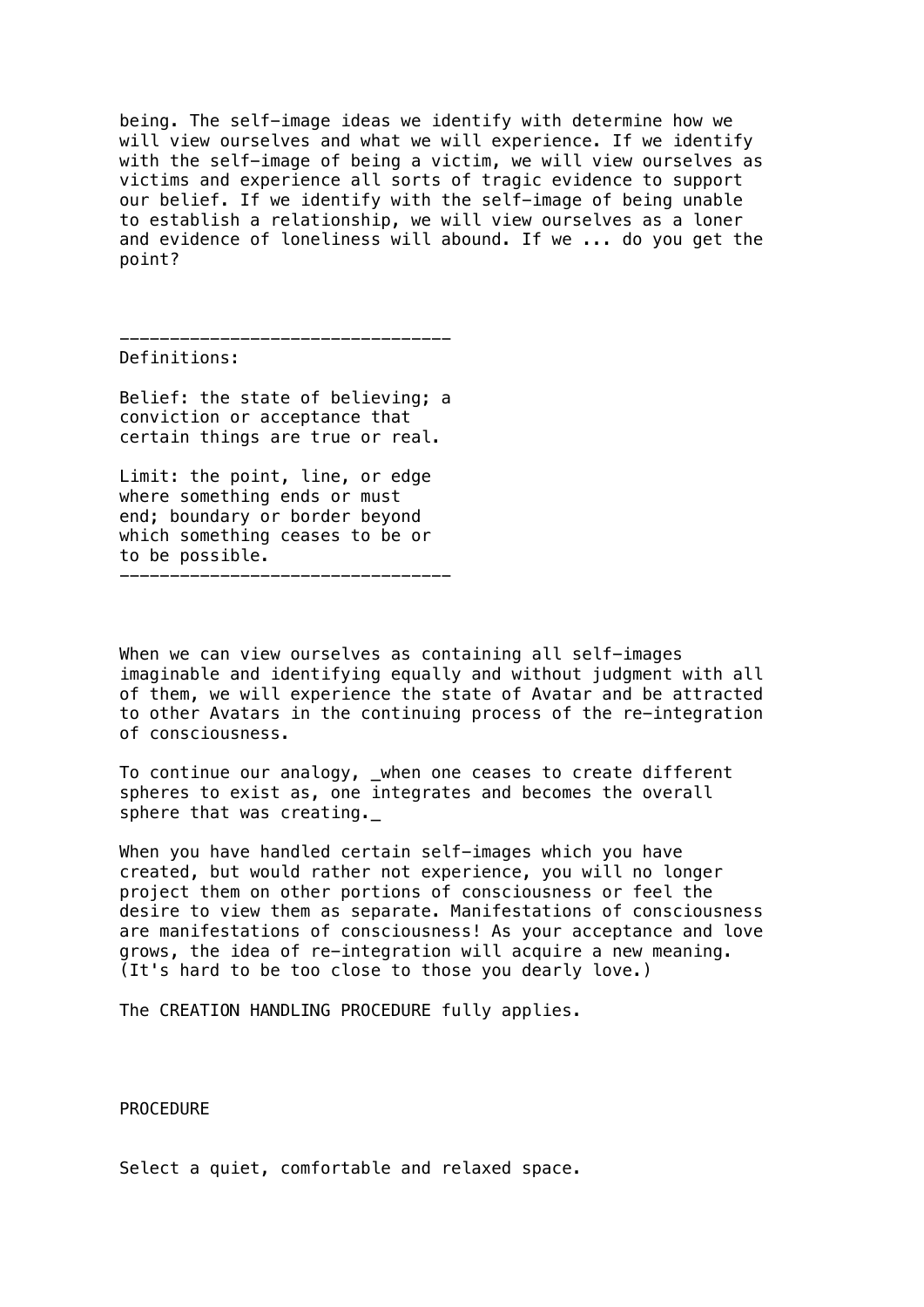being. The self-image ideas we identify with determine how we will view ourselves and what we will experience. If we identify with the self-image of being a victim, we will view ourselves as victims and experience all sorts of tragic evidence to support our belief. If we identify with the self-image of being unable to establish a relationship, we will view ourselves as a loner and evidence of loneliness will abound. If we ... do you get the point?

---

Definitions:

Belief: the state of believing; a conviction or acceptance that certain things are true or real.

Limit: the point, line, or edge where something ends or must end; boundary or border beyond which something ceases to be or to be possible.

---

When we can view ourselves as containing all self-images imaginable and identifying equally and without judgment with all of them, we will experience the state of Avatar and be attracted to other Avatars in the continuing process of the re-integration of consciousness.

To continue our analogy, _when one ceases to create different spheres to exist as, one integrates and becomes the overall sphere that was creating._

When you have handled certain self-images which you have created, but would rather not experience, you will no longer project them on other portions of consciousness or feel the desire to view them as separate. Manifestations of consciousness are manifestations of consciousness! As your acceptance and love grows, the idea of re-integration will acquire a new meaning. (It's hard to be too close to those you dearly love.)

The CREATION HANDLING PROCEDURE fully applies.

PROCEDURE

Select a quiet, comfortable and relaxed space.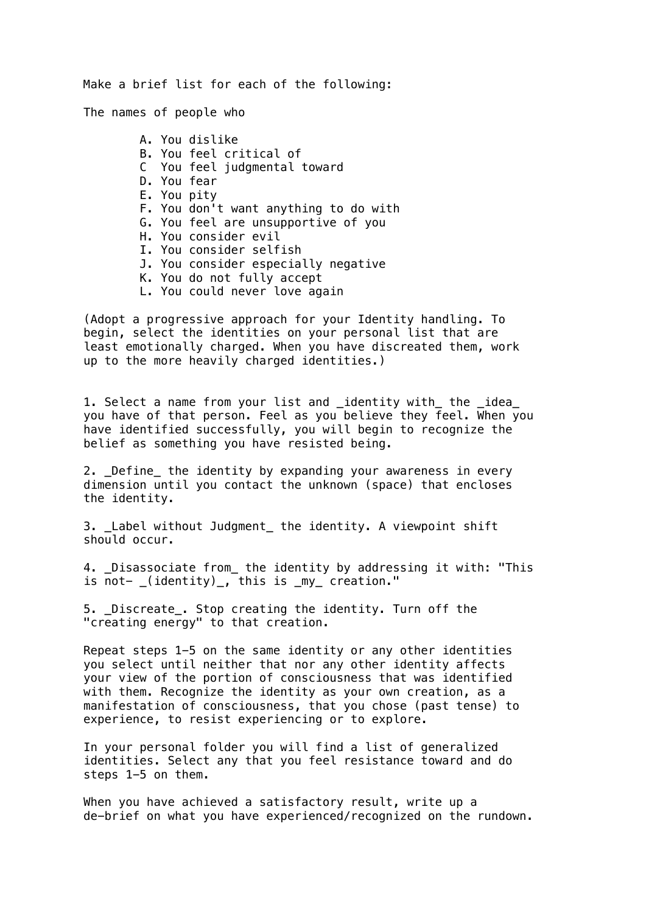Make a brief list for each of the following:

The names of people who

- A. You dislike
- B. You feel critical of
- C You feel judgmental toward
- D. You fear
- E. You pity
- F. You don't want anything to do with
- G. You feel are unsupportive of you
- H. You consider evil
- I. You consider selfish
- J. You consider especially negative
- K. You do not fully accept
- L. You could never love again

(Adopt a progressive approach for your Identity handling. To begin, select the identities on your personal list that are least emotionally charged. When you have discreated them, work up to the more heavily charged identities.)

1. Select a name from your list and _identity with_ the _idea_ you have of that person. Feel as you believe they feel. When you have identified successfully, you will begin to recognize the belief as something you have resisted being.

2. _Define_ the identity by expanding your awareness in every dimension until you contact the unknown (space) that encloses the identity.

3. _Label without Judgment_ the identity. A viewpoint shift should occur.

4. _Disassociate from_ the identity by addressing it with: "This is not- _(identity)_, this is _my_ creation."

5. _Discreate_. Stop creating the identity. Turn off the "creating energy" to that creation.

Repeat steps 1–5 on the same identity or any other identities you select until neither that nor any other identity affects your view of the portion of consciousness that was identified with them. Recognize the identity as your own creation, as a manifestation of consciousness, that you chose (past tense) to experience, to resist experiencing or to explore.

In your personal folder you will find a list of generalized identities. Select any that you feel resistance toward and do steps 1–5 on them.

When you have achieved a satisfactory result, write up a de-brief on what you have experienced/recognized on the rundown.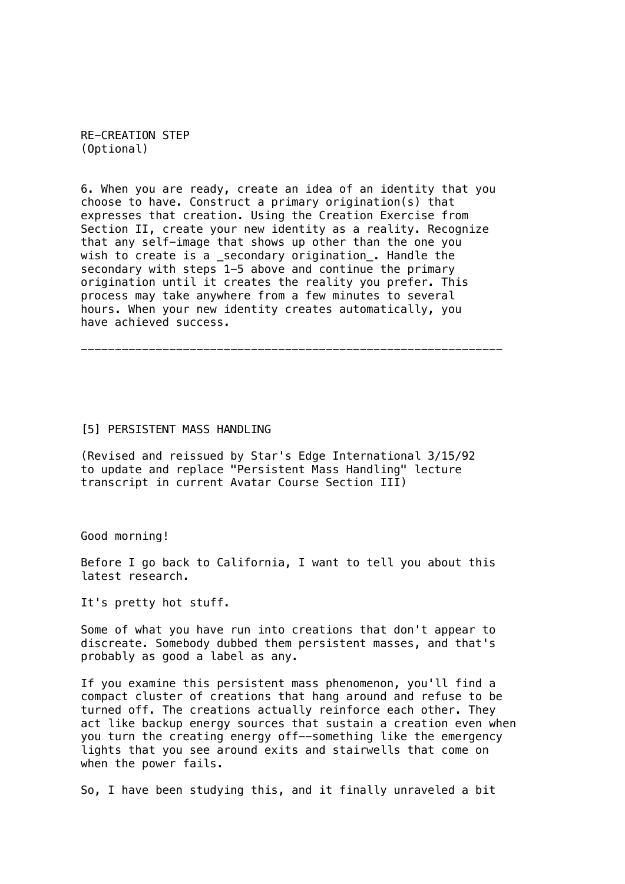RE-CREATION STEP
(Optional)

6. When you are ready, create an idea of an identity that you choose to have. Construct a primary origination(s) that expresses that creation. Using the Creation Exercise from Section II, create your new identity as a reality. Recognize that any self-image that shows up other than the one you wish to create is a _secondary origination_. Handle the secondary with steps 1-5 above and continue the primary origination until it creates the reality you prefer. This process may take anywhere from a few minutes to several hours. When your new identity creates automatically, you have achieved success.

---

[5] PERSISTENT MASS HANDLING

(Revised and reissued by Star's Edge International 3/15/92 to update and replace "Persistent Mass Handling" lecture transcript in current Avatar Course Section III)

Good morning!

Before I go back to California, I want to tell you about this latest research.

It's pretty hot stuff.

Some of what you have run into creations that don't appear to discreate. Somebody dubbed them persistent masses, and that's probably as good a label as any.

If you examine this persistent mass phenomenon, you'll find a compact cluster of creations that hang around and refuse to be turned off. The creations actually reinforce each other. They act like backup energy sources that sustain a creation even when you turn the creating energy off--something like the emergency lights that you see around exits and stairwells that come on when the power fails.

So, I have been studying this, and it finally unraveled a bit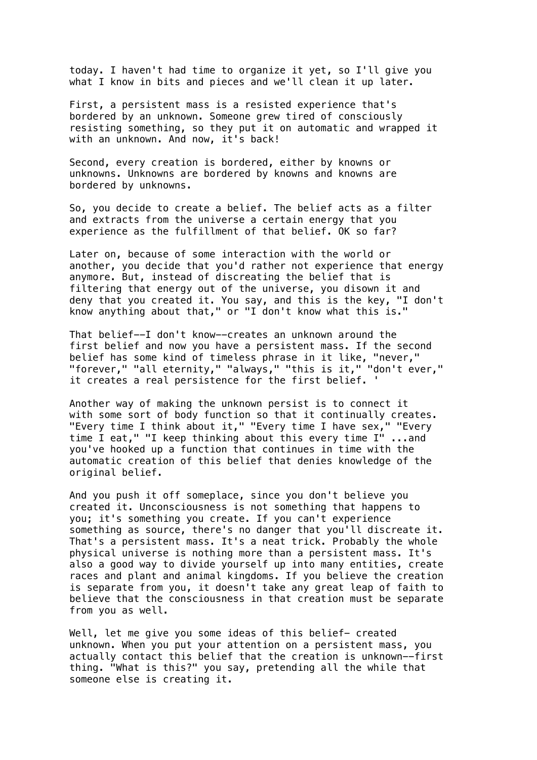today. I haven't had time to organize it yet, so I'll give you what I know in bits and pieces and we'll clean it up later.

First, a persistent mass is a resisted experience that's bordered by an unknown. Someone grew tired of consciously resisting something, so they put it on automatic and wrapped it with an unknown. And now, it's back!

Second, every creation is bordered, either by knowns or unknowns. Unknowns are bordered by knowns and knowns are bordered by unknowns.

So, you decide to create a belief. The belief acts as a filter and extracts from the universe a certain energy that you experience as the fulfillment of that belief. OK so far?

Later on, because of some interaction with the world or another, you decide that you'd rather not experience that energy anymore. But, instead of discreating the belief that is filtering that energy out of the universe, you disown it and deny that you created it. You say, and this is the key, "I don't know anything about that," or "I don't know what this is."

That belief--I don't know--creates an unknown around the first belief and now you have a persistent mass. If the second belief has some kind of timeless phrase in it like, "never," "forever," "all eternity," "always," "this is it," "don't ever," it creates a real persistence for the first belief. '

Another way of making the unknown persist is to connect it with some sort of body function so that it continually creates. "Every time I think about it," "Every time I have sex," "Every time I eat," "I keep thinking about this every time I" ...and you've hooked up a function that continues in time with the automatic creation of this belief that denies knowledge of the original belief.

And you push it off someplace, since you don't believe you created it. Unconsciousness is not something that happens to you; it's something you create. If you can't experience something as source, there's no danger that you'll discreate it. That's a persistent mass. It's a neat trick. Probably the whole physical universe is nothing more than a persistent mass. It's also a good way to divide yourself up into many entities, create races and plant and animal kingdoms. If you believe the creation is separate from you, it doesn't take any great leap of faith to believe that the consciousness in that creation must be separate from you as well.

Well, let me give you some ideas of this belief- created unknown. When you put your attention on a persistent mass, you actually contact this belief that the creation is unknown--first thing. "What is this?" you say, pretending all the while that someone else is creating it.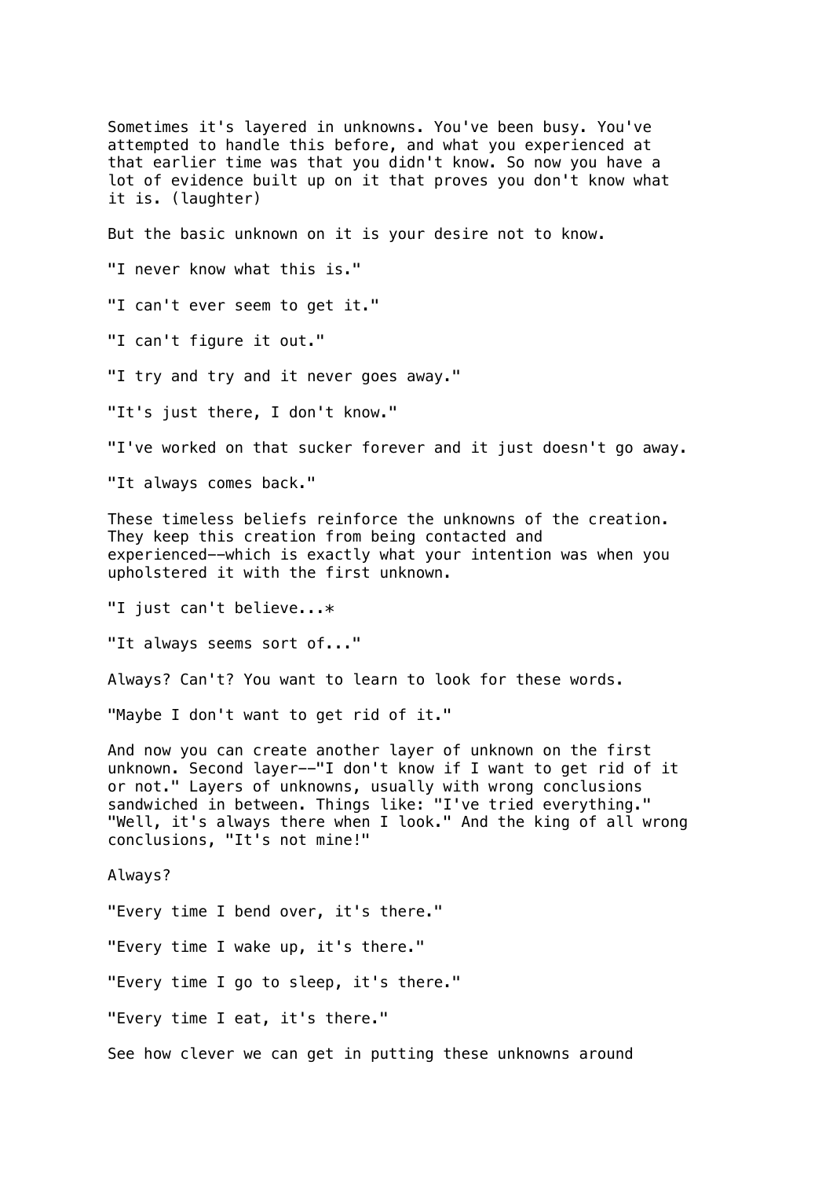Sometimes it's layered in unknowns. You've been busy. You've attempted to handle this before, and what you experienced at that earlier time was that you didn't know. So now you have a lot of evidence built up on it that proves you don't know what it is. (laughter)

But the basic unknown on it is your desire not to know.

"I never know what this is."

"I can't ever seem to get it."

"I can't figure it out."

"I try and try and it never goes away."

"It's just there, I don't know."

"I've worked on that sucker forever and it just doesn't go away.

"It always comes back."

These timeless beliefs reinforce the unknowns of the creation. They keep this creation from being contacted and experienced--which is exactly what your intention was when you upholstered it with the first unknown.

"I just can't believe...*

"It always seems sort of..."

Always? Can't? You want to learn to look for these words.

"Maybe I don't want to get rid of it."

And now you can create another layer of unknown on the first unknown. Second layer--"I don't know if I want to get rid of it or not." Layers of unknowns, usually with wrong conclusions sandwiched in between. Things like: "I've tried everything." "Well, it's always there when I look." And the king of all wrong conclusions, "It's not mine!"

Always?

"Every time I bend over, it's there."

"Every time I wake up, it's there."

"Every time I go to sleep, it's there."

"Every time I eat, it's there."

See how clever we can get in putting these unknowns around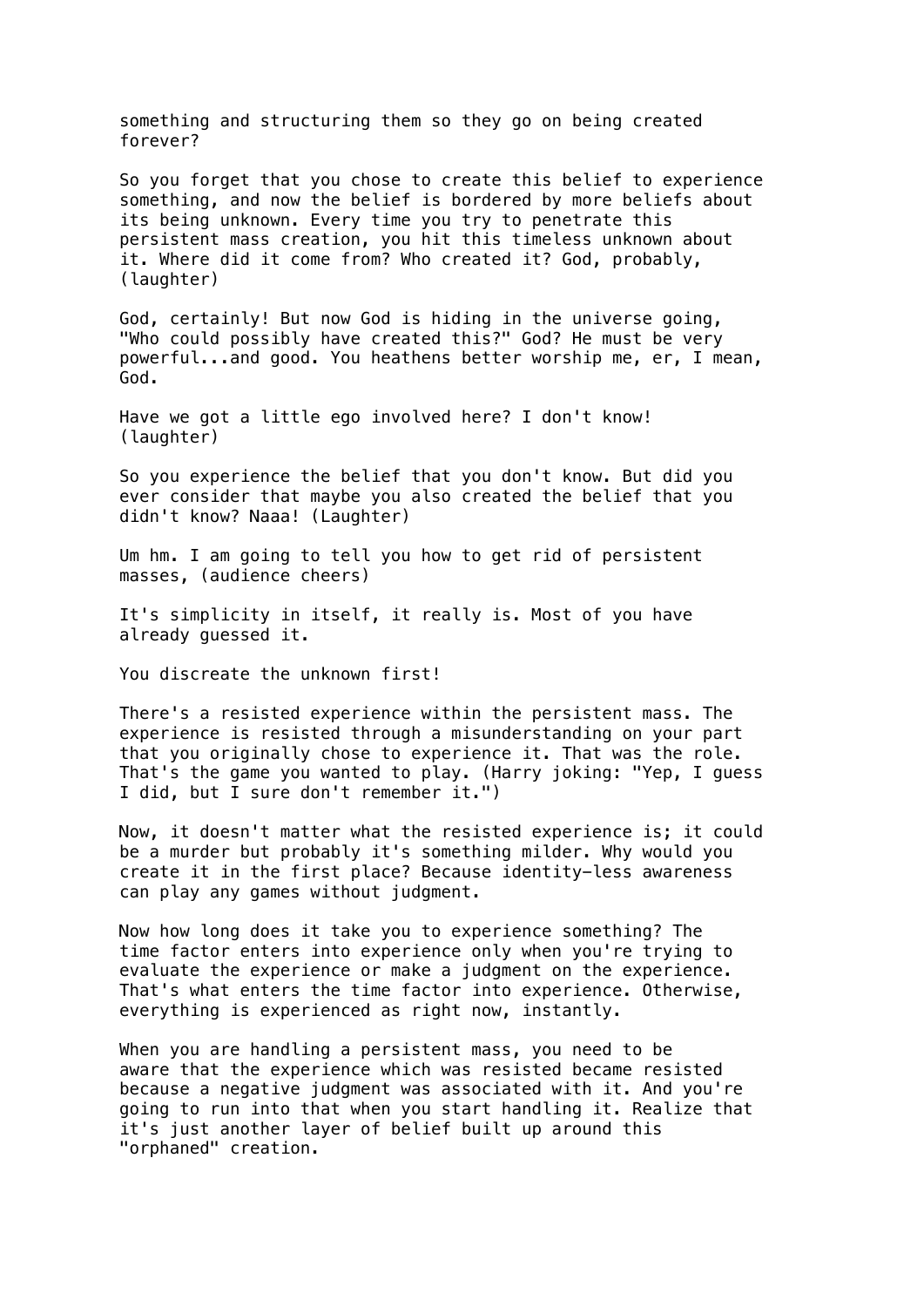something and structuring them so they go on being created forever?

So you forget that you chose to create this belief to experience something, and now the belief is bordered by more beliefs about its being unknown. Every time you try to penetrate this persistent mass creation, you hit this timeless unknown about it. Where did it come from? Who created it? God, probably, (laughter)

God, certainly! But now God is hiding in the universe going, "Who could possibly have created this?" God? He must be very powerful...and good. You heathens better worship me, er, I mean, God.

Have we got a little ego involved here? I don't know! (laughter)

So you experience the belief that you don't know. But did you ever consider that maybe you also created the belief that you didn't know? Naaa! (Laughter)

Um hm. I am going to tell you how to get rid of persistent masses, (audience cheers)

It's simplicity in itself, it really is. Most of you have already guessed it.

You discreate the unknown first!

There's a resisted experience within the persistent mass. The experience is resisted through a misunderstanding on your part that you originally chose to experience it. That was the role. That's the game you wanted to play. (Harry joking: "Yep, I guess I did, but I sure don't remember it.")

Now, it doesn't matter what the resisted experience is; it could be a murder but probably it's something milder. Why would you create it in the first place? Because identity-less awareness can play any games without judgment.

Now how long does it take you to experience something? The time factor enters into experience only when you're trying to evaluate the experience or make a judgment on the experience. That's what enters the time factor into experience. Otherwise, everything is experienced as right now, instantly.

When you are handling a persistent mass, you need to be aware that the experience which was resisted became resisted because a negative judgment was associated with it. And you're going to run into that when you start handling it. Realize that it's just another layer of belief built up around this "orphaned" creation.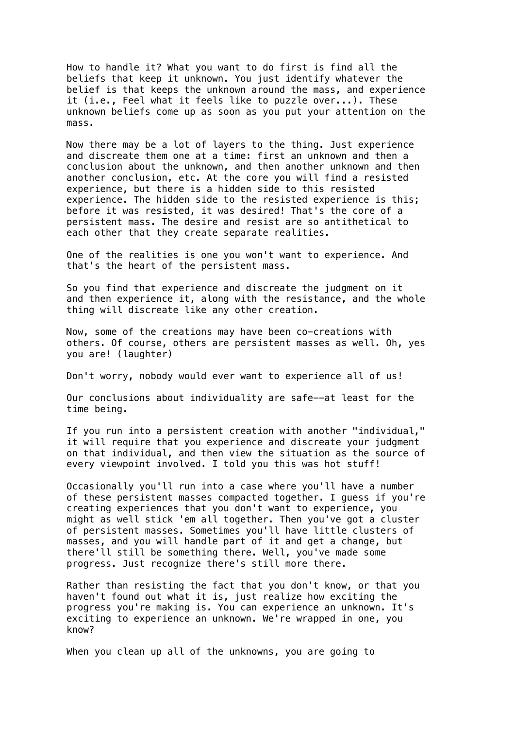How to handle it? What you want to do first is find all the beliefs that keep it unknown. You just identify whatever the belief is that keeps the unknown around the mass, and experience it (i.e., Feel what it feels like to puzzle over...). These unknown beliefs come up as soon as you put your attention on the mass.

Now there may be a lot of layers to the thing. Just experience and discreate them one at a time: first an unknown and then a conclusion about the unknown, and then another unknown and then another conclusion, etc. At the core you will find a resisted experience, but there is a hidden side to this resisted experience. The hidden side to the resisted experience is this; before it was resisted, it was desired! That's the core of a persistent mass. The desire and resist are so antithetical to each other that they create separate realities.

One of the realities is one you won't want to experience. And that's the heart of the persistent mass.

So you find that experience and discreate the judgment on it and then experience it, along with the resistance, and the whole thing will discreate like any other creation.

Now, some of the creations may have been co-creations with others. Of course, others are persistent masses as well. Oh, yes you are! (laughter)

Don't worry, nobody would ever want to experience all of us!

Our conclusions about individuality are safe--at least for the time being.

If you run into a persistent creation with another "individual," it will require that you experience and discreate your judgment on that individual, and then view the situation as the source of every viewpoint involved. I told you this was hot stuff!

Occasionally you'll run into a case where you'll have a number of these persistent masses compacted together. I guess if you're creating experiences that you don't want to experience, you might as well stick 'em all together. Then you've got a cluster of persistent masses. Sometimes you'll have little clusters of masses, and you will handle part of it and get a change, but there'll still be something there. Well, you've made some progress. Just recognize there's still more there.

Rather than resisting the fact that you don't know, or that you haven't found out what it is, just realize how exciting the progress you're making is. You can experience an unknown. It's exciting to experience an unknown. We're wrapped in one, you know?

When you clean up all of the unknowns, you are going to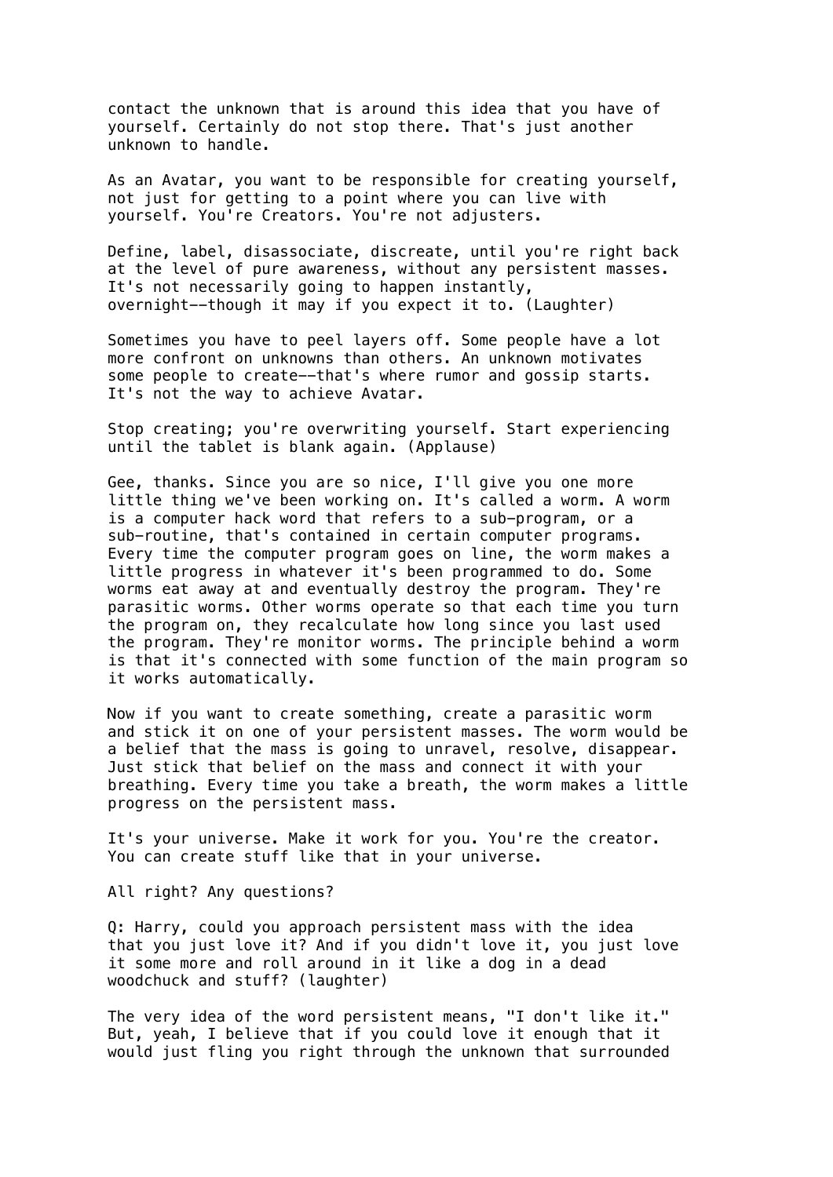contact the unknown that is around this idea that you have of yourself. Certainly do not stop there. That's just another unknown to handle.

As an Avatar, you want to be responsible for creating yourself, not just for getting to a point where you can live with yourself. You're Creators. You're not adjusters.

Define, label, disassociate, discreate, until you're right back at the level of pure awareness, without any persistent masses. It's not necessarily going to happen instantly, overnight--though it may if you expect it to. (Laughter)

Sometimes you have to peel layers off. Some people have a lot more confront on unknowns than others. An unknown motivates some people to create--that's where rumor and gossip starts. It's not the way to achieve Avatar.

Stop creating; you're overwriting yourself. Start experiencing until the tablet is blank again. (Applause)

Gee, thanks. Since you are so nice, I'll give you one more little thing we've been working on. It's called a worm. A worm is a computer hack word that refers to a sub-program, or a sub-routine, that's contained in certain computer programs. Every time the computer program goes on line, the worm makes a little progress in whatever it's been programmed to do. Some worms eat away at and eventually destroy the program. They're parasitic worms. Other worms operate so that each time you turn the program on, they recalculate how long since you last used the program. They're monitor worms. The principle behind a worm is that it's connected with some function of the main program so it works automatically.

Now if you want to create something, create a parasitic worm and stick it on one of your persistent masses. The worm would be a belief that the mass is going to unravel, resolve, disappear. Just stick that belief on the mass and connect it with your breathing. Every time you take a breath, the worm makes a little progress on the persistent mass.

It's your universe. Make it work for you. You're the creator. You can create stuff like that in your universe.

All right? Any questions?

Q: Harry, could you approach persistent mass with the idea that you just love it? And if you didn't love it, you just love it some more and roll around in it like a dog in a dead woodchuck and stuff? (laughter)

The very idea of the word persistent means, "I don't like it." But, yeah, I believe that if you could love it enough that it would just fling you right through the unknown that surrounded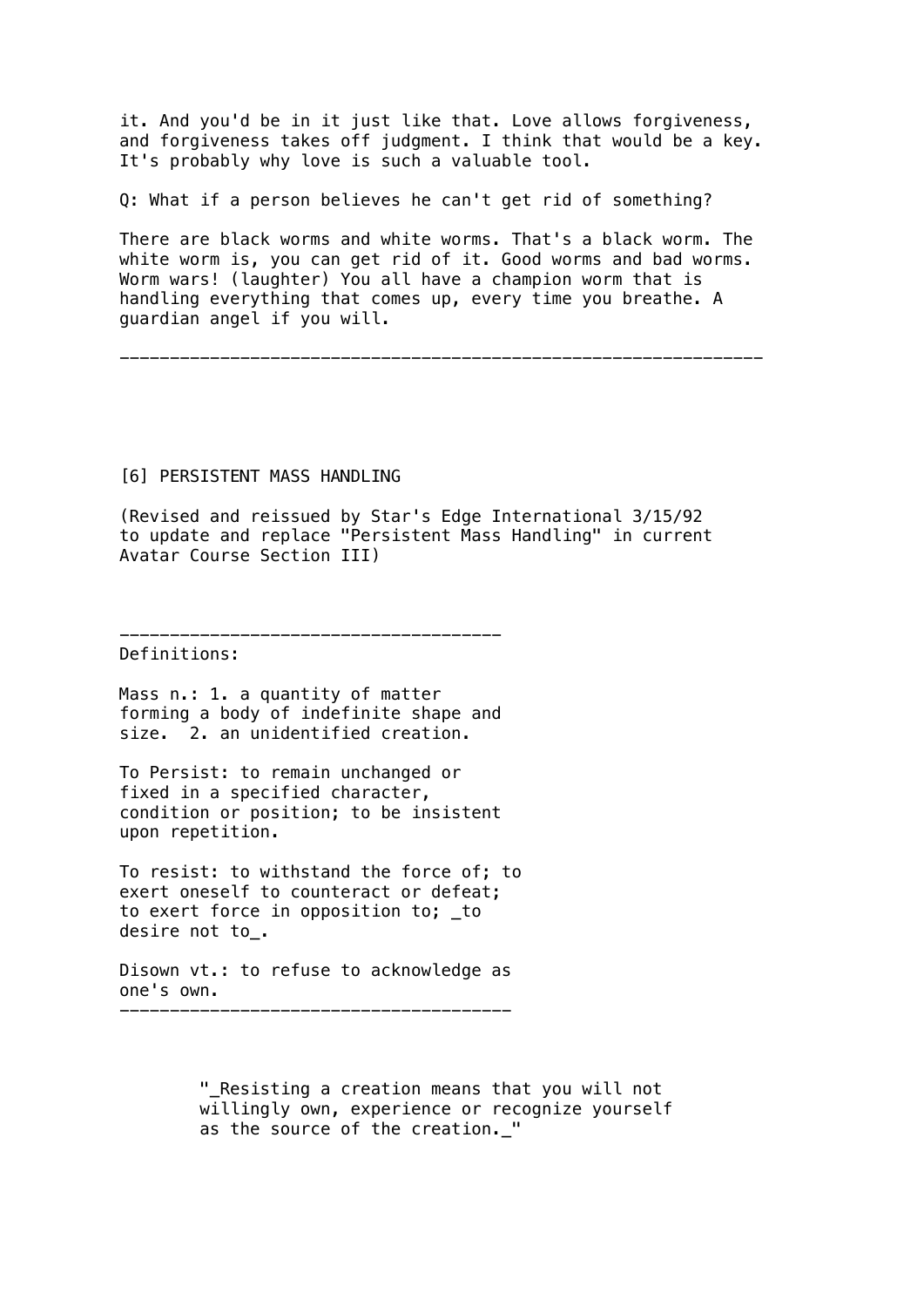it. And you'd be in it just like that. Love allows forgiveness, and forgiveness takes off judgment. I think that would be a key. It's probably why love is such a valuable tool.

Q: What if a person believes he can't get rid of something?

There are black worms and white worms. That's a black worm. The white worm is, you can get rid of it. Good worms and bad worms. Worm wars! (laughter) You all have a champion worm that is handling everything that comes up, every time you breathe. A guardian angel if you will.

---

## [6] PERSISTENT MASS HANDLING

(Revised and reissued by Star's Edge International 3/15/92 to update and replace "Persistent Mass Handling" in current Avatar Course Section III)

---

Definitions:

Mass n.: 1. a quantity of matter forming a body of indefinite shape and size. 2. an unidentified creation.

To Persist: to remain unchanged or fixed in a specified character, condition or position; to be insistent upon repetition.

To resist: to withstand the force of; to exert oneself to counteract or defeat; to exert force in opposition to; *to desire not to*.

Disown vt.: to refuse to acknowledge as one's own.

---

> "*Resisting a creation means that you will not willingly own, experience or recognize yourself as the source of the creation.*"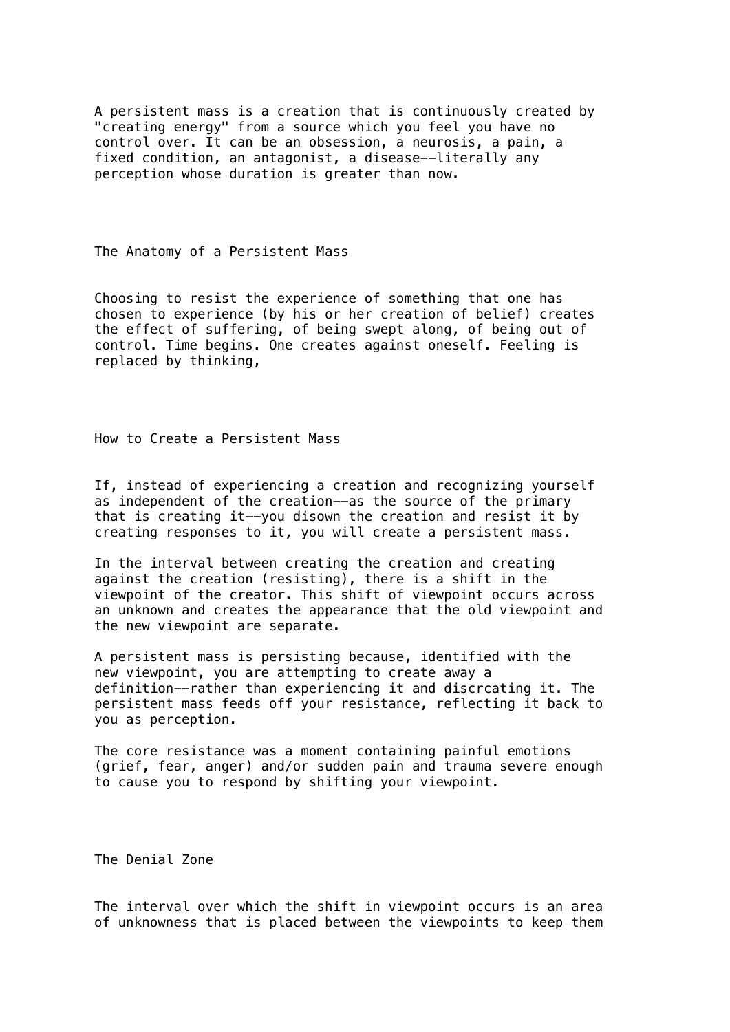A persistent mass is a creation that is continuously created by "creating energy" from a source which you feel you have no control over. It can be an obsession, a neurosis, a pain, a fixed condition, an antagonist, a disease--literally any perception whose duration is greater than now.

## The Anatomy of a Persistent Mass

Choosing to resist the experience of something that one has chosen to experience (by his or her creation of belief) creates the effect of suffering, of being swept along, of being out of control. Time begins. One creates against oneself. Feeling is replaced by thinking,

## How to Create a Persistent Mass

If, instead of experiencing a creation and recognizing yourself as independent of the creation--as the source of the primary that is creating it--you disown the creation and resist it by creating responses to it, you will create a persistent mass.

In the interval between creating the creation and creating against the creation (resisting), there is a shift in the viewpoint of the creator. This shift of viewpoint occurs across an unknown and creates the appearance that the old viewpoint and the new viewpoint are separate.

A persistent mass is persisting because, identified with the new viewpoint, you are attempting to create away a definition--rather than experiencing it and discrcating it. The persistent mass feeds off your resistance, reflecting it back to you as perception.

The core resistance was a moment containing painful emotions (grief, fear, anger) and/or sudden pain and trauma severe enough to cause you to respond by shifting your viewpoint.

## The Denial Zone

The interval over which the shift in viewpoint occurs is an area of unknowness that is placed between the viewpoints to keep them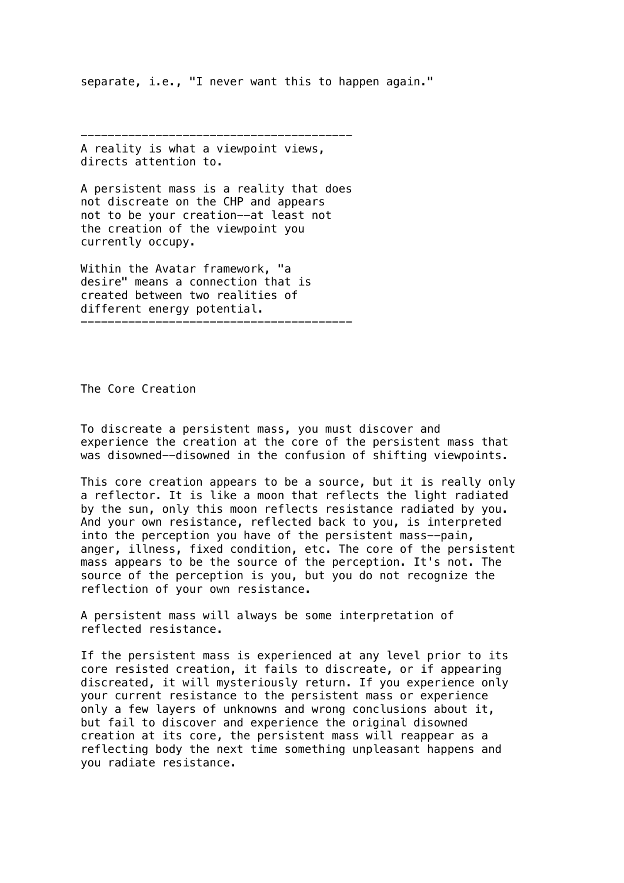separate, i.e., "I never want this to happen again."

---

A reality is what a viewpoint views, directs attention to.

A persistent mass is a reality that does not discreate on the CHP and appears not to be your creation--at least not the creation of the viewpoint you currently occupy.

Within the Avatar framework, "a desire" means a connection that is created between two realities of different energy potential.

---

## The Core Creation

To discreate a persistent mass, you must discover and experience the creation at the core of the persistent mass that was disowned--disowned in the confusion of shifting viewpoints.

This core creation appears to be a source, but it is really only a reflector. It is like a moon that reflects the light radiated by the sun, only this moon reflects resistance radiated by you. And your own resistance, reflected back to you, is interpreted into the perception you have of the persistent mass--pain, anger, illness, fixed condition, etc. The core of the persistent mass appears to be the source of the perception. It's not. The source of the perception is you, but you do not recognize the reflection of your own resistance.

A persistent mass will always be some interpretation of reflected resistance.

If the persistent mass is experienced at any level prior to its core resisted creation, it fails to discreate, or if appearing discreated, it will mysteriously return. If you experience only your current resistance to the persistent mass or experience only a few layers of unknowns and wrong conclusions about it, but fail to discover and experience the original disowned creation at its core, the persistent mass will reappear as a reflecting body the next time something unpleasant happens and you radiate resistance.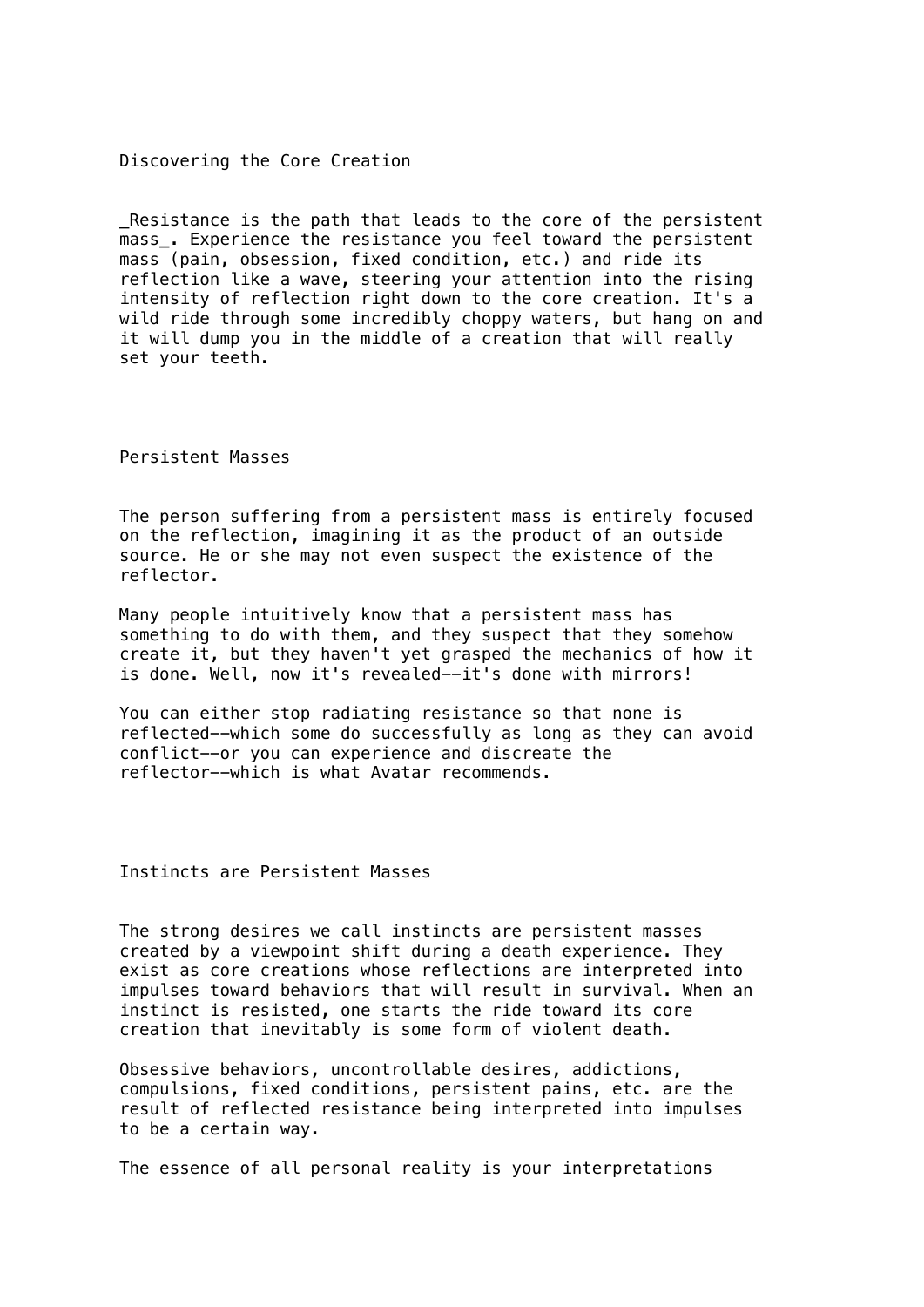## Discovering the Core Creation

_Resistance is the path that leads to the core of the persistent mass_. Experience the resistance you feel toward the persistent mass (pain, obsession, fixed condition, etc.) and ride its reflection like a wave, steering your attention into the rising intensity of reflection right down to the core creation. It's a wild ride through some incredibly choppy waters, but hang on and it will dump you in the middle of a creation that will really set your teeth.

## Persistent Masses

The person suffering from a persistent mass is entirely focused on the reflection, imagining it as the product of an outside source. He or she may not even suspect the existence of the reflector.

Many people intuitively know that a persistent mass has something to do with them, and they suspect that they somehow create it, but they haven't yet grasped the mechanics of how it is done. Well, now it's revealed--it's done with mirrors!

You can either stop radiating resistance so that none is reflected--which some do successfully as long as they can avoid conflict--or you can experience and discreate the reflector--which is what Avatar recommends.

## Instincts are Persistent Masses

The strong desires we call instincts are persistent masses created by a viewpoint shift during a death experience. They exist as core creations whose reflections are interpreted into impulses toward behaviors that will result in survival. When an instinct is resisted, one starts the ride toward its core creation that inevitably is some form of violent death.

Obsessive behaviors, uncontrollable desires, addictions, compulsions, fixed conditions, persistent pains, etc. are the result of reflected resistance being interpreted into impulses to be a certain way.

The essence of all personal reality is your interpretations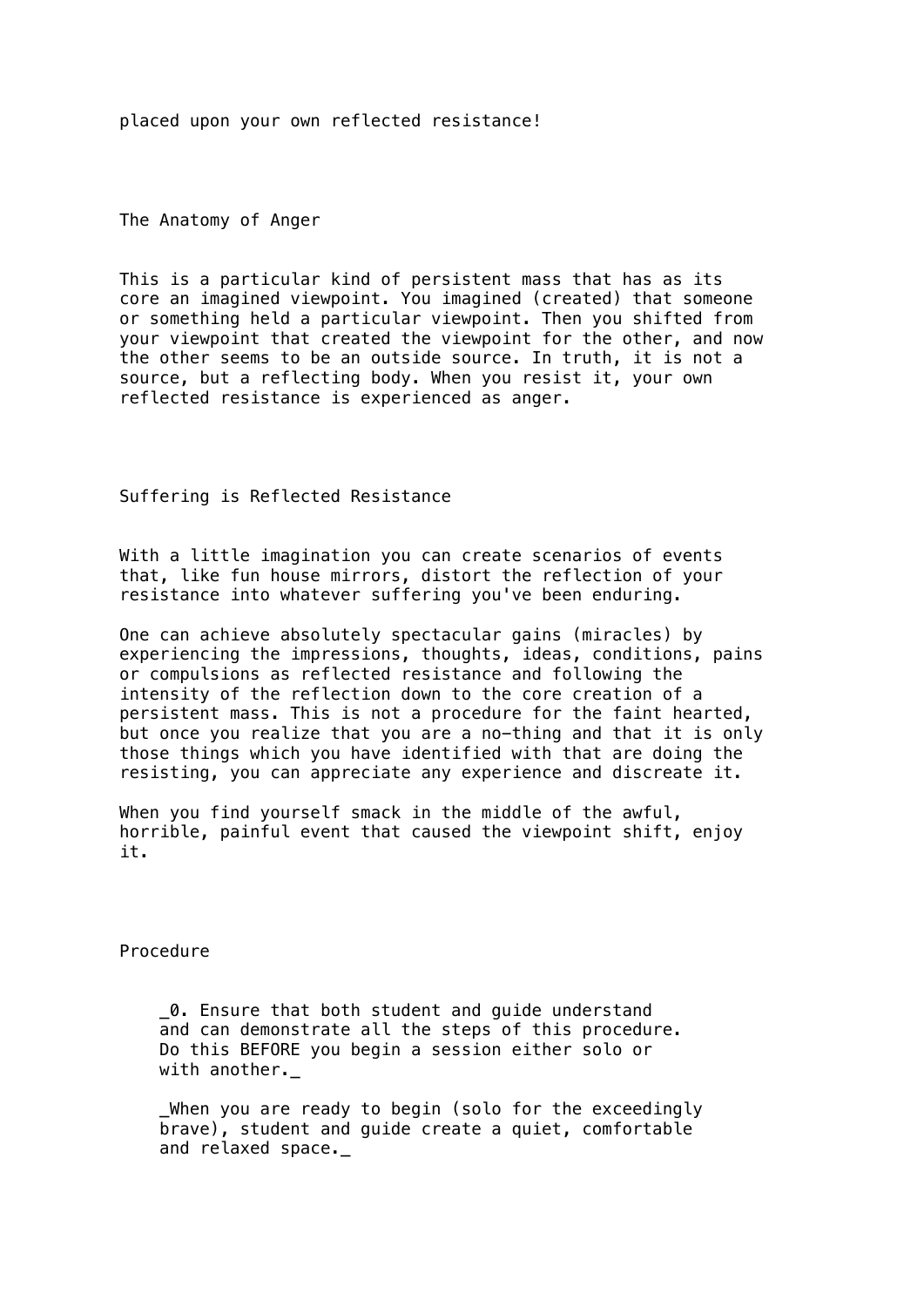placed upon your own reflected resistance!

## The Anatomy of Anger

This is a particular kind of persistent mass that has as its core an imagined viewpoint. You imagined (created) that someone or something held a particular viewpoint. Then you shifted from your viewpoint that created the viewpoint for the other, and now the other seems to be an outside source. In truth, it is not a source, but a reflecting body. When you resist it, your own reflected resistance is experienced as anger.

## Suffering is Reflected Resistance

With a little imagination you can create scenarios of events that, like fun house mirrors, distort the reflection of your resistance into whatever suffering you've been enduring.

One can achieve absolutely spectacular gains (miracles) by experiencing the impressions, thoughts, ideas, conditions, pains or compulsions as reflected resistance and following the intensity of the reflection down to the core creation of a persistent mass. This is not a procedure for the faint hearted, but once you realize that you are a no-thing and that it is only those things which you have identified with that are doing the resisting, you can appreciate any experience and discreate it.

When you find yourself smack in the middle of the awful, horrible, painful event that caused the viewpoint shift, enjoy it.

## Procedure

_0. Ensure that both student and guide understand and can demonstrate all the steps of this procedure. Do this BEFORE you begin a session either solo or with another._

_When you are ready to begin (solo for the exceedingly brave), student and guide create a quiet, comfortable and relaxed space._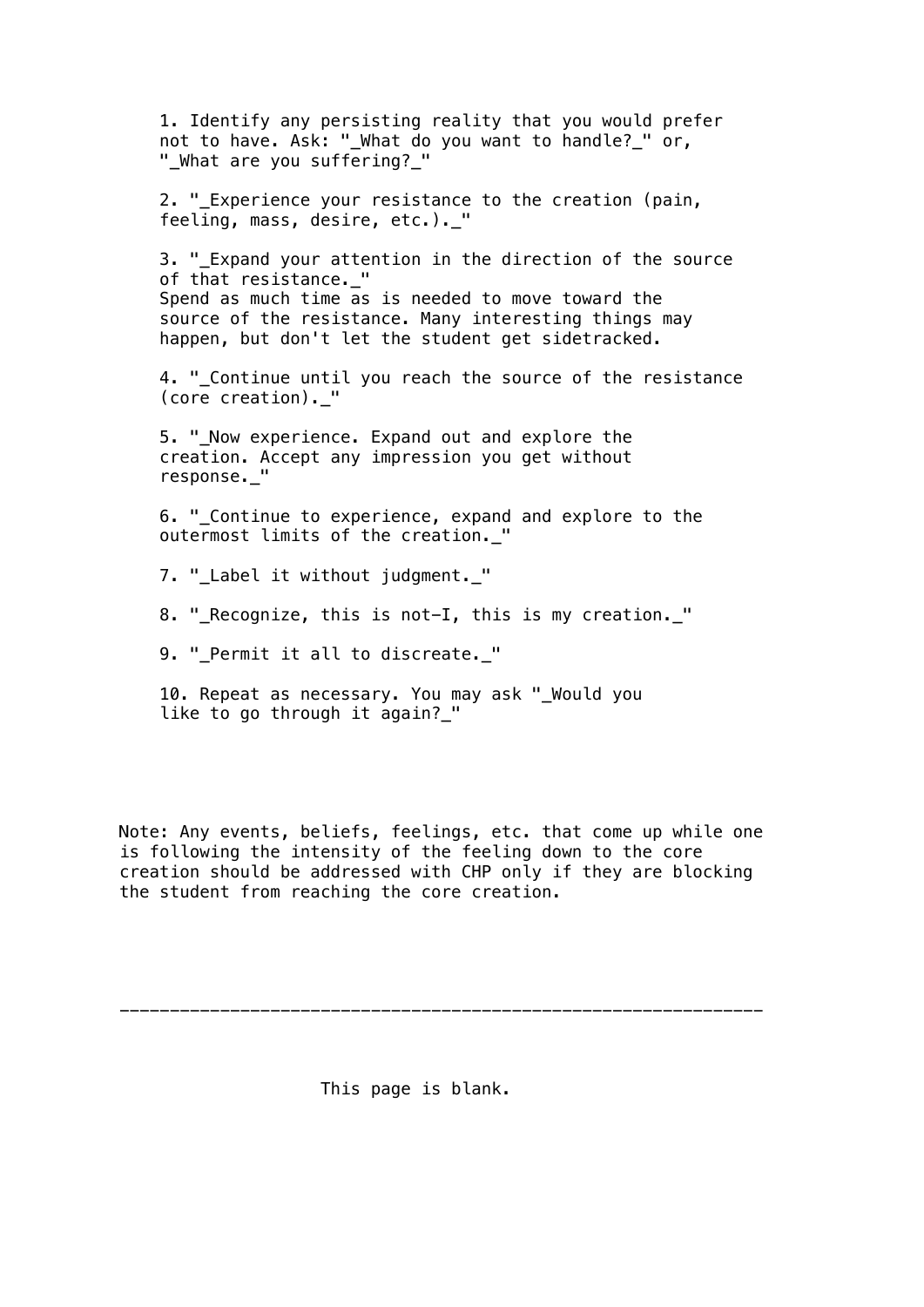1. Identify any persisting reality that you would prefer not to have. Ask: "_What do you want to handle?_" or, "_What are you suffering?_"

2. "_Experience your resistance to the creation (pain, feeling, mass, desire, etc.)._"

3. "_Expand your attention in the direction of the source of that resistance._"
   Spend as much time as is needed to move toward the source of the resistance. Many interesting things may happen, but don't let the student get sidetracked.

4. "_Continue until you reach the source of the resistance (core creation)._"

5. "_Now experience. Expand out and explore the creation. Accept any impression you get without response._"

6. "_Continue to experience, expand and explore to the outermost limits of the creation._"

7. "_Label it without judgment._"

8. "_Recognize, this is not-I, this is my creation._"

9. "_Permit it all to discreate._"

10. Repeat as necessary. You may ask "_Would you like to go through it again?_"

Note: Any events, beliefs, feelings, etc. that come up while one is following the intensity of the feeling down to the core creation should be addressed with CHP only if they are blocking the student from reaching the core creation.

---

This page is blank.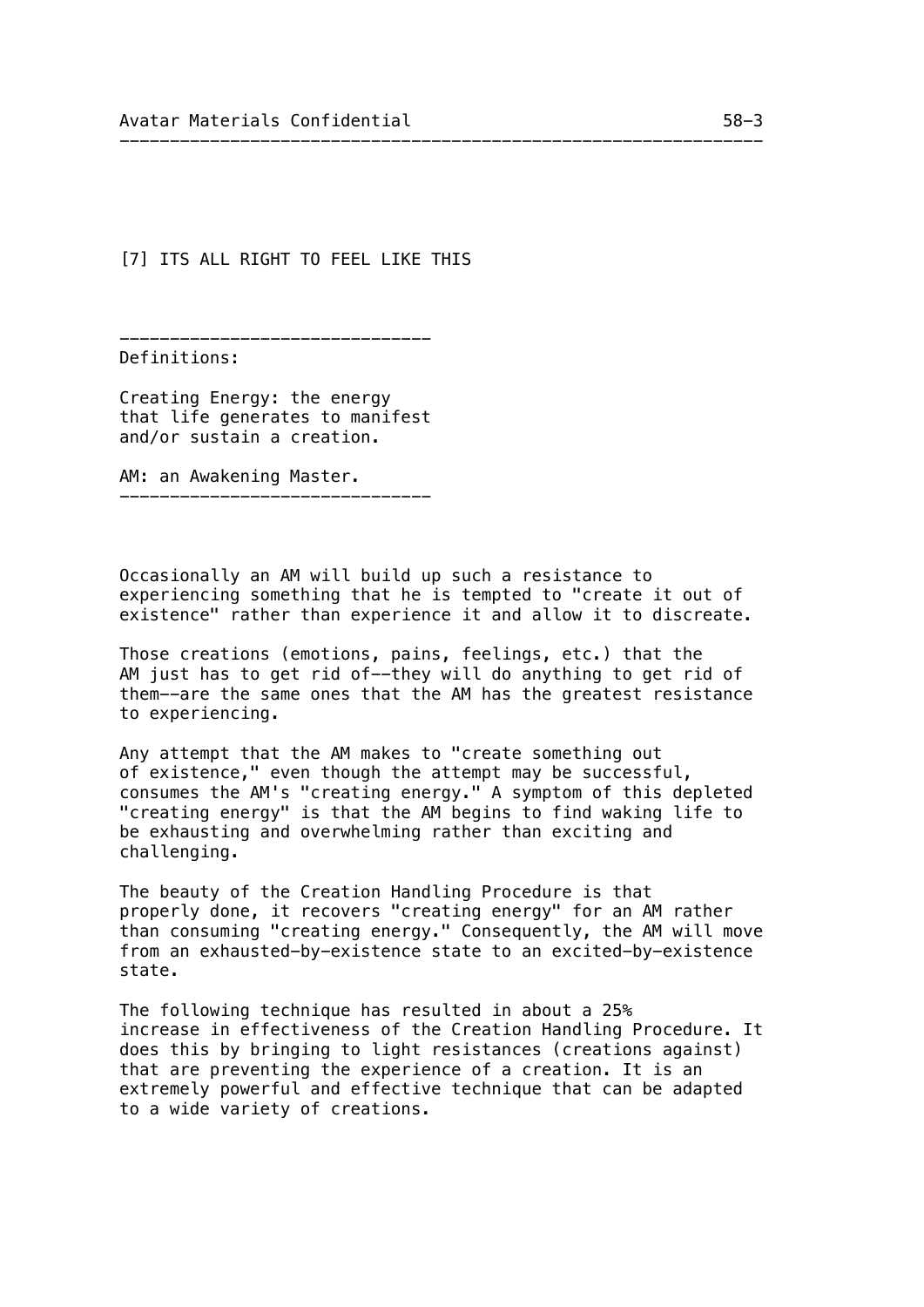## [7] ITS ALL RIGHT TO FEEL LIKE THIS

---

Definitions:

Creating Energy: the energy that life generates to manifest and/or sustain a creation.

AM: an Awakening Master.

---

Occasionally an AM will build up such a resistance to experiencing something that he is tempted to "create it out of existence" rather than experience it and allow it to discreate.

Those creations (emotions, pains, feelings, etc.) that the AM just has to get rid of--they will do anything to get rid of them--are the same ones that the AM has the greatest resistance to experiencing.

Any attempt that the AM makes to "create something out of existence," even though the attempt may be successful, consumes the AM's "creating energy." A symptom of this depleted "creating energy" is that the AM begins to find waking life to be exhausting and overwhelming rather than exciting and challenging.

The beauty of the Creation Handling Procedure is that properly done, it recovers "creating energy" for an AM rather than consuming "creating energy." Consequently, the AM will move from an exhausted-by-existence state to an excited-by-existence state.

The following technique has resulted in about a 25% increase in effectiveness of the Creation Handling Procedure. It does this by bringing to light resistances (creations against) that are preventing the experience of a creation. It is an extremely powerful and effective technique that can be adapted to a wide variety of creations.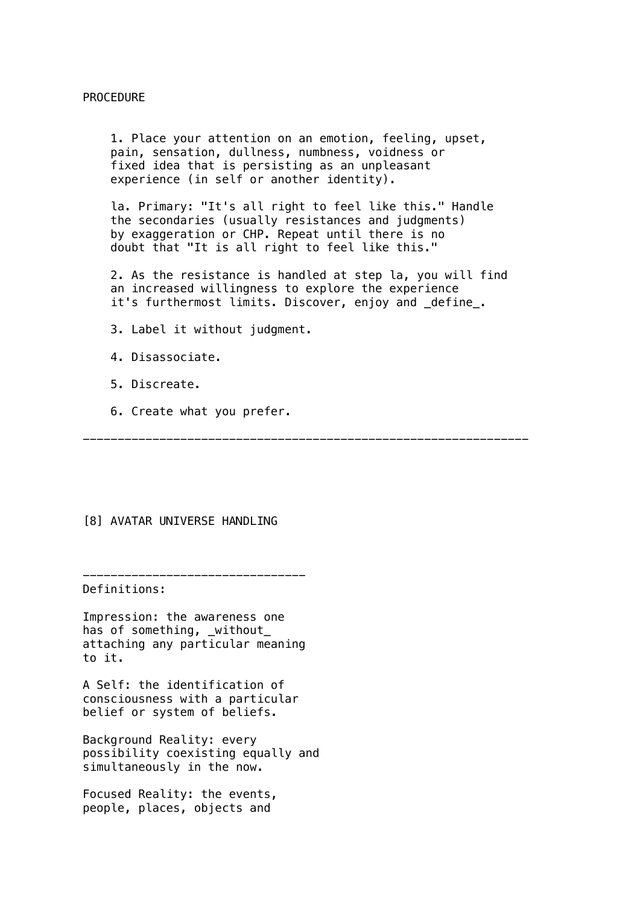PROCEDURE

1. Place your attention on an emotion, feeling, upset, pain, sensation, dullness, numbness, voidness or fixed idea that is persisting as an unpleasant experience (in self or another identity).

la. Primary: "It's all right to feel like this." Handle the secondaries (usually resistances and judgments) by exaggeration or CHP. Repeat until there is no doubt that "It is all right to feel like this."

2. As the resistance is handled at step la, you will find an increased willingness to explore the experience it's furthermost limits. Discover, enjoy and _define_.

3. Label it without judgment.

4. Disassociate.

5. Discreate.

6. Create what you prefer.

---

## [8] AVATAR UNIVERSE HANDLING

---

Definitions:

Impression: the awareness one has of something, _without_ attaching any particular meaning to it.

A Self: the identification of consciousness with a particular belief or system of beliefs.

Background Reality: every possibility coexisting equally and simultaneously in the now.

Focused Reality: the events, people, places, objects and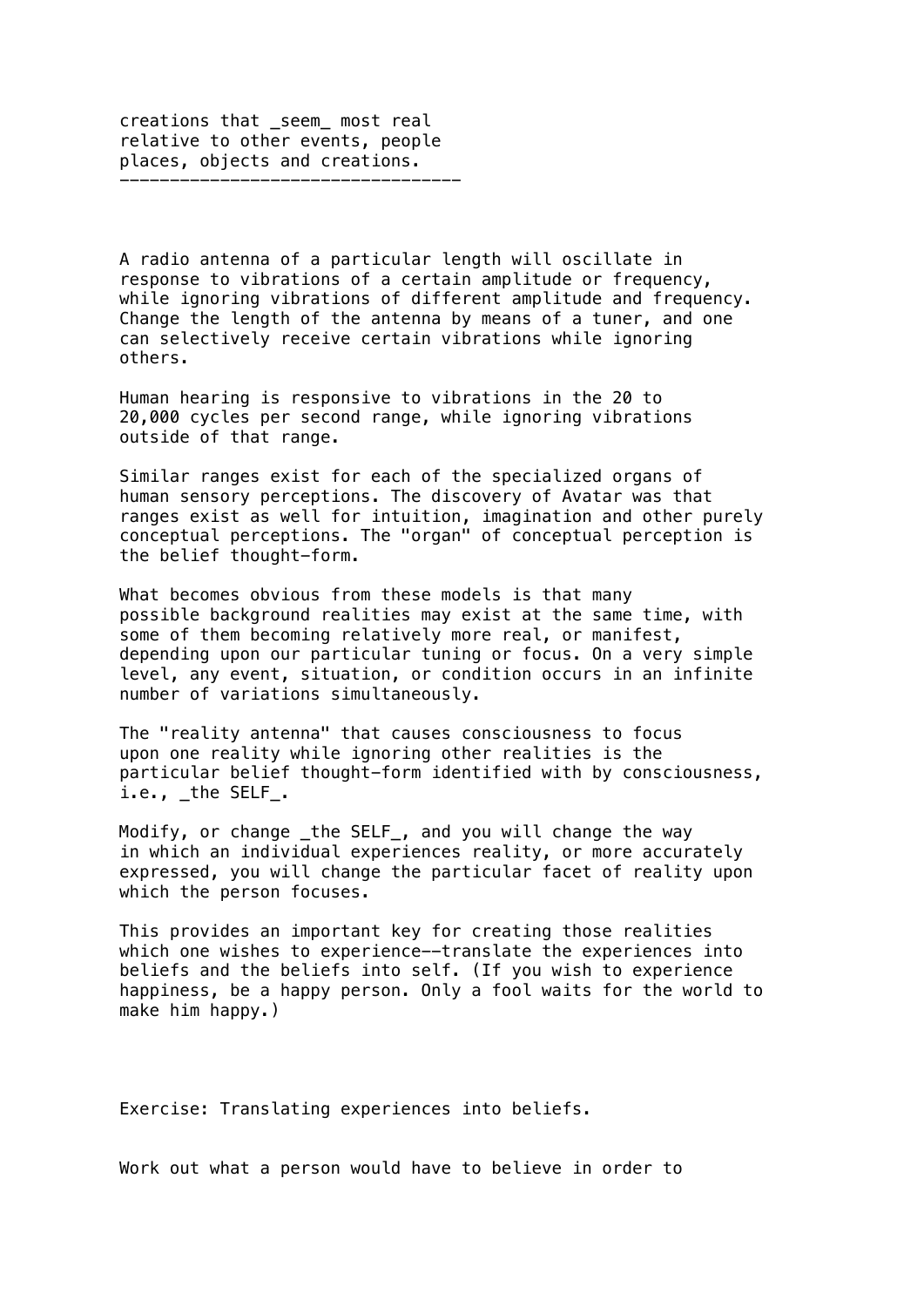creations that _seem_ most real
relative to other events, people
places, objects and creations.

---

A radio antenna of a particular length will oscillate in response to vibrations of a certain amplitude or frequency, while ignoring vibrations of different amplitude and frequency. Change the length of the antenna by means of a tuner, and one can selectively receive certain vibrations while ignoring others.

Human hearing is responsive to vibrations in the 20 to 20,000 cycles per second range, while ignoring vibrations outside of that range.

Similar ranges exist for each of the specialized organs of human sensory perceptions. The discovery of Avatar was that ranges exist as well for intuition, imagination and other purely conceptual perceptions. The "organ" of conceptual perception is the belief thought-form.

What becomes obvious from these models is that many possible background realities may exist at the same time, with some of them becoming relatively more real, or manifest, depending upon our particular tuning or focus. On a very simple level, any event, situation, or condition occurs in an infinite number of variations simultaneously.

The "reality antenna" that causes consciousness to focus upon one reality while ignoring other realities is the particular belief thought-form identified with by consciousness, i.e., _the SELF_.

Modify, or change _the SELF_, and you will change the way in which an individual experiences reality, or more accurately expressed, you will change the particular facet of reality upon which the person focuses.

This provides an important key for creating those realities which one wishes to experience--translate the experiences into beliefs and the beliefs into self. (If you wish to experience happiness, be a happy person. Only a fool waits for the world to make him happy.)

Exercise: Translating experiences into beliefs.

Work out what a person would have to believe in order to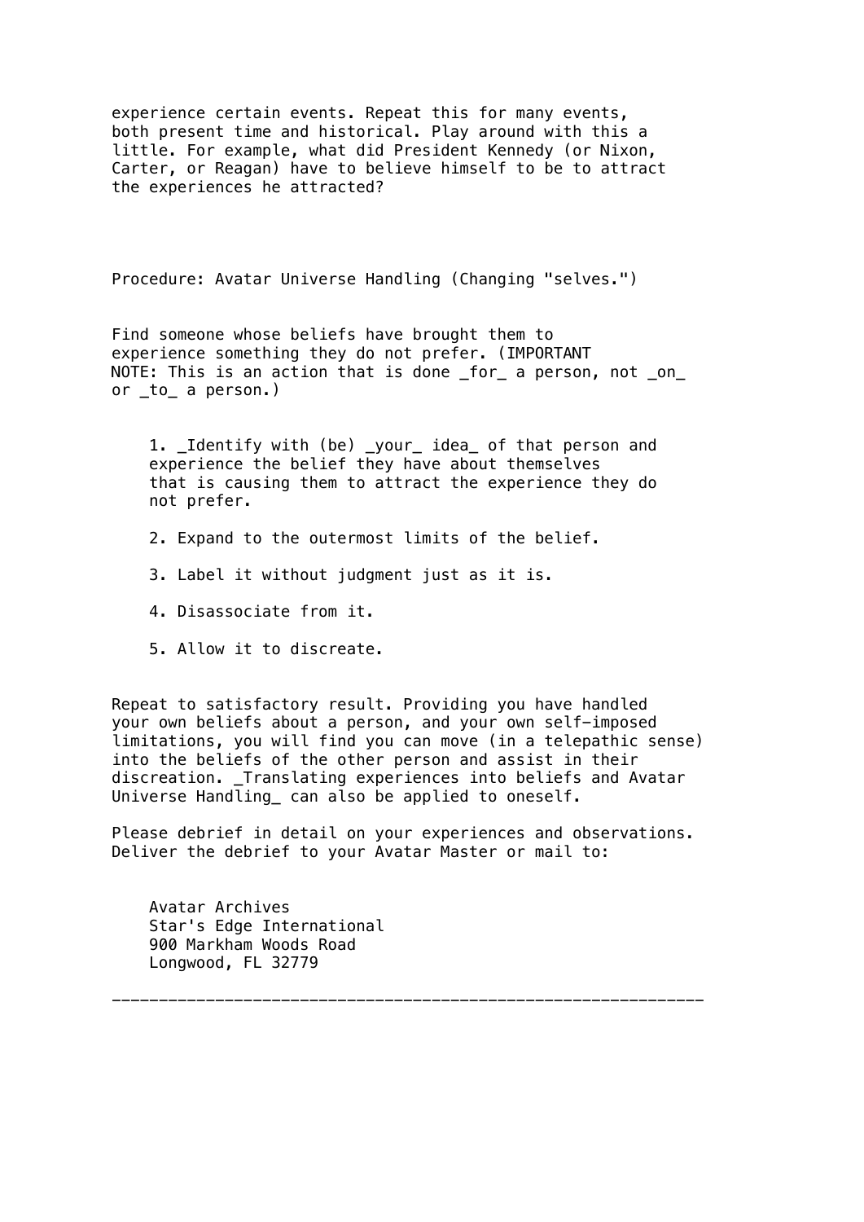experience certain events. Repeat this for many events, both present time and historical. Play around with this a little. For example, what did President Kennedy (or Nixon, Carter, or Reagan) have to believe himself to be to attract the experiences he attracted?

Procedure: Avatar Universe Handling (Changing "selves.")

Find someone whose beliefs have brought them to experience something they do not prefer. (IMPORTANT NOTE: This is an action that is done _for_ a person, not _on_ or _to_ a person.)

1. _Identify with (be) _your_ idea_ of that person and experience the belief they have about themselves that is causing them to attract the experience they do not prefer.

2. Expand to the outermost limits of the belief.

3. Label it without judgment just as it is.

4. Disassociate from it.

5. Allow it to discreate.

Repeat to satisfactory result. Providing you have handled your own beliefs about a person, and your own self-imposed limitations, you will find you can move (in a telepathic sense) into the beliefs of the other person and assist in their discreation. _Translating experiences into beliefs and Avatar Universe Handling_ can also be applied to oneself.

Please debrief in detail on your experiences and observations. Deliver the debrief to your Avatar Master or mail to:

Avatar Archives  
Star's Edge International  
900 Markham Woods Road  
Longwood, FL 32779

---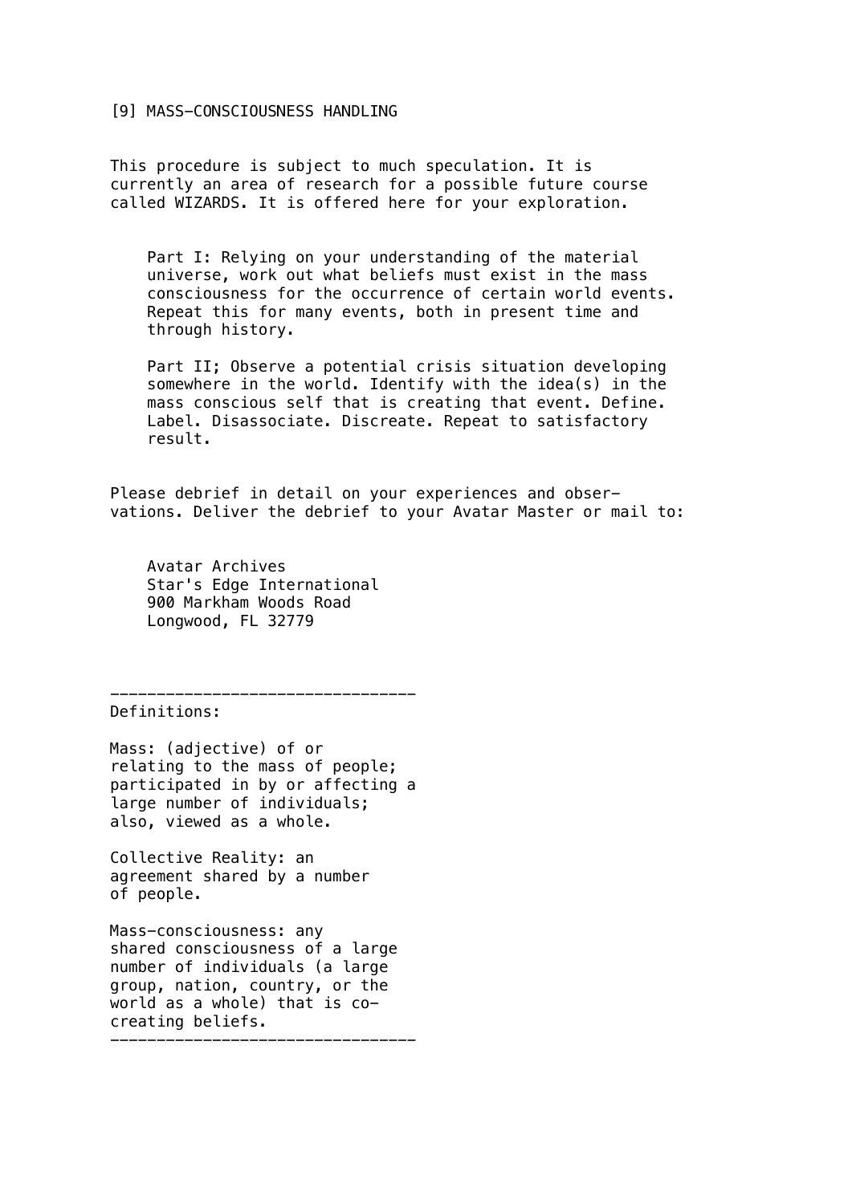## [9] MASS-CONSCIOUSNESS HANDLING

This procedure is subject to much speculation. It is currently an area of research for a possible future course called WIZARDS. It is offered here for your exploration.

> Part I: Relying on your understanding of the material universe, work out what beliefs must exist in the mass consciousness for the occurrence of certain world events. Repeat this for many events, both in present time and through history.
>
> Part II; Observe a potential crisis situation developing somewhere in the world. Identify with the idea(s) in the mass conscious self that is creating that event. Define. Label. Disassociate. Discreate. Repeat to satisfactory result.

Please debrief in detail on your experiences and observations. Deliver the debrief to your Avatar Master or mail to:

> Avatar Archives
> Star's Edge International
> 900 Markham Woods Road
> Longwood, FL 32779

---

Definitions:

Mass: (adjective) of or relating to the mass of people; participated in by or affecting a large number of individuals; also, viewed as a whole.

Collective Reality: an agreement shared by a number of people.

Mass-consciousness: any shared consciousness of a large number of individuals (a large group, nation, country, or the world as a whole) that is co-creating beliefs.

---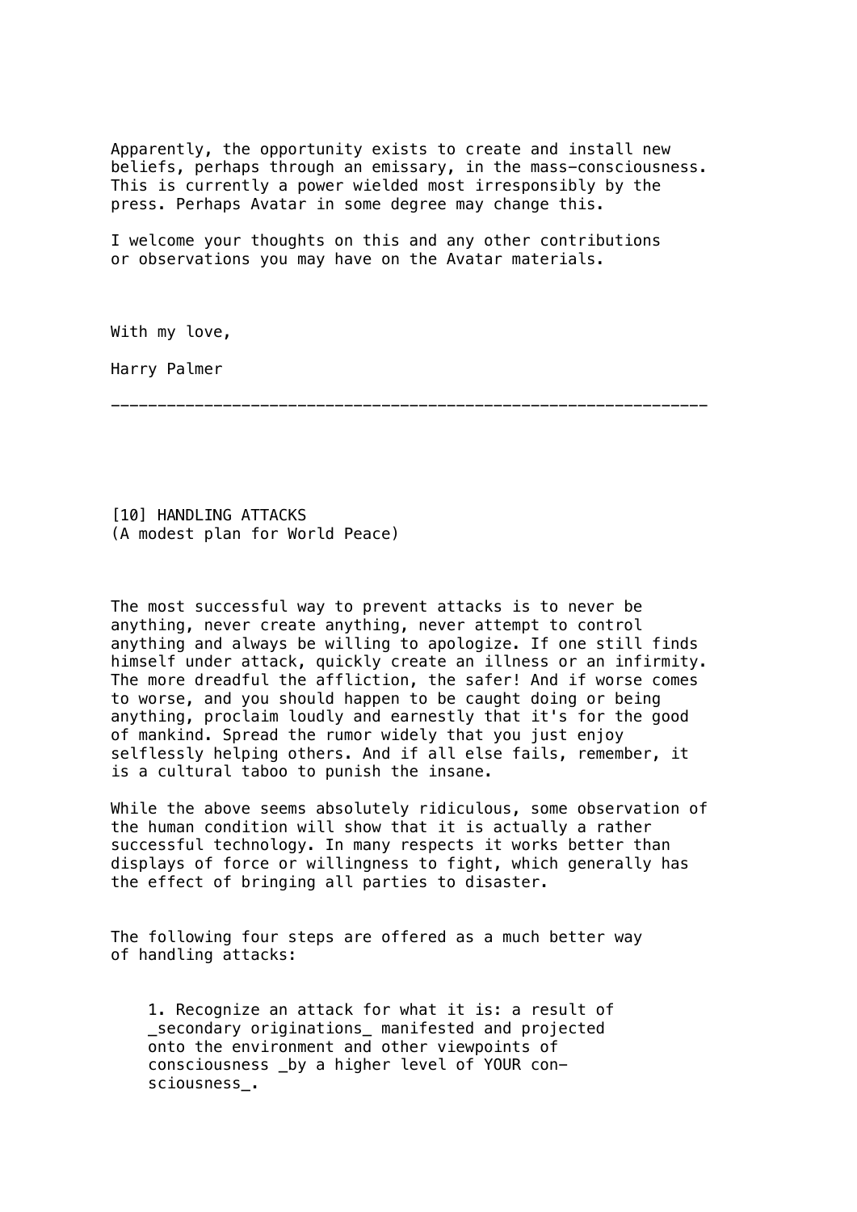Apparently, the opportunity exists to create and install new beliefs, perhaps through an emissary, in the mass-consciousness. This is currently a power wielded most irresponsibly by the press. Perhaps Avatar in some degree may change this.

I welcome your thoughts on this and any other contributions or observations you may have on the Avatar materials.

With my love,

Harry Palmer

---

## [10] HANDLING ATTACKS
(A modest plan for World Peace)

The most successful way to prevent attacks is to never be anything, never create anything, never attempt to control anything and always be willing to apologize. If one still finds himself under attack, quickly create an illness or an infirmity. The more dreadful the affliction, the safer! And if worse comes to worse, and you should happen to be caught doing or being anything, proclaim loudly and earnestly that it's for the good of mankind. Spread the rumor widely that you just enjoy selflessly helping others. And if all else fails, remember, it is a cultural taboo to punish the insane.

While the above seems absolutely ridiculous, some observation of the human condition will show that it is actually a rather successful technology. In many respects it works better than displays of force or willingness to fight, which generally has the effect of bringing all parties to disaster.

The following four steps are offered as a much better way of handling attacks:

1. Recognize an attack for what it is: a result of _secondary originations_ manifested and projected onto the environment and other viewpoints of consciousness _by a higher level of YOUR consciousness_.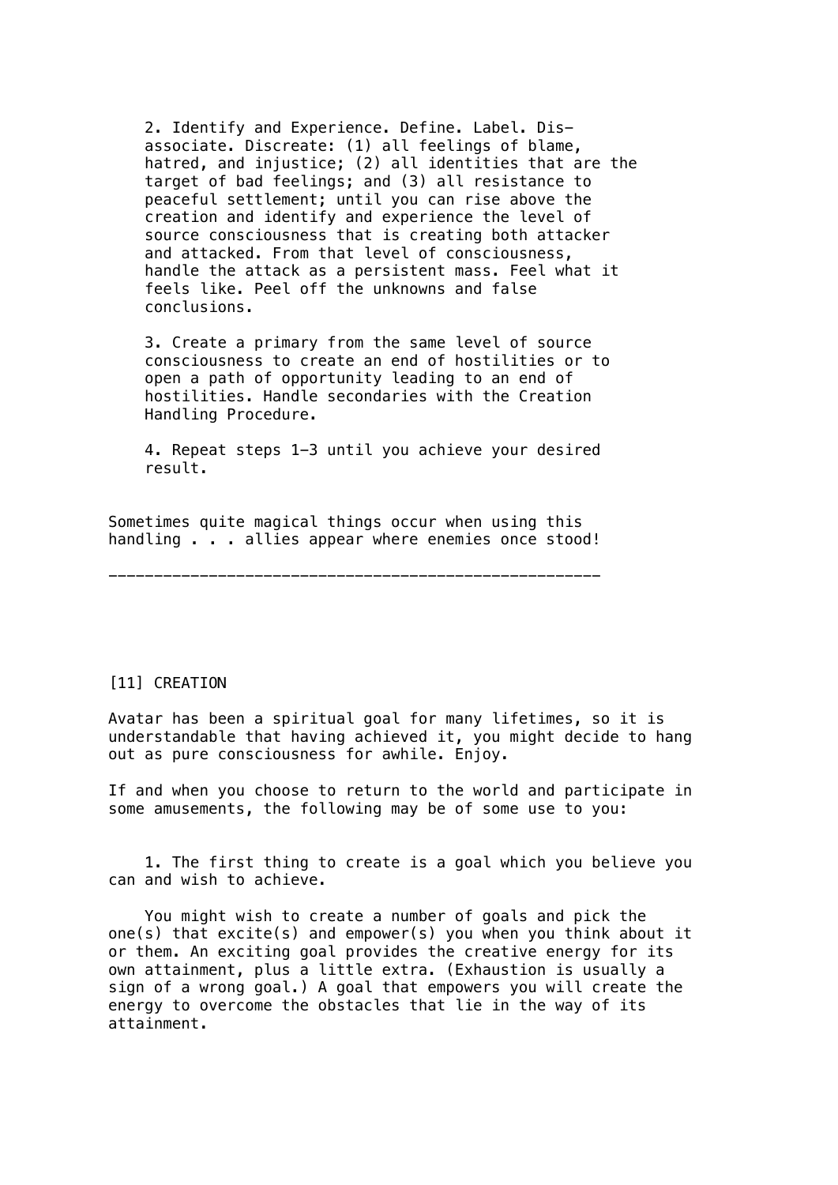2. Identify and Experience. Define. Label. Dis-associate. Discreate: (1) all feelings of blame, hatred, and injustice; (2) all identities that are the target of bad feelings; and (3) all resistance to peaceful settlement; until you can rise above the creation and identify and experience the level of source consciousness that is creating both attacker and attacked. From that level of consciousness, handle the attack as a persistent mass. Feel what it feels like. Peel off the unknowns and false conclusions.

3. Create a primary from the same level of source consciousness to create an end of hostilities or to open a path of opportunity leading to an end of hostilities. Handle secondaries with the Creation Handling Procedure.

4. Repeat steps 1–3 until you achieve your desired result.

Sometimes quite magical things occur when using this handling . . . allies appear where enemies once stood!

---

## [11] CREATION

Avatar has been a spiritual goal for many lifetimes, so it is understandable that having achieved it, you might decide to hang out as pure consciousness for awhile. Enjoy.

If and when you choose to return to the world and participate in some amusements, the following may be of some use to you:

1. The first thing to create is a goal which you believe you can and wish to achieve.

You might wish to create a number of goals and pick the one(s) that excite(s) and empower(s) you when you think about it or them. An exciting goal provides the creative energy for its own attainment, plus a little extra. (Exhaustion is usually a sign of a wrong goal.) A goal that empowers you will create the energy to overcome the obstacles that lie in the way of its attainment.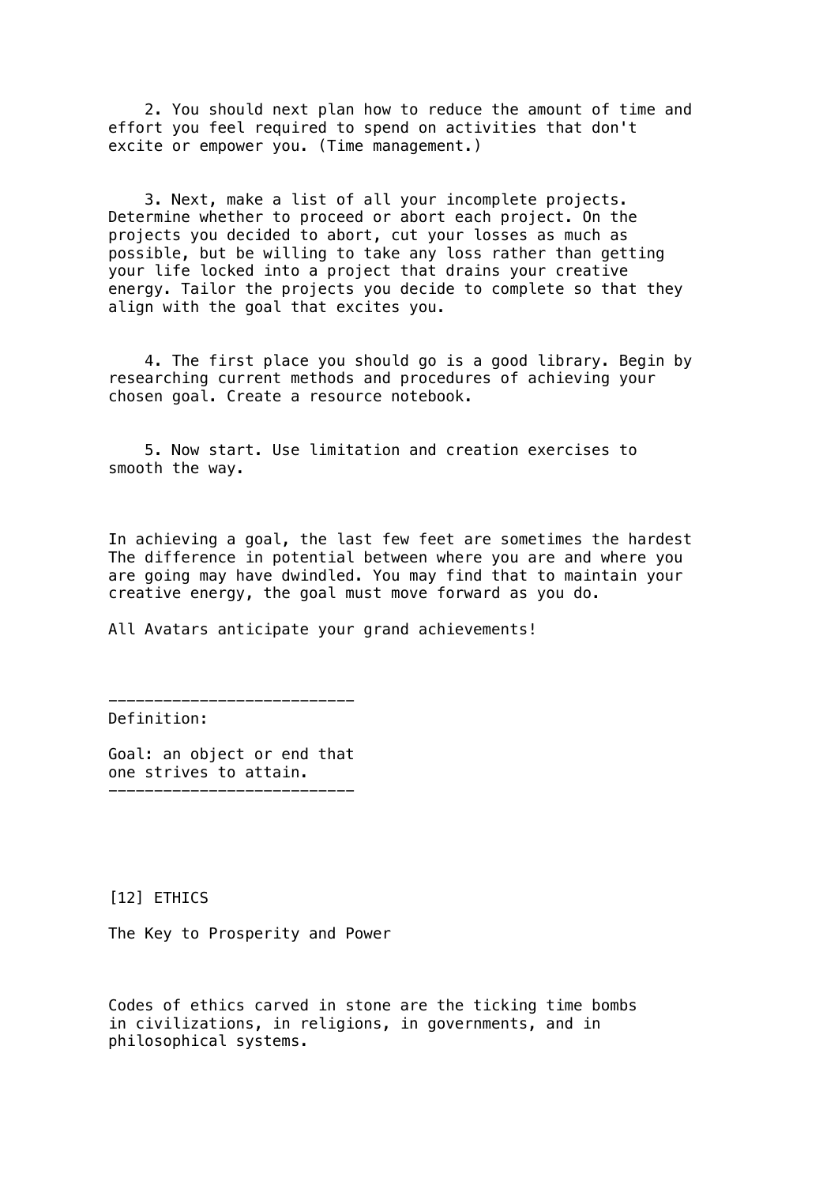2. You should next plan how to reduce the amount of time and effort you feel required to spend on activities that don't excite or empower you. (Time management.)

3. Next, make a list of all your incomplete projects. Determine whether to proceed or abort each project. On the projects you decided to abort, cut your losses as much as possible, but be willing to take any loss rather than getting your life locked into a project that drains your creative energy. Tailor the projects you decide to complete so that they align with the goal that excites you.

4. The first place you should go is a good library. Begin by researching current methods and procedures of achieving your chosen goal. Create a resource notebook.

5. Now start. Use limitation and creation exercises to smooth the way.

In achieving a goal, the last few feet are sometimes the hardest The difference in potential between where you are and where you are going may have dwindled. You may find that to maintain your creative energy, the goal must move forward as you do.

All Avatars anticipate your grand achievements!

---

Definition:

Goal: an object or end that one strives to attain.

---

## [12] ETHICS

The Key to Prosperity and Power

Codes of ethics carved in stone are the ticking time bombs in civilizations, in religions, in governments, and in philosophical systems.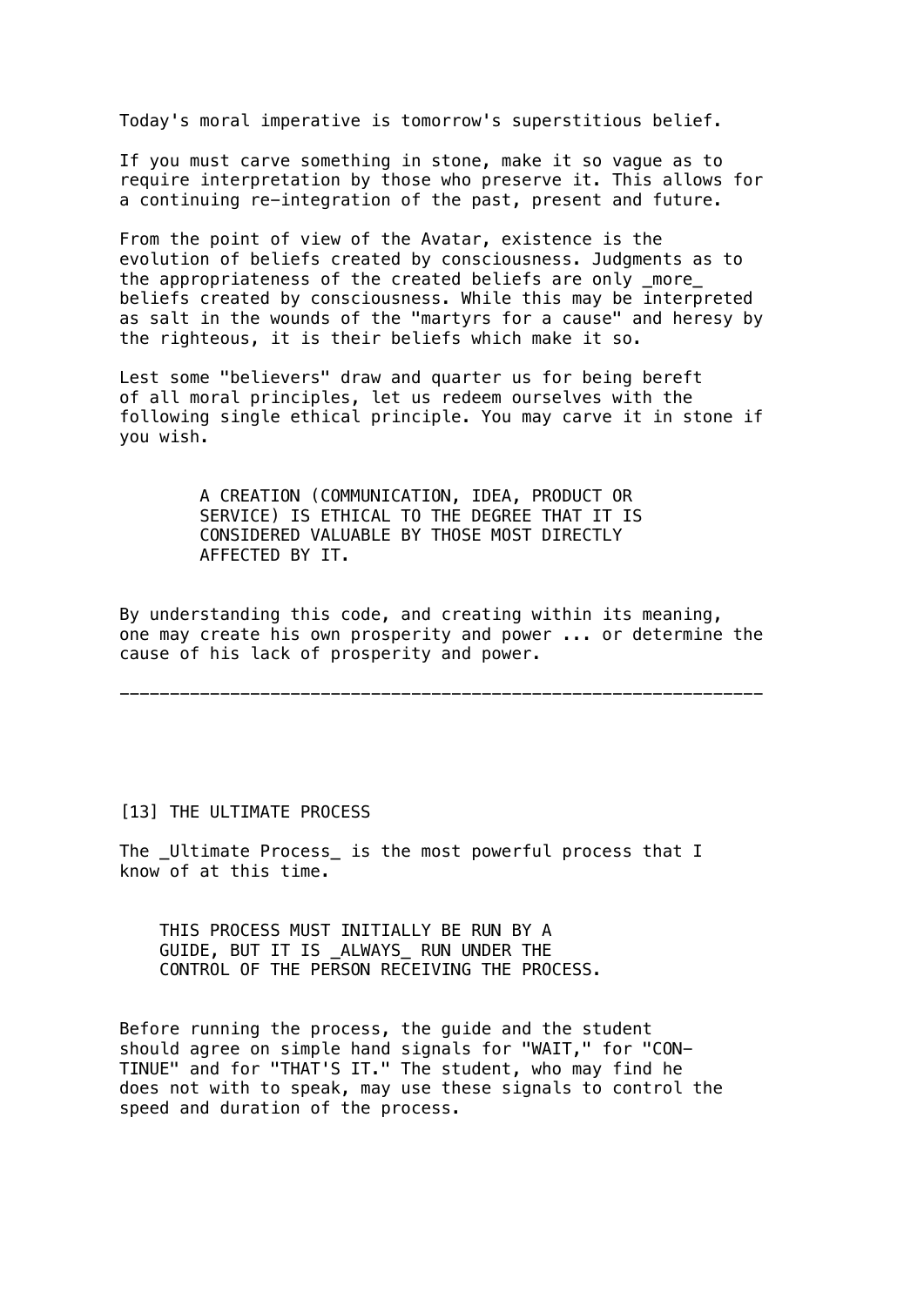Today's moral imperative is tomorrow's superstitious belief.

If you must carve something in stone, make it so vague as to require interpretation by those who preserve it. This allows for a continuing re-integration of the past, present and future.

From the point of view of the Avatar, existence is the evolution of beliefs created by consciousness. Judgments as to the appropriateness of the created beliefs are only _more_ beliefs created by consciousness. While this may be interpreted as salt in the wounds of the "martyrs for a cause" and heresy by the righteous, it is their beliefs which make it so.

Lest some "believers" draw and quarter us for being bereft of all moral principles, let us redeem ourselves with the following single ethical principle. You may carve it in stone if you wish.

> A CREATION (COMMUNICATION, IDEA, PRODUCT OR SERVICE) IS ETHICAL TO THE DEGREE THAT IT IS CONSIDERED VALUABLE BY THOSE MOST DIRECTLY AFFECTED BY IT.

By understanding this code, and creating within its meaning, one may create his own prosperity and power ... or determine the cause of his lack of prosperity and power.

---

## [13] THE ULTIMATE PROCESS

The _Ultimate Process_ is the most powerful process that I know of at this time.

> THIS PROCESS MUST INITIALLY BE RUN BY A GUIDE, BUT IT IS _ALWAYS_ RUN UNDER THE CONTROL OF THE PERSON RECEIVING THE PROCESS.

Before running the process, the guide and the student should agree on simple hand signals for "WAIT," for "CONTINUE" and for "THAT'S IT." The student, who may find he does not with to speak, may use these signals to control the speed and duration of the process.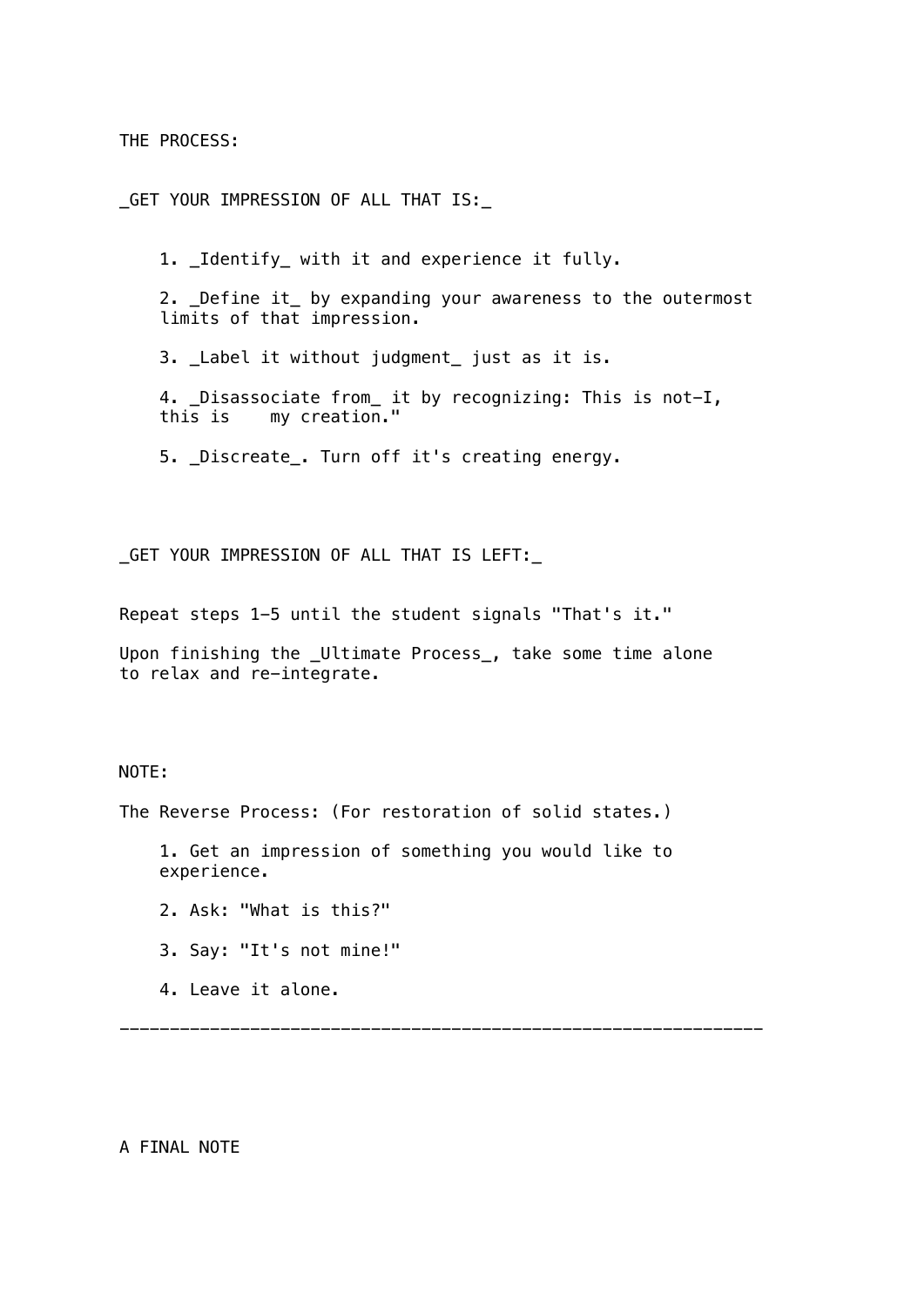THE PROCESS:

*GET YOUR IMPRESSION OF ALL THAT IS:*

1. *Identify* with it and experience it fully.

2. *Define it* by expanding your awareness to the outermost limits of that impression.

3. *Label it without judgment* just as it is.

4. *Disassociate from* it by recognizing: This is not-I, this is my creation."

5. *Discreate*. Turn off it's creating energy.

*GET YOUR IMPRESSION OF ALL THAT IS LEFT:*

Repeat steps 1-5 until the student signals "That's it."

Upon finishing the *Ultimate Process*, take some time alone to relax and re-integrate.

NOTE:

The Reverse Process: (For restoration of solid states.)

1. Get an impression of something you would like to experience.

2. Ask: "What is this?"

3. Say: "It's not mine!"

4. Leave it alone.

---

A FINAL NOTE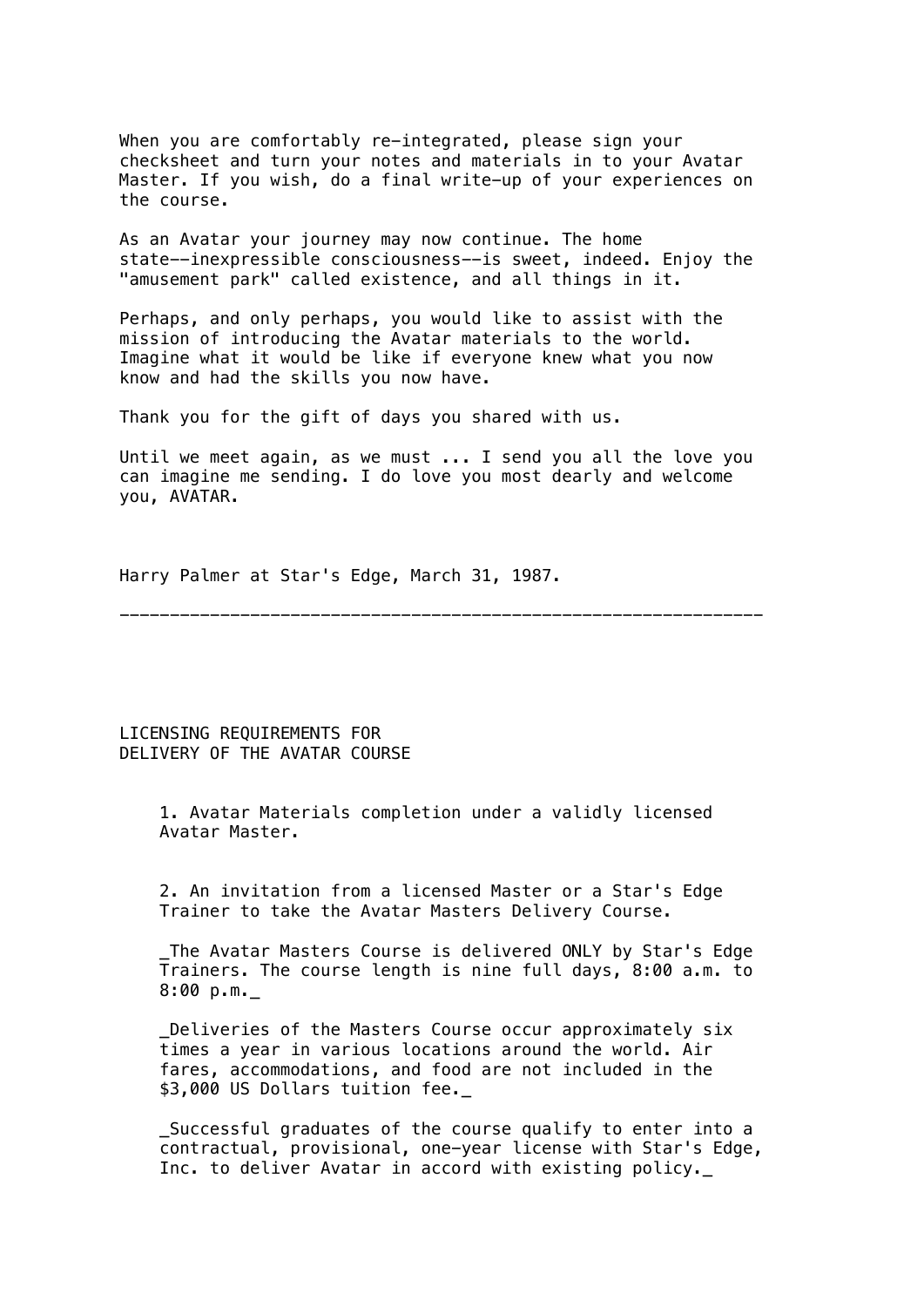When you are comfortably re-integrated, please sign your checksheet and turn your notes and materials in to your Avatar Master. If you wish, do a final write-up of your experiences on the course.

As an Avatar your journey may now continue. The home state--inexpressible consciousness--is sweet, indeed. Enjoy the "amusement park" called existence, and all things in it.

Perhaps, and only perhaps, you would like to assist with the mission of introducing the Avatar materials to the world. Imagine what it would be like if everyone knew what you now know and had the skills you now have.

Thank you for the gift of days you shared with us.

Until we meet again, as we must ... I send you all the love you can imagine me sending. I do love you most dearly and welcome you, AVATAR.

Harry Palmer at Star's Edge, March 31, 1987.

---

LICENSING REQUIREMENTS FOR
DELIVERY OF THE AVATAR COURSE

1. Avatar Materials completion under a validly licensed Avatar Master.

2. An invitation from a licensed Master or a Star's Edge Trainer to take the Avatar Masters Delivery Course.

   _The Avatar Masters Course is delivered ONLY by Star's Edge Trainers. The course length is nine full days, 8:00 a.m. to 8:00 p.m._

   _Deliveries of the Masters Course occur approximately six times a year in various locations around the world. Air fares, accommodations, and food are not included in the $3,000 US Dollars tuition fee._

   _Successful graduates of the course qualify to enter into a contractual, provisional, one-year license with Star's Edge, Inc. to deliver Avatar in accord with existing policy._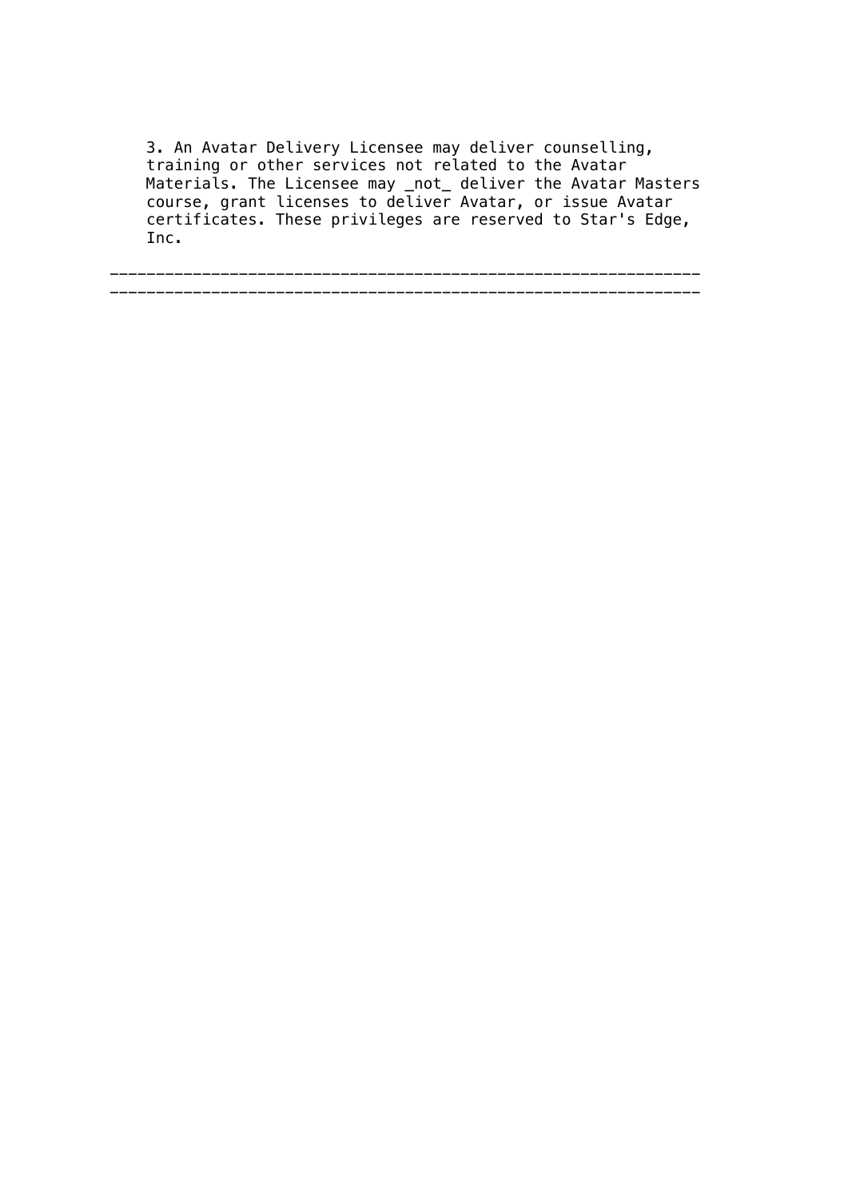3. An Avatar Delivery Licensee may deliver counselling, training or other services not related to the Avatar Materials. The Licensee may _not_ deliver the Avatar Masters course, grant licenses to deliver Avatar, or issue Avatar certificates. These privileges are reserved to Star's Edge, Inc.

---

---